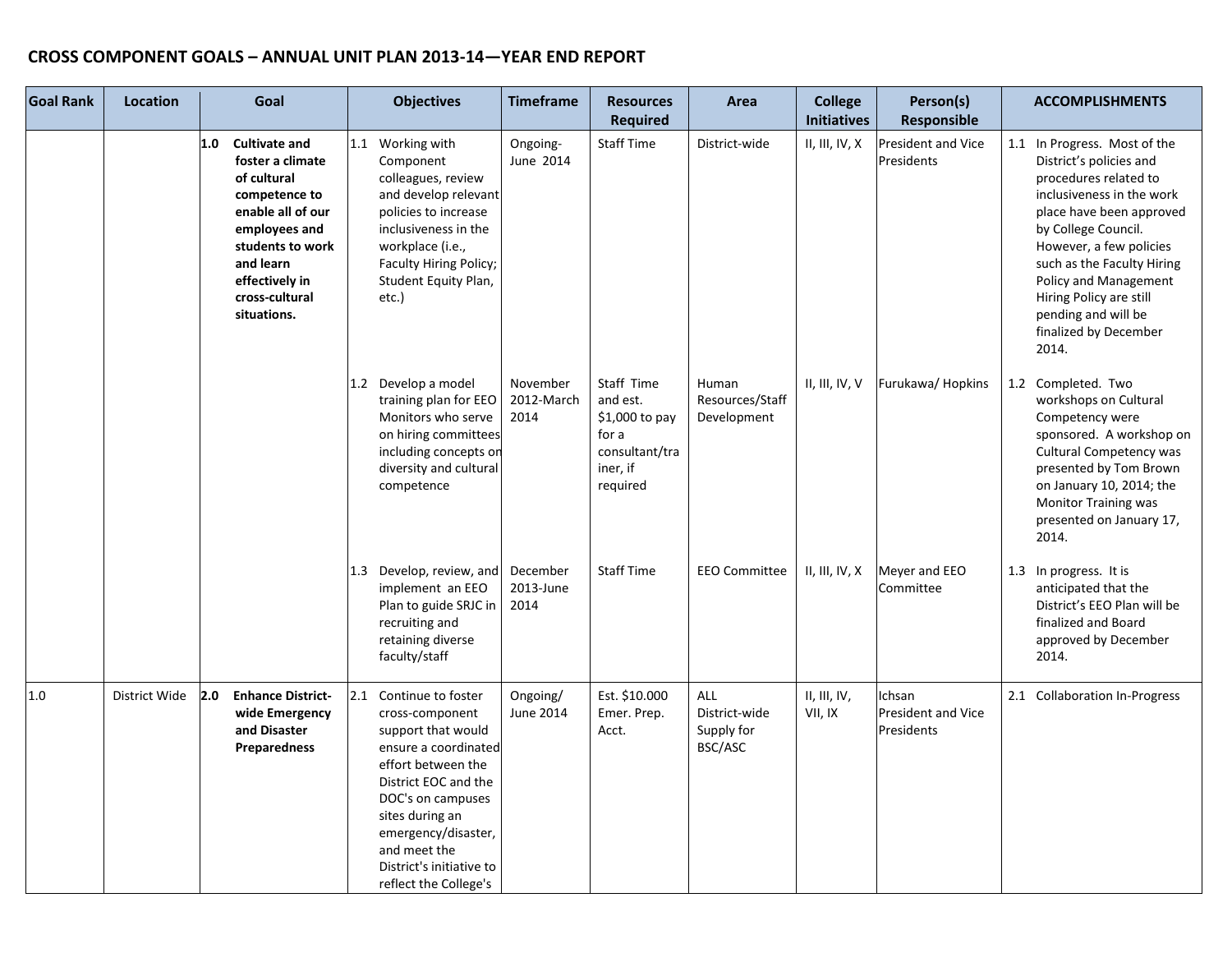# CROSS COMPONENT GOALS – ANNUAL UNIT PLAN 2013-14—YEAR END REPORT

| Goal Rank | Location | Goal | Objectives | Timeframe | Resources Required | Area | College Initiatives | Person(s) Responsible | ACCOMPLISHMENTS |
|---|---|---|---|---|---|---|---|---|---|
| | | **1.0 Cultivate and foster a climate of cultural competence to enable all of our employees and students to work and learn effectively in cross-cultural situations.** | 1.1 Working with Component colleagues, review and develop relevant policies to increase inclusiveness in the workplace (i.e., Faculty Hiring Policy; Student Equity Plan, etc.) | Ongoing-June 2014 | Staff Time | District-wide | II, III, IV, X | President and Vice Presidents | 1.1 In Progress. Most of the District's policies and procedures related to inclusiveness in the work place have been approved by College Council. However, a few policies such as the Faculty Hiring Policy and Management Hiring Policy are still pending and will be finalized by December 2014. |
| | | | 1.2 Develop a model training plan for EEO Monitors who serve on hiring committees including concepts on diversity and cultural competence | November 2012-March 2014 | Staff Time and est. $1,000 to pay for a consultant/trainer, if required | Human Resources/Staff Development | II, III, IV, V | Furukawa/ Hopkins | 1.2 Completed. Two workshops on Cultural Competency were sponsored. A workshop on Cultural Competency was presented by Tom Brown on January 10, 2014; the Monitor Training was presented on January 17, 2014. |
| | | | 1.3 Develop, review, and implement an EEO Plan to guide SRJC in recruiting and retaining diverse faculty/staff | December 2013-June 2014 | Staff Time | EEO Committee | II, III, IV, X | Meyer and EEO Committee | 1.3 In progress. It is anticipated that the District's EEO Plan will be finalized and Board approved by December 2014. |
| 1.0 | District Wide | **2.0 Enhance District-wide Emergency and Disaster Preparedness** | 2.1 Continue to foster cross-component support that would ensure a coordinated effort between the District EOC and the DOC's on campuses sites during an emergency/disaster, and meet the District's initiative to reflect the College's | Ongoing/ June 2014 | Est. $10.000 Emer. Prep. Acct. | ALL District-wide Supply for BSC/ASC | II, III, IV, VII, IX | Ichsan President and Vice Presidents | 2.1 Collaboration In-Progress |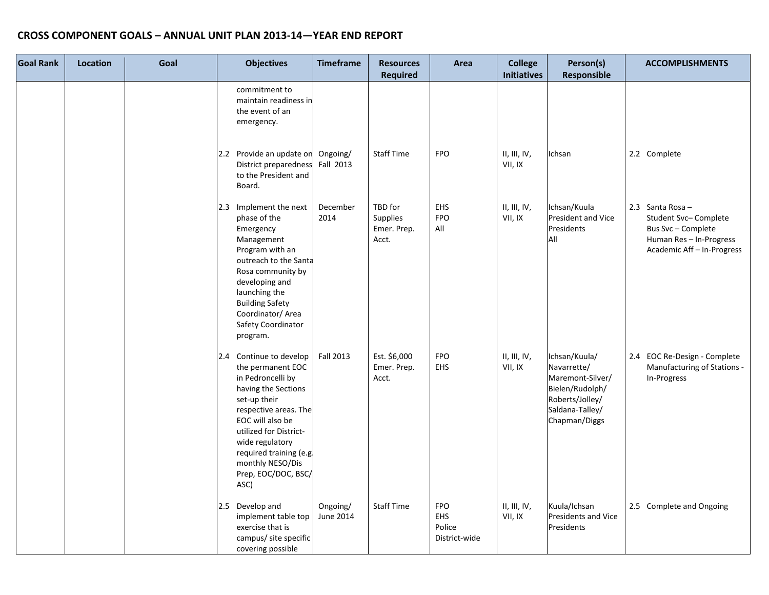# CROSS COMPONENT GOALS – ANNUAL UNIT PLAN 2013-14—YEAR END REPORT

| Goal Rank | Location | Goal | Objectives | Timeframe | Resources Required | Area | College Initiatives | Person(s) Responsible | ACCOMPLISHMENTS |
|---|---|---|---|---|---|---|---|---|---|
| | | | commitment to maintain readiness in the event of an emergency. | | | | | | |
| | | | 2.2 Provide an update on District preparedness to the President and Board. | Ongoing/ Fall 2013 | Staff Time | FPO | II, III, IV, VII, IX | Ichsan | 2.2 Complete |
| | | | 2.3 Implement the next phase of the Emergency Management Program with an outreach to the Santa Rosa community by developing and launching the Building Safety Coordinator/ Area Safety Coordinator program. | December 2014 | TBD for Supplies Emer. Prep. Acct. | EHS FPO All | II, III, IV, VII, IX | Ichsan/Kuula President and Vice Presidents All | 2.3 Santa Rosa – Student Svc– Complete Bus Svc – Complete Human Res – In-Progress Academic Aff – In-Progress |
| | | | 2.4 Continue to develop the permanent EOC in Pedroncelli by having the Sections set-up their respective areas. The EOC will also be utilized for District-wide regulatory required training (e.g. monthly NESO/Dis Prep, EOC/DOC, BSC/ ASC) | Fall 2013 | Est. $6,000 Emer. Prep. Acct. | FPO EHS | II, III, IV, VII, IX | Ichsan/Kuula/ Navarrette/ Maremont-Silver/ Bielen/Rudolph/ Roberts/Jolley/ Saldana-Talley/ Chapman/Diggs | 2.4 EOC Re-Design - Complete Manufacturing of Stations - In-Progress |
| | | | 2.5 Develop and implement table top exercise that is campus/ site specific covering possible | Ongoing/ June 2014 | Staff Time | FPO EHS Police District-wide | II, III, IV, VII, IX | Kuula/Ichsan Presidents and Vice Presidents | 2.5 Complete and Ongoing |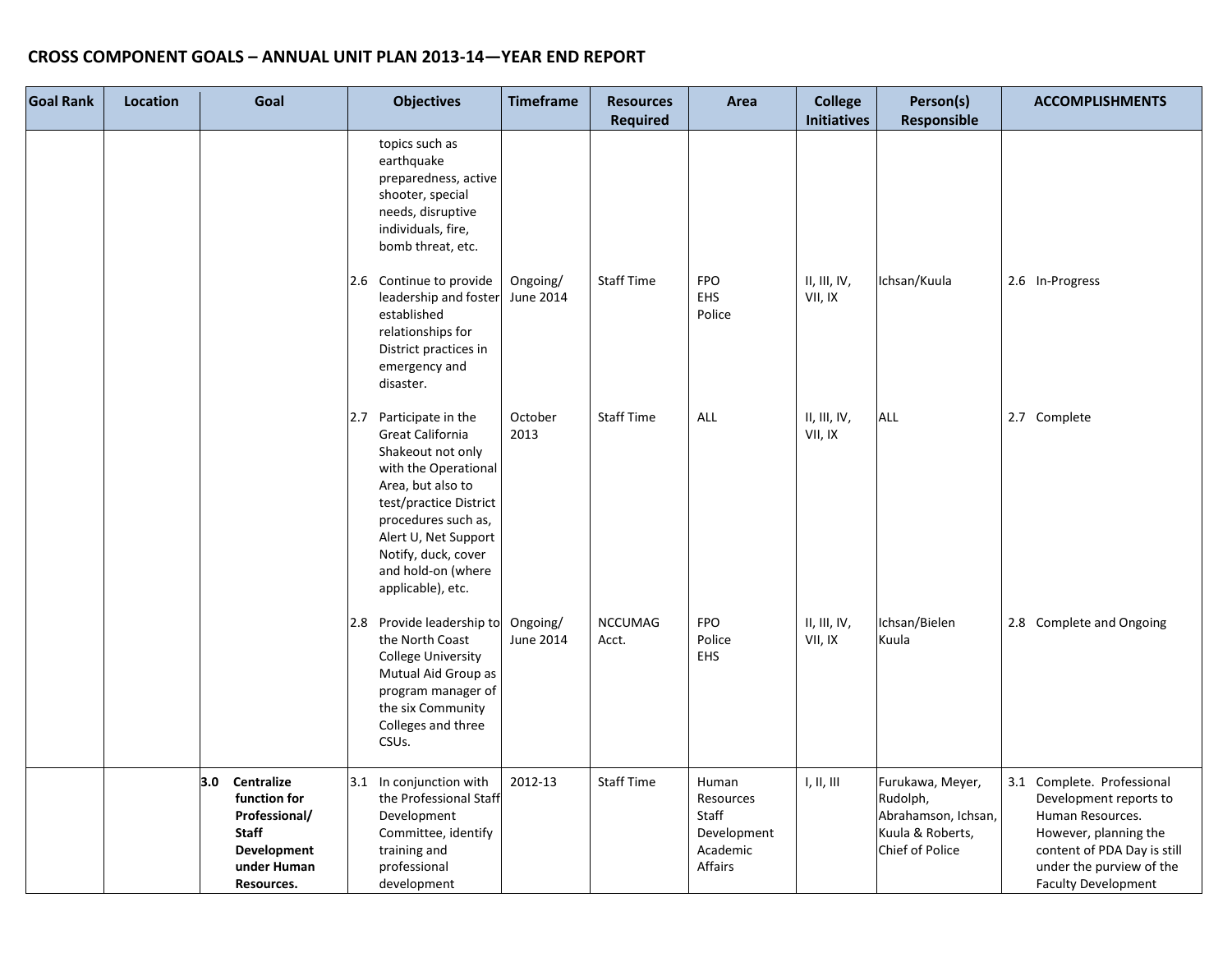## CROSS COMPONENT GOALS – ANNUAL UNIT PLAN 2013-14—YEAR END REPORT

| Goal Rank | Location | Goal | Objectives | Timeframe | Resources Required | Area | College Initiatives | Person(s) Responsible | ACCOMPLISHMENTS |
|---|---|---|---|---|---|---|---|---|---|
| | | | topics such as earthquake preparedness, active shooter, special needs, disruptive individuals, fire, bomb threat, etc. | | | | | | |
| | | | 2.6 Continue to provide leadership and foster established relationships for District practices in emergency and disaster. | Ongoing/ June 2014 | Staff Time | FPO EHS Police | II, III, IV, VII, IX | Ichsan/Kuula | 2.6 In-Progress |
| | | | 2.7 Participate in the Great California Shakeout not only with the Operational Area, but also to test/practice District procedures such as, Alert U, Net Support Notify, duck, cover and hold-on (where applicable), etc. | October 2013 | Staff Time | ALL | II, III, IV, VII, IX | ALL | 2.7 Complete |
| | | | 2.8 Provide leadership to the North Coast College University Mutual Aid Group as program manager of the six Community Colleges and three CSUs. | Ongoing/ June 2014 | NCCUMAG Acct. | FPO Police EHS | II, III, IV, VII, IX | Ichsan/Bielen Kuula | 2.8 Complete and Ongoing |
| | | **3.0 Centralize function for Professional/ Staff Development under Human Resources.** | 3.1 In conjunction with the Professional Staff Development Committee, identify training and professional development | 2012-13 | Staff Time | Human Resources Staff Development Academic Affairs | I, II, III | Furukawa, Meyer, Rudolph, Abrahamson, Ichsan, Kuula & Roberts, Chief of Police | 3.1 Complete. Professional Development reports to Human Resources. However, planning the content of PDA Day is still under the purview of the Faculty Development |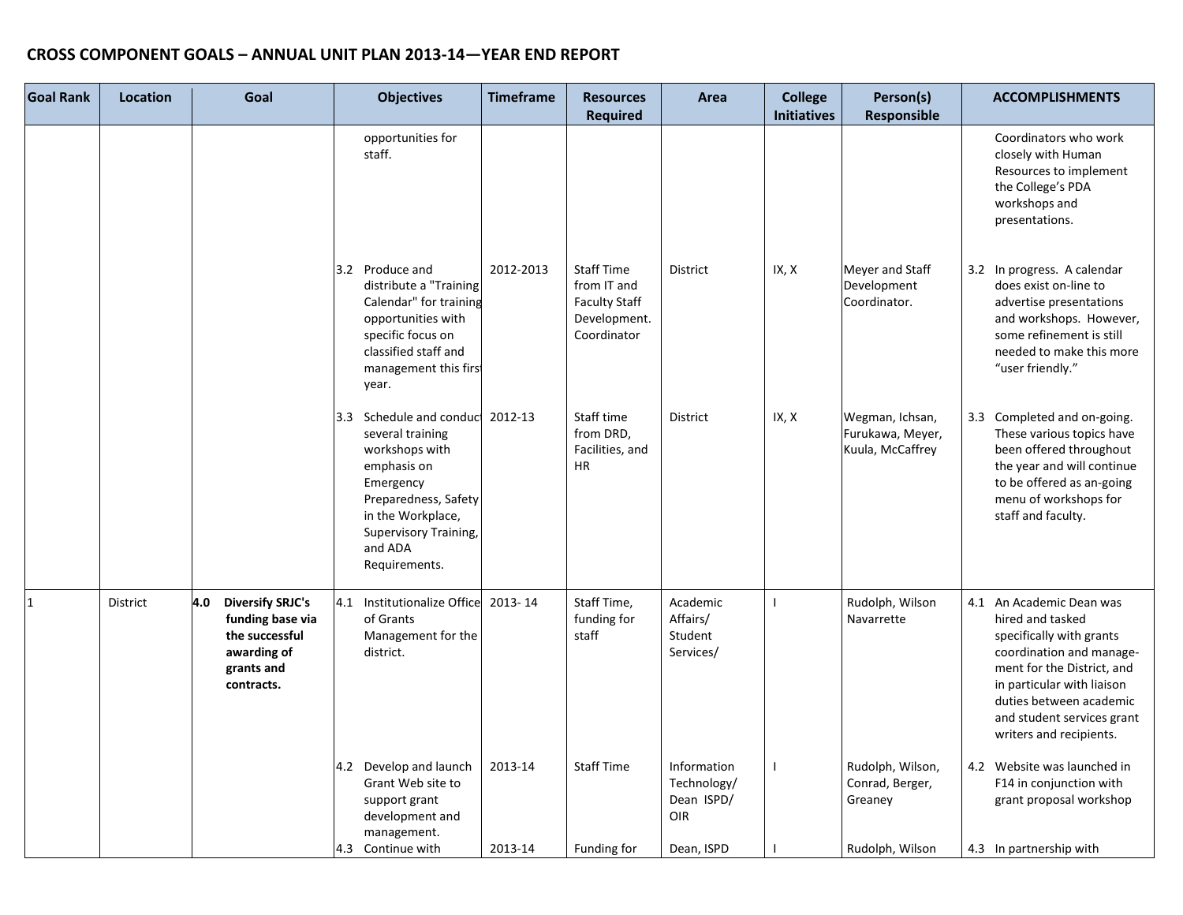## CROSS COMPONENT GOALS – ANNUAL UNIT PLAN 2013-14—YEAR END REPORT

| Goal Rank | Location | Goal | Objectives | Timeframe | Resources Required | Area | College Initiatives | Person(s) Responsible | ACCOMPLISHMENTS |
|---|---|---|---|---|---|---|---|---|---|
| | | | opportunities for staff. | | | | | | Coordinators who work closely with Human Resources to implement the College's PDA workshops and presentations. |
| | | | 3.2 Produce and distribute a "Training Calendar" for training opportunities with specific focus on classified staff and management this first year. | 2012-2013 | Staff Time from IT and Faculty Staff Development. Coordinator | District | IX, X | Meyer and Staff Development Coordinator. | 3.2 In progress. A calendar does exist on-line to advertise presentations and workshops. However, some refinement is still needed to make this more "user friendly." |
| | | | 3.3 Schedule and conduct several training workshops with emphasis on Emergency Preparedness, Safety in the Workplace, Supervisory Training, and ADA Requirements. | 2012-13 | Staff time from DRD, Facilities, and HR | District | IX, X | Wegman, Ichsan, Furukawa, Meyer, Kuula, McCaffrey | 3.3 Completed and on-going. These various topics have been offered throughout the year and will continue to be offered as an-going menu of workshops for staff and faculty. |
| 1 | District | **4.0 Diversify SRJC's funding base via the successful awarding of grants and contracts.** | 4.1 Institutionalize Office of Grants Management for the district. | 2013- 14 | Staff Time, funding for staff | Academic Affairs/ Student Services/ | I | Rudolph, Wilson Navarrette | 4.1 An Academic Dean was hired and tasked specifically with grants coordination and manage-ment for the District, and in particular with liaison duties between academic and student services grant writers and recipients. |
| | | | 4.2 Develop and launch Grant Web site to support grant development and management. | 2013-14 | Staff Time | Information Technology/ Dean ISPD/ OIR | I | Rudolph, Wilson, Conrad, Berger, Greaney | 4.2 Website was launched in F14 in conjunction with grant proposal workshop |
| | | | 4.3 Continue with | 2013-14 | Funding for | Dean, ISPD | I | Rudolph, Wilson | 4.3 In partnership with |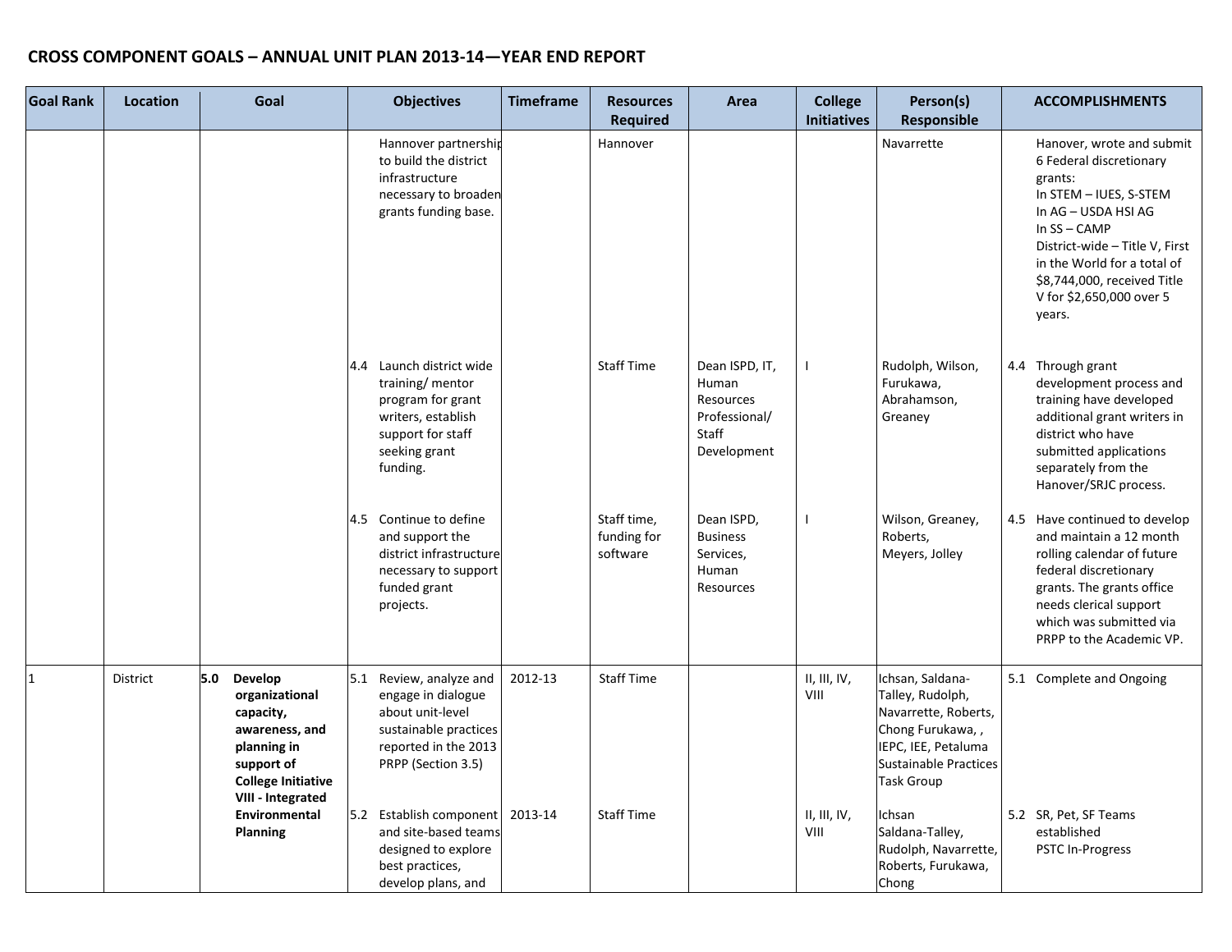## CROSS COMPONENT GOALS – ANNUAL UNIT PLAN 2013-14—YEAR END REPORT

| Goal Rank | Location | Goal | Objectives | Timeframe | Resources Required | Area | College Initiatives | Person(s) Responsible | ACCOMPLISHMENTS |
|---|---|---|---|---|---|---|---|---|---|
| | | | Hannover partnership to build the district infrastructure necessary to broaden grants funding base. | | Hannover | | | Navarrette | Hanover, wrote and submit 6 Federal discretionary grants:<br>In STEM – IUES, S-STEM<br>In AG – USDA HSI AG<br>In SS – CAMP<br>District-wide – Title V, First in the World for a total of $8,744,000, received Title V for $2,650,000 over 5 years. |
| | | | 4.4 Launch district wide training/ mentor program for grant writers, establish support for staff seeking grant funding. | | Staff Time | Dean ISPD, IT, Human Resources Professional/ Staff Development | I | Rudolph, Wilson, Furukawa, Abrahamson, Greaney | 4.4 Through grant development process and training have developed additional grant writers in district who have submitted applications separately from the Hanover/SRJC process. |
| | | | 4.5 Continue to define and support the district infrastructure necessary to support funded grant projects. | | Staff time, funding for software | Dean ISPD, Business Services, Human Resources | I | Wilson, Greaney, Roberts, Meyers, Jolley | 4.5 Have continued to develop and maintain a 12 month rolling calendar of future federal discretionary grants. The grants office needs clerical support which was submitted via PRPP to the Academic VP. |
| 1 | District | **5.0 Develop organizational capacity, awareness, and planning in support of College Initiative VIII - Integrated Environmental Planning** | 5.1 Review, analyze and engage in dialogue about unit-level sustainable practices reported in the 2013 PRPP (Section 3.5) | 2012-13 | Staff Time | | II, III, IV, VIII | Ichsan, Saldana-Talley, Rudolph, Navarrette, Roberts, Chong Furukawa, , IEPC, IEE, Petaluma Sustainable Practices Task Group | 5.1 Complete and Ongoing |
| | | | 5.2 Establish component and site-based teams designed to explore best practices, develop plans, and | 2013-14 | Staff Time | | II, III, IV, VIII | Ichsan Saldana-Talley, Rudolph, Navarrette, Roberts, Furukawa, Chong | 5.2 SR, Pet, SF Teams established<br>PSTC In-Progress |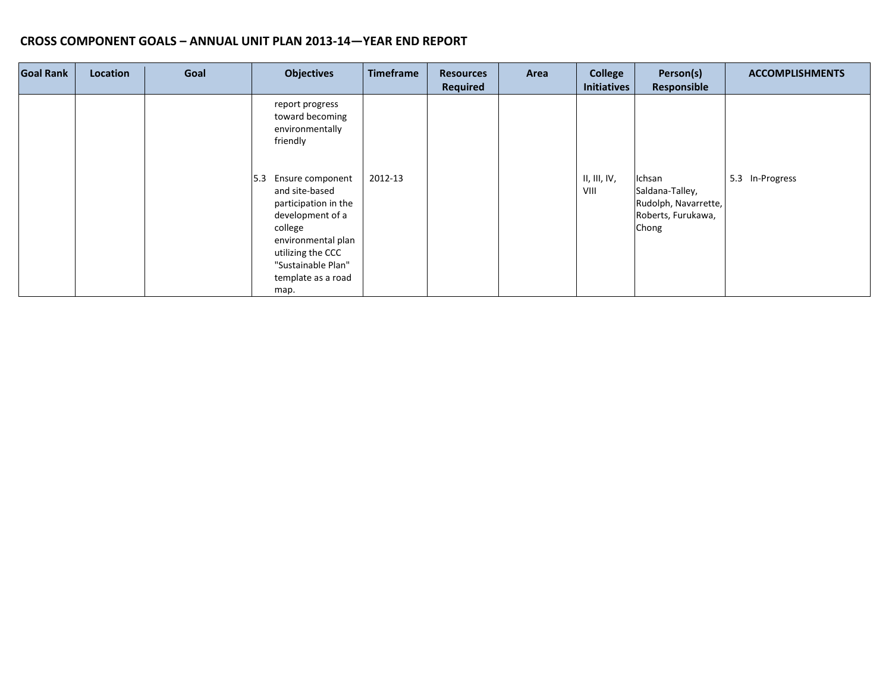## CROSS COMPONENT GOALS – ANNUAL UNIT PLAN 2013-14—YEAR END REPORT

| Goal Rank | Location | Goal | Objectives | Timeframe | Resources Required | Area | College Initiatives | Person(s) Responsible | ACCOMPLISHMENTS |
|---|---|---|---|---|---|---|---|---|---|
| | | | report progress toward becoming environmentally friendly | | | | | | |
| | | | 5.3 Ensure component and site-based participation in the development of a college environmental plan utilizing the CCC "Sustainable Plan" template as a road map. | 2012-13 | | | II, III, IV, VIII | Ichsan Saldana-Talley, Rudolph, Navarrette, Roberts, Furukawa, Chong | 5.3 In-Progress |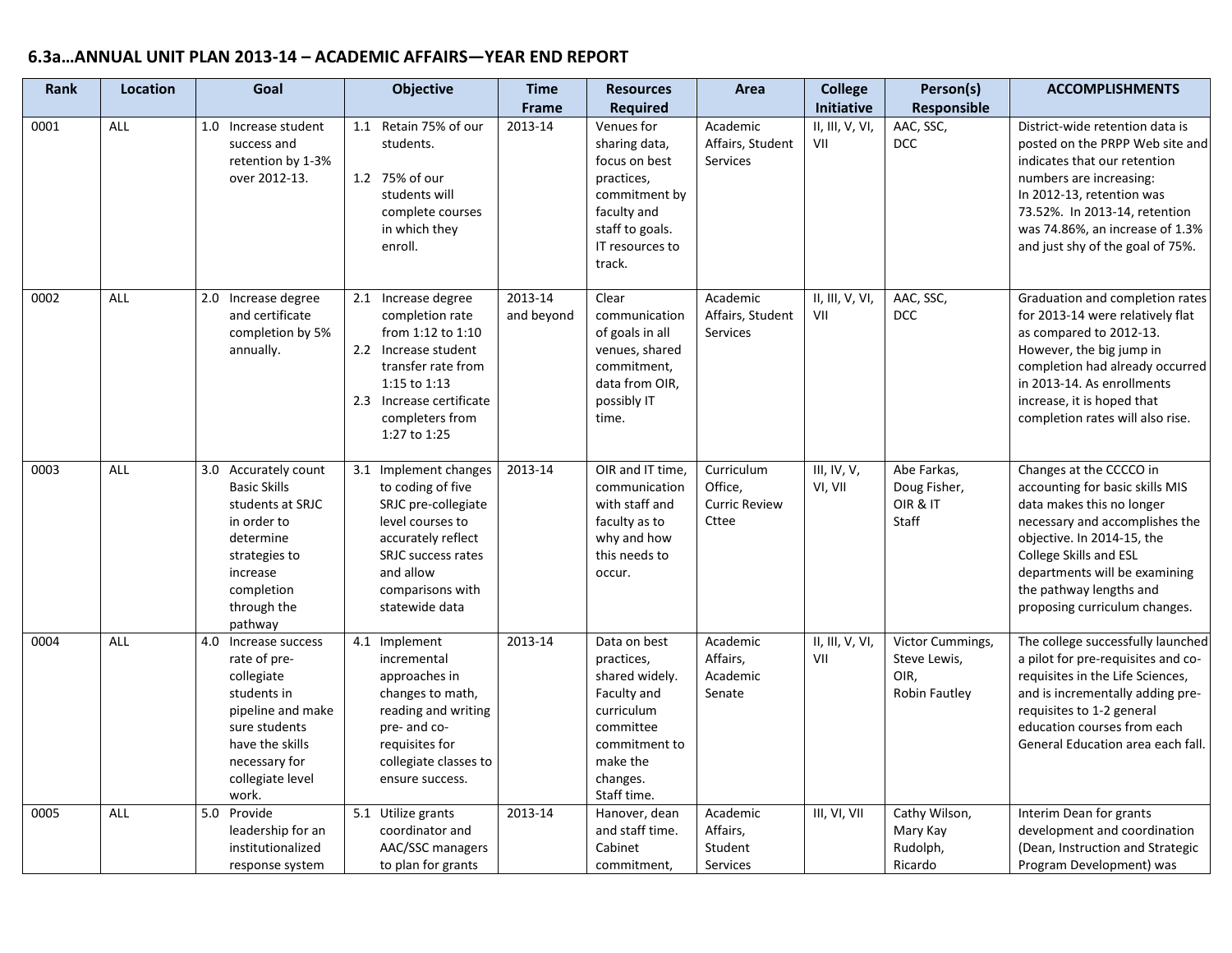## 6.3a…ANNUAL UNIT PLAN 2013-14 – ACADEMIC AFFAIRS—YEAR END REPORT

| Rank | Location | Goal | Objective | Time Frame | Resources Required | Area | College Initiative | Person(s) Responsible | ACCOMPLISHMENTS |
|---|---|---|---|---|---|---|---|---|---|
| 0001 | ALL | 1.0 Increase student success and retention by 1-3% over 2012-13. | 1.1 Retain 75% of our students.<br><br>1.2 75% of our students will complete courses in which they enroll. | 2013-14 | Venues for sharing data, focus on best practices, commitment by faculty and staff to goals. IT resources to track. | Academic Affairs, Student Services | II, III, V, VI, VII | AAC, SSC, DCC | District-wide retention data is posted on the PRPP Web site and indicates that our retention numbers are increasing: In 2012-13, retention was 73.52%. In 2013-14, retention was 74.86%, an increase of 1.3% and just shy of the goal of 75%. |
| 0002 | ALL | 2.0 Increase degree and certificate completion by 5% annually. | 2.1 Increase degree completion rate from 1:12 to 1:10<br>2.2 Increase student transfer rate from 1:15 to 1:13<br>2.3 Increase certificate completers from 1:27 to 1:25 | 2013-14 and beyond | Clear communication of goals in all venues, shared commitment, data from OIR, possibly IT time. | Academic Affairs, Student Services | II, III, V, VI, VII | AAC, SSC, DCC | Graduation and completion rates for 2013-14 were relatively flat as compared to 2012-13. However, the big jump in completion had already occurred in 2013-14. As enrollments increase, it is hoped that completion rates will also rise. |
| 0003 | ALL | 3.0 Accurately count Basic Skills students at SRJC in order to determine strategies to increase completion through the pathway | 3.1 Implement changes to coding of five SRJC pre-collegiate level courses to accurately reflect SRJC success rates and allow comparisons with statewide data | 2013-14 | OIR and IT time, communication with staff and faculty as to why and how this needs to occur. | Curriculum Office, Curric Review Cttee | III, IV, V, VI, VII | Abe Farkas, Doug Fisher, OIR & IT Staff | Changes at the CCCCO in accounting for basic skills MIS data makes this no longer necessary and accomplishes the objective. In 2014-15, the College Skills and ESL departments will be examining the pathway lengths and proposing curriculum changes. |
| 0004 | ALL | 4.0 Increase success rate of pre-collegiate students in pipeline and make sure students have the skills necessary for collegiate level work. | 4.1 Implement incremental approaches in changes to math, reading and writing pre- and co-requisites for collegiate classes to ensure success. | 2013-14 | Data on best practices, shared widely. Faculty and curriculum committee commitment to make the changes. Staff time. | Academic Affairs, Academic Senate | II, III, V, VI, VII | Victor Cummings, Steve Lewis, OIR, Robin Fautley | The college successfully launched a pilot for pre-requisites and co-requisites in the Life Sciences, and is incrementally adding pre-requisites to 1-2 general education courses from each General Education area each fall. |
| 0005 | ALL | 5.0 Provide leadership for an institutionalized response system | 5.1 Utilize grants coordinator and AAC/SSC managers to plan for grants | 2013-14 | Hanover, dean and staff time. Cabinet commitment, | Academic Affairs, Student Services | III, VI, VII | Cathy Wilson, Mary Kay Rudolph, Ricardo | Interim Dean for grants development and coordination (Dean, Instruction and Strategic Program Development) was |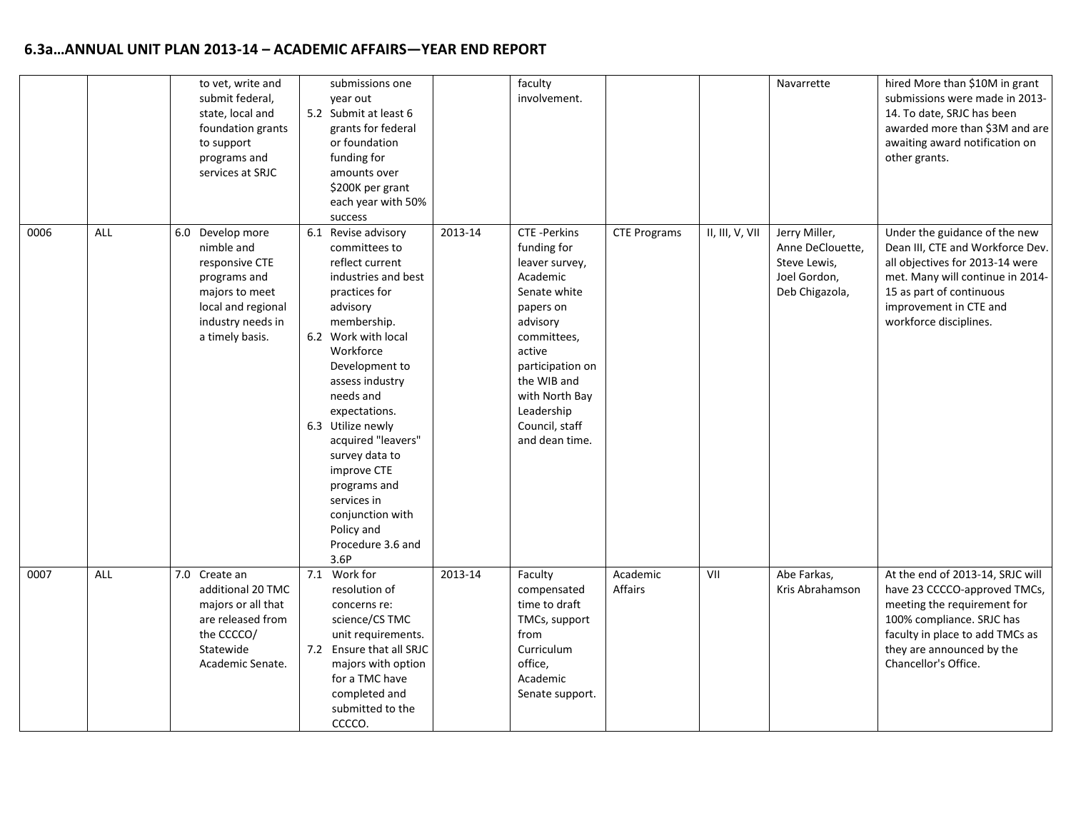## 6.3a…ANNUAL UNIT PLAN 2013-14 – ACADEMIC AFFAIRS—YEAR END REPORT

| | | | | | | | | | |
|---|---|---|---|---|---|---|---|---|---|
| | | to vet, write and submit federal, state, local and foundation grants to support programs and services at SRJC | submissions one year out<br>5.2 Submit at least 6 grants for federal or foundation funding for amounts over $200K per grant each year with 50% success | | faculty involvement. | | | Navarrette | hired More than $10M in grant submissions were made in 2013-14. To date, SRJC has been awarded more than $3M and are awaiting award notification on other grants. |
| 0006 | ALL | 6.0 Develop more nimble and responsive CTE programs and majors to meet local and regional industry needs in a timely basis. | 6.1 Revise advisory committees to reflect current industries and best practices for advisory membership.<br>6.2 Work with local Workforce Development to assess industry needs and expectations.<br>6.3 Utilize newly acquired "leavers" survey data to improve CTE programs and services in conjunction with Policy and Procedure 3.6 and 3.6P | 2013-14 | CTE -Perkins funding for leaver survey, Academic Senate white papers on advisory committees, active participation on the WIB and with North Bay Leadership Council, staff and dean time. | CTE Programs | II, III, V, VII | Jerry Miller, Anne DeClouette, Steve Lewis, Joel Gordon, Deb Chigazola, | Under the guidance of the new Dean III, CTE and Workforce Dev. all objectives for 2013-14 were met. Many will continue in 2014-15 as part of continuous improvement in CTE and workforce disciplines. |
| 0007 | ALL | 7.0 Create an additional 20 TMC majors or all that are released from the CCCCO/ Statewide Academic Senate. | 7.1 Work for resolution of concerns re: science/CS TMC unit requirements.<br>7.2 Ensure that all SRJC majors with option for a TMC have completed and submitted to the CCCCO. | 2013-14 | Faculty compensated time to draft TMCs, support from Curriculum office, Academic Senate support. | Academic Affairs | VII | Abe Farkas, Kris Abrahamson | At the end of 2013-14, SRJC will have 23 CCCCO-approved TMCs, meeting the requirement for 100% compliance. SRJC has faculty in place to add TMCs as they are announced by the Chancellor's Office. |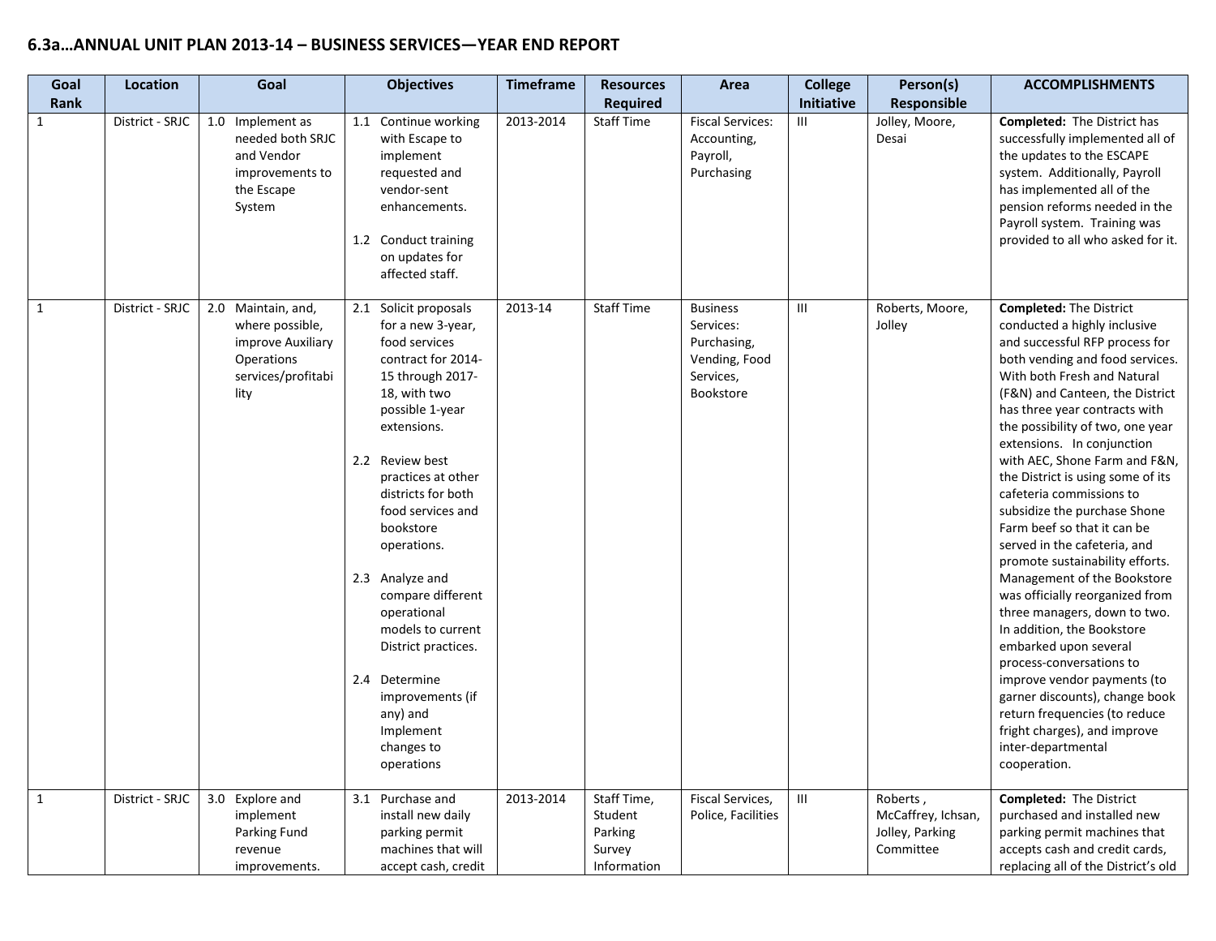## 6.3a…ANNUAL UNIT PLAN 2013-14 – BUSINESS SERVICES—YEAR END REPORT

| Goal Rank | Location | Goal | Objectives | Timeframe | Resources Required | Area | College Initiative | Person(s) Responsible | ACCOMPLISHMENTS |
|---|---|---|---|---|---|---|---|---|---|
| 1 | District - SRJC | 1.0 Implement as needed both SRJC and Vendor improvements to the Escape System | 1.1 Continue working with Escape to implement requested and vendor-sent enhancements.<br><br>1.2 Conduct training on updates for affected staff. | 2013-2014 | Staff Time | Fiscal Services: Accounting, Payroll, Purchasing | III | Jolley, Moore, Desai | **Completed:** The District has successfully implemented all of the updates to the ESCAPE system. Additionally, Payroll has implemented all of the pension reforms needed in the Payroll system. Training was provided to all who asked for it. |
| 1 | District - SRJC | 2.0 Maintain, and, where possible, improve Auxiliary Operations services/profitability | 2.1 Solicit proposals for a new 3-year, food services contract for 2014-15 through 2017-18, with two possible 1-year extensions.<br><br>2.2 Review best practices at other districts for both food services and bookstore operations.<br><br>2.3 Analyze and compare different operational models to current District practices.<br><br>2.4 Determine improvements (if any) and Implement changes to operations | 2013-14 | Staff Time | Business Services: Purchasing, Vending, Food Services, Bookstore | III | Roberts, Moore, Jolley | **Completed:** The District conducted a highly inclusive and successful RFP process for both vending and food services. With both Fresh and Natural (F&N) and Canteen, the District has three year contracts with the possibility of two, one year extensions. In conjunction with AEC, Shone Farm and F&N, the District is using some of its cafeteria commissions to subsidize the purchase Shone Farm beef so that it can be served in the cafeteria, and promote sustainability efforts. Management of the Bookstore was officially reorganized from three managers, down to two. In addition, the Bookstore embarked upon several process-conversations to improve vendor payments (to garner discounts), change book return frequencies (to reduce fright charges), and improve inter-departmental cooperation. |
| 1 | District - SRJC | 3.0 Explore and implement Parking Fund revenue improvements. | 3.1 Purchase and install new daily parking permit machines that will accept cash, credit | 2013-2014 | Staff Time, Student Parking Survey Information | Fiscal Services, Police, Facilities | III | Roberts , McCaffrey, Ichsan, Jolley, Parking Committee | **Completed:** The District purchased and installed new parking permit machines that accepts cash and credit cards, replacing all of the District's old |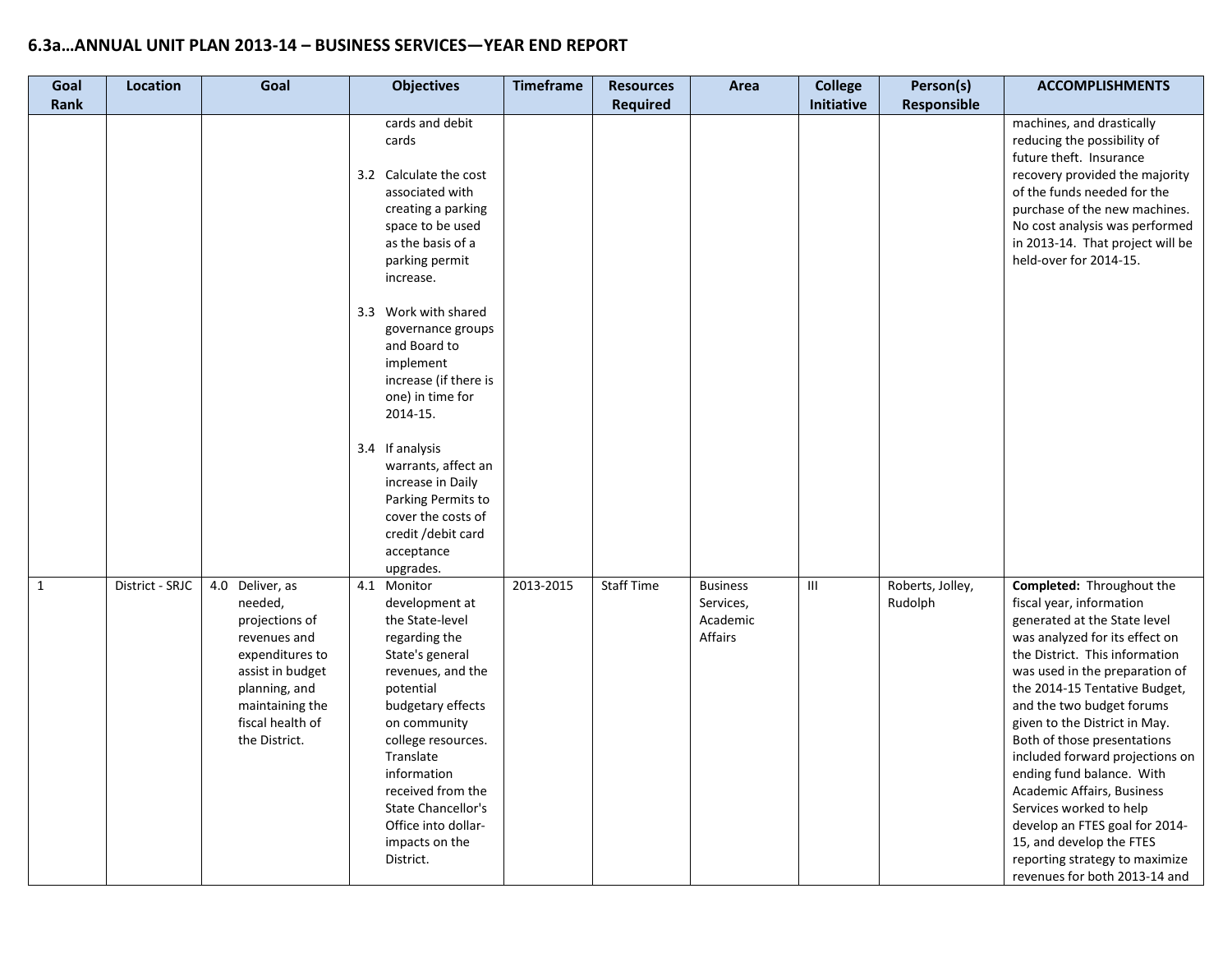# 6.3a…ANNUAL UNIT PLAN 2013-14 – BUSINESS SERVICES—YEAR END REPORT

| Goal Rank | Location | Goal | Objectives | Timeframe | Resources Required | Area | College Initiative | Person(s) Responsible | ACCOMPLISHMENTS |
|---|---|---|---|---|---|---|---|---|---|
| | | | cards and debit cards<br><br>3.2 Calculate the cost associated with creating a parking space to be used as the basis of a parking permit increase.<br><br>3.3 Work with shared governance groups and Board to implement increase (if there is one) in time for 2014-15.<br><br>3.4 If analysis warrants, affect an increase in Daily Parking Permits to cover the costs of credit /debit card acceptance upgrades. | | | | | | machines, and drastically reducing the possibility of future theft. Insurance recovery provided the majority of the funds needed for the purchase of the new machines. No cost analysis was performed in 2013-14. That project will be held-over for 2014-15. |
| 1 | District - SRJC | 4.0 Deliver, as needed, projections of revenues and expenditures to assist in budget planning, and maintaining the fiscal health of the District. | 4.1 Monitor development at the State-level regarding the State's general revenues, and the potential budgetary effects on community college resources. Translate information received from the State Chancellor's Office into dollar-impacts on the District. | 2013-2015 | Staff Time | Business Services, Academic Affairs | III | Roberts, Jolley, Rudolph | **Completed:** Throughout the fiscal year, information generated at the State level was analyzed for its effect on the District. This information was used in the preparation of the 2014-15 Tentative Budget, and the two budget forums given to the District in May. Both of those presentations included forward projections on ending fund balance. With Academic Affairs, Business Services worked to help develop an FTES goal for 2014-15, and develop the FTES reporting strategy to maximize revenues for both 2013-14 and |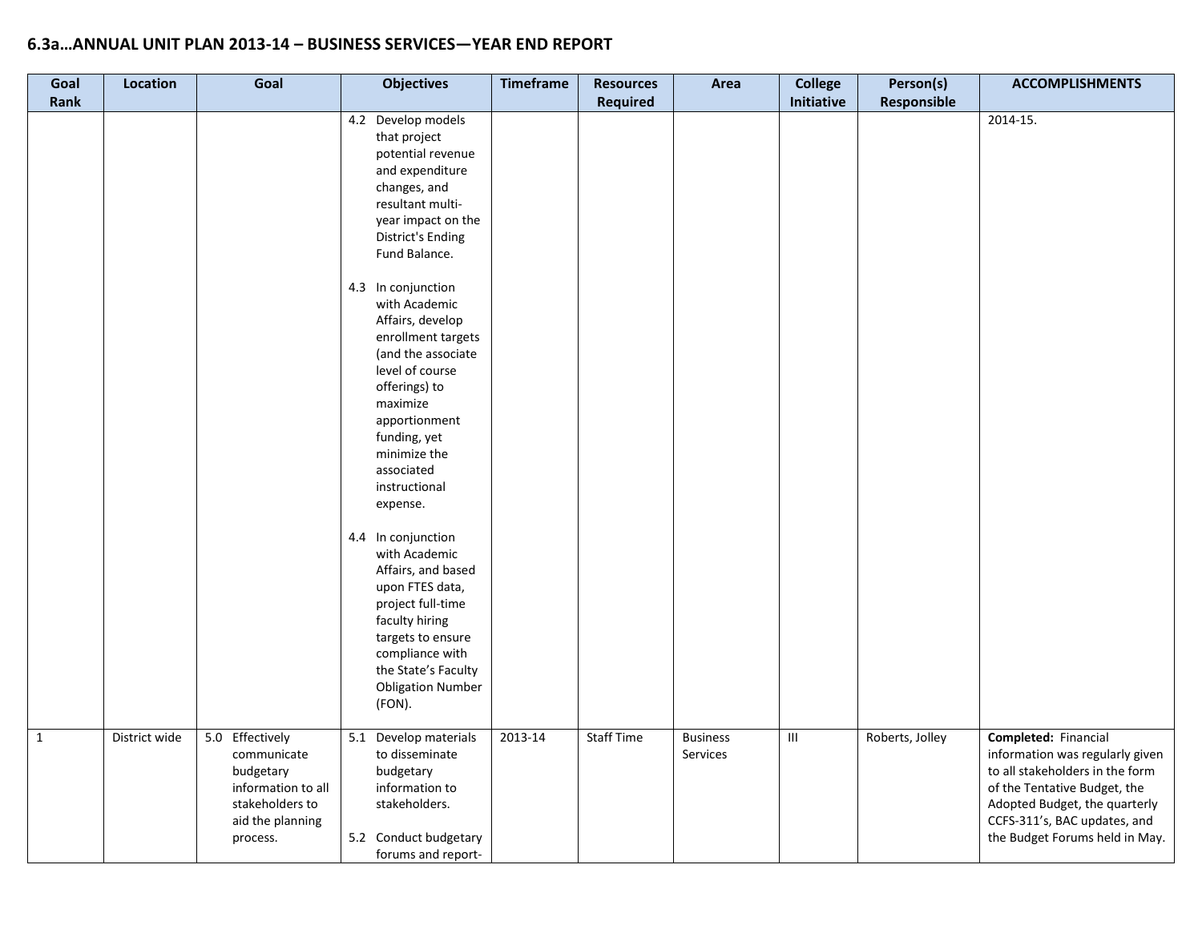# 6.3a…ANNUAL UNIT PLAN 2013-14 – BUSINESS SERVICES—YEAR END REPORT

| Goal Rank | Location | Goal | Objectives | Timeframe | Resources Required | Area | College Initiative | Person(s) Responsible | ACCOMPLISHMENTS |
|---|---|---|---|---|---|---|---|---|---|
| | | | 4.2 Develop models that project potential revenue and expenditure changes, and resultant multi-year impact on the District's Ending Fund Balance.<br><br>4.3 In conjunction with Academic Affairs, develop enrollment targets (and the associate level of course offerings) to maximize apportionment funding, yet minimize the associated instructional expense.<br><br>4.4 In conjunction with Academic Affairs, and based upon FTES data, project full-time faculty hiring targets to ensure compliance with the State's Faculty Obligation Number (FON). | | | | | | 2014-15. |
| 1 | District wide | 5.0 Effectively communicate budgetary information to all stakeholders to aid the planning process. | 5.1 Develop materials to disseminate budgetary information to stakeholders.<br><br>5.2 Conduct budgetary forums and report- | 2013-14 | Staff Time | Business Services | III | Roberts, Jolley | **Completed:** Financial information was regularly given to all stakeholders in the form of the Tentative Budget, the Adopted Budget, the quarterly CCFS-311's, BAC updates, and the Budget Forums held in May. |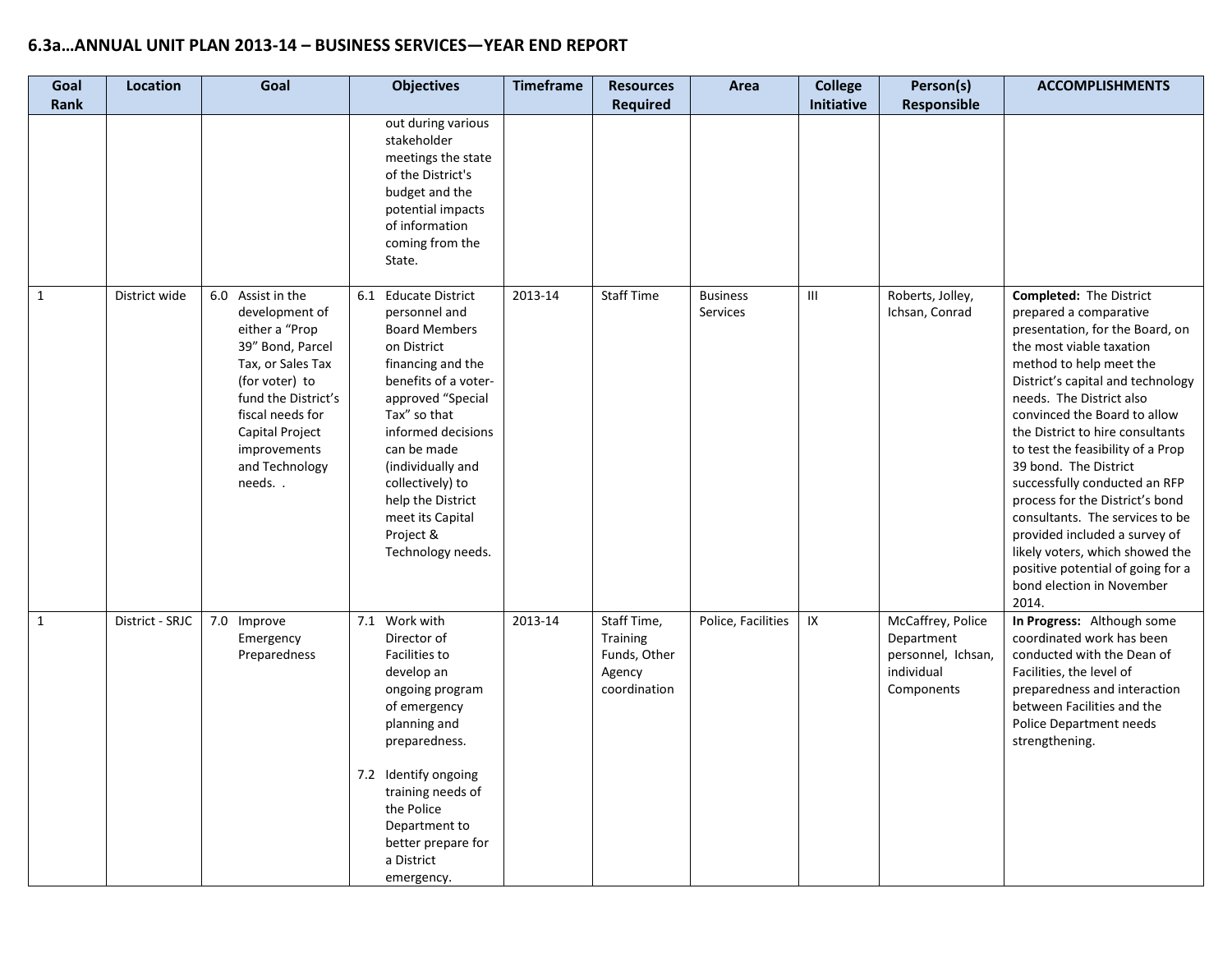# 6.3a…ANNUAL UNIT PLAN 2013-14 – BUSINESS SERVICES—YEAR END REPORT

| Goal Rank | Location | Goal | Objectives | Timeframe | Resources Required | Area | College Initiative | Person(s) Responsible | ACCOMPLISHMENTS |
|---|---|---|---|---|---|---|---|---|---|
| | | | out during various stakeholder meetings the state of the District's budget and the potential impacts of information coming from the State. | | | | | | |
| 1 | District wide | 6.0 Assist in the development of either a "Prop 39" Bond, Parcel Tax, or Sales Tax (for voter) to fund the District's fiscal needs for Capital Project improvements and Technology needs. . | 6.1 Educate District personnel and Board Members on District financing and the benefits of a voter-approved "Special Tax" so that informed decisions can be made (individually and collectively) to help the District meet its Capital Project & Technology needs. | 2013-14 | Staff Time | Business Services | III | Roberts, Jolley, Ichsan, Conrad | **Completed:** The District prepared a comparative presentation, for the Board, on the most viable taxation method to help meet the District's capital and technology needs. The District also convinced the Board to allow the District to hire consultants to test the feasibility of a Prop 39 bond. The District successfully conducted an RFP process for the District's bond consultants. The services to be provided included a survey of likely voters, which showed the positive potential of going for a bond election in November 2014. |
| 1 | District - SRJC | 7.0 Improve Emergency Preparedness | 7.1 Work with Director of Facilities to develop an ongoing program of emergency planning and preparedness.<br><br>7.2 Identify ongoing training needs of the Police Department to better prepare for a District emergency. | 2013-14 | Staff Time, Training Funds, Other Agency coordination | Police, Facilities | IX | McCaffrey, Police Department personnel, Ichsan, individual Components | **In Progress:** Although some coordinated work has been conducted with the Dean of Facilities, the level of preparedness and interaction between Facilities and the Police Department needs strengthening. |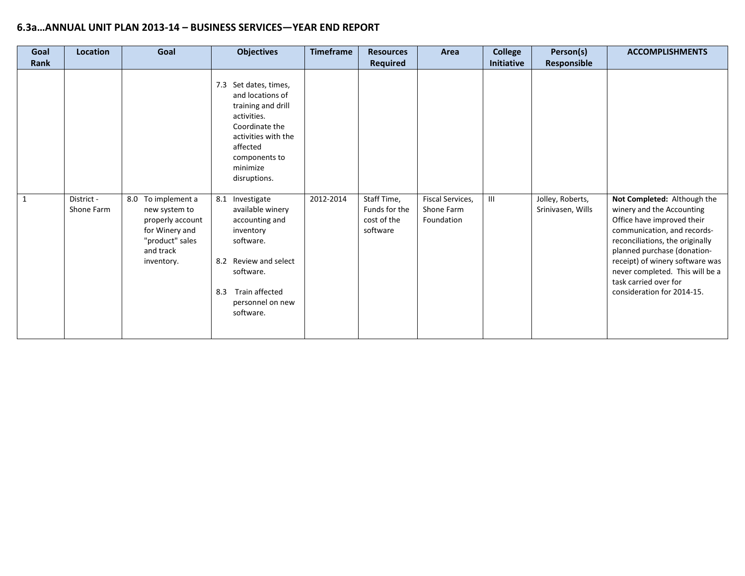### 6.3a…ANNUAL UNIT PLAN 2013-14 – BUSINESS SERVICES—YEAR END REPORT

| Goal Rank | Location | Goal | Objectives | Timeframe | Resources Required | Area | College Initiative | Person(s) Responsible | ACCOMPLISHMENTS |
|---|---|---|---|---|---|---|---|---|---|
| | | | 7.3 Set dates, times, and locations of training and drill activities. Coordinate the activities with the affected components to minimize disruptions. | | | | | | |
| 1 | District - Shone Farm | 8.0 To implement a new system to properly account for Winery and "product" sales and track inventory. | 8.1 Investigate available winery accounting and inventory software.<br><br>8.2 Review and select software.<br><br>8.3 Train affected personnel on new software. | 2012-2014 | Staff Time, Funds for the cost of the software | Fiscal Services, Shone Farm Foundation | III | Jolley, Roberts, Srinivasen, Wills | **Not Completed:** Although the winery and the Accounting Office have improved their communication, and records-reconciliations, the originally planned purchase (donation-receipt) of winery software was never completed. This will be a task carried over for consideration for 2014-15. |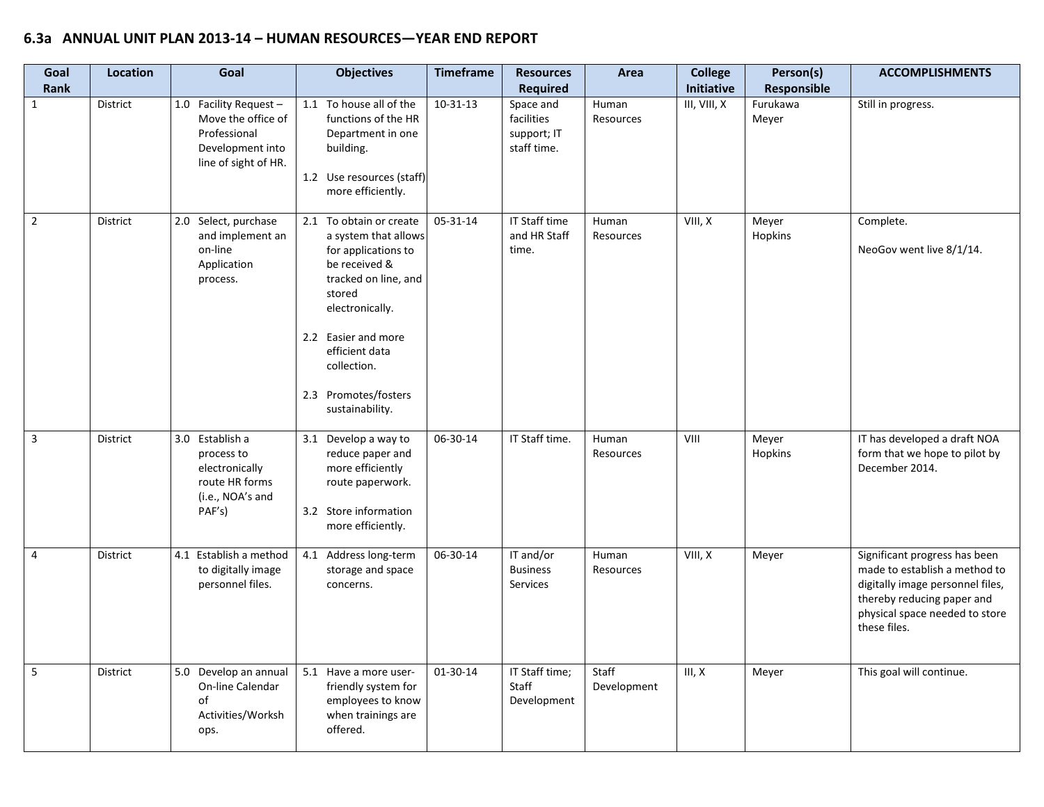## 6.3a ANNUAL UNIT PLAN 2013-14 – HUMAN RESOURCES—YEAR END REPORT

| Goal Rank | Location | Goal | Objectives | Timeframe | Resources Required | Area | College Initiative | Person(s) Responsible | ACCOMPLISHMENTS |
|---|---|---|---|---|---|---|---|---|---|
| 1 | District | 1.0 Facility Request – Move the office of Professional Development into line of sight of HR. | 1.1 To house all of the functions of the HR Department in one building.<br><br>1.2 Use resources (staff) more efficiently. | 10-31-13 | Space and facilities support; IT staff time. | Human Resources | III, VIII, X | Furukawa<br>Meyer | Still in progress. |
| 2 | District | 2.0 Select, purchase and implement an on-line Application process. | 2.1 To obtain or create a system that allows for applications to be received & tracked on line, and stored electronically.<br><br>2.2 Easier and more efficient data collection.<br><br>2.3 Promotes/fosters sustainability. | 05-31-14 | IT Staff time and HR Staff time. | Human Resources | VIII, X | Meyer<br>Hopkins | Complete.<br><br>NeoGov went live 8/1/14. |
| 3 | District | 3.0 Establish a process to electronically route HR forms (i.e., NOA's and PAF's) | 3.1 Develop a way to reduce paper and more efficiently route paperwork.<br><br>3.2 Store information more efficiently. | 06-30-14 | IT Staff time. | Human Resources | VIII | Meyer<br>Hopkins | IT has developed a draft NOA form that we hope to pilot by December 2014. |
| 4 | District | 4.1 Establish a method to digitally image personnel files. | 4.1 Address long-term storage and space concerns. | 06-30-14 | IT and/or Business Services | Human Resources | VIII, X | Meyer | Significant progress has been made to establish a method to digitally image personnel files, thereby reducing paper and physical space needed to store these files. |
| 5 | District | 5.0 Develop an annual On-line Calendar of Activities/Workshops. | 5.1 Have a more user-friendly system for employees to know when trainings are offered. | 01-30-14 | IT Staff time; Staff Development | Staff Development | III, X | Meyer | This goal will continue. |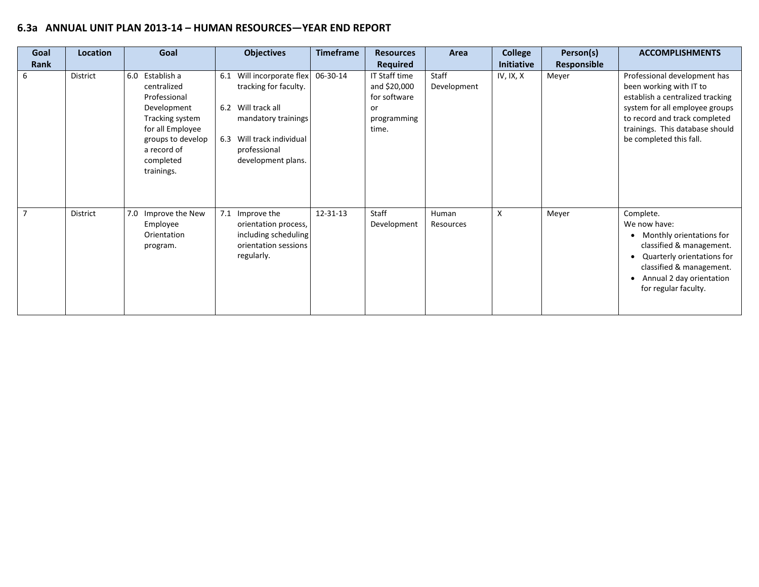### 6.3a ANNUAL UNIT PLAN 2013-14 – HUMAN RESOURCES—YEAR END REPORT

| Goal Rank | Location | Goal | Objectives | Timeframe | Resources Required | Area | College Initiative | Person(s) Responsible | ACCOMPLISHMENTS |
|---|---|---|---|---|---|---|---|---|---|
| 6 | District | 6.0 Establish a centralized Professional Development Tracking system for all Employee groups to develop a record of completed trainings. | 6.1 Will incorporate flex tracking for faculty.<br>6.2 Will track all mandatory trainings<br>6.3 Will track individual professional development plans. | 06-30-14 | IT Staff time and $20,000 for software or programming time. | Staff Development | IV, IX, X | Meyer | Professional development has been working with IT to establish a centralized tracking system for all employee groups to record and track completed trainings. This database should be completed this fall. |
| 7 | District | 7.0 Improve the New Employee Orientation program. | 7.1 Improve the orientation process, including scheduling orientation sessions regularly. | 12-31-13 | Staff Development | Human Resources | X | Meyer | Complete.<br>We now have:<br>• Monthly orientations for classified & management.<br>• Quarterly orientations for classified & management.<br>• Annual 2 day orientation for regular faculty. |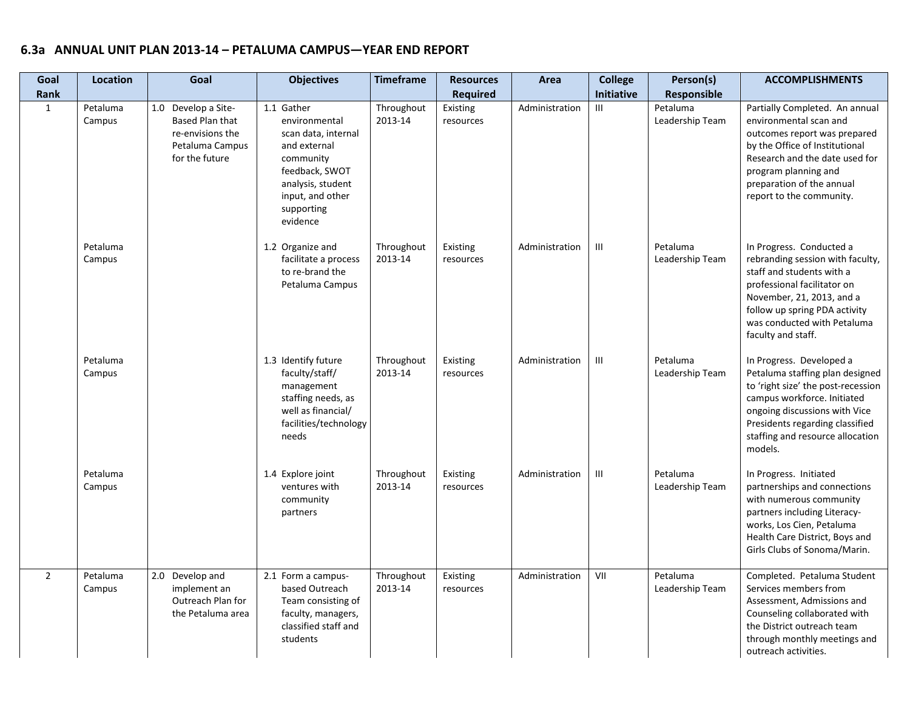## 6.3a ANNUAL UNIT PLAN 2013-14 – PETALUMA CAMPUS—YEAR END REPORT

| Goal Rank | Location | Goal | Objectives | Timeframe | Resources Required | Area | College Initiative | Person(s) Responsible | ACCOMPLISHMENTS |
|---|---|---|---|---|---|---|---|---|---|
| 1 | Petaluma Campus | 1.0 Develop a Site-Based Plan that re-envisions the Petaluma Campus for the future | 1.1 Gather environmental scan data, internal and external community feedback, SWOT analysis, student input, and other supporting evidence | Throughout 2013-14 | Existing resources | Administration | III | Petaluma Leadership Team | Partially Completed. An annual environmental scan and outcomes report was prepared by the Office of Institutional Research and the date used for program planning and preparation of the annual report to the community. |
| | Petaluma Campus | | 1.2 Organize and facilitate a process to re-brand the Petaluma Campus | Throughout 2013-14 | Existing resources | Administration | III | Petaluma Leadership Team | In Progress. Conducted a rebranding session with faculty, staff and students with a professional facilitator on November, 21, 2013, and a follow up spring PDA activity was conducted with Petaluma faculty and staff. |
| | Petaluma Campus | | 1.3 Identify future faculty/staff/ management staffing needs, as well as financial/ facilities/technology needs | Throughout 2013-14 | Existing resources | Administration | III | Petaluma Leadership Team | In Progress. Developed a Petaluma staffing plan designed to 'right size' the post-recession campus workforce. Initiated ongoing discussions with Vice Presidents regarding classified staffing and resource allocation models. |
| | Petaluma Campus | | 1.4 Explore joint ventures with community partners | Throughout 2013-14 | Existing resources | Administration | III | Petaluma Leadership Team | In Progress. Initiated partnerships and connections with numerous community partners including Literacy-works, Los Cien, Petaluma Health Care District, Boys and Girls Clubs of Sonoma/Marin. |
| 2 | Petaluma Campus | 2.0 Develop and implement an Outreach Plan for the Petaluma area | 2.1 Form a campus-based Outreach Team consisting of faculty, managers, classified staff and students | Throughout 2013-14 | Existing resources | Administration | VII | Petaluma Leadership Team | Completed. Petaluma Student Services members from Assessment, Admissions and Counseling collaborated with the District outreach team through monthly meetings and outreach activities. |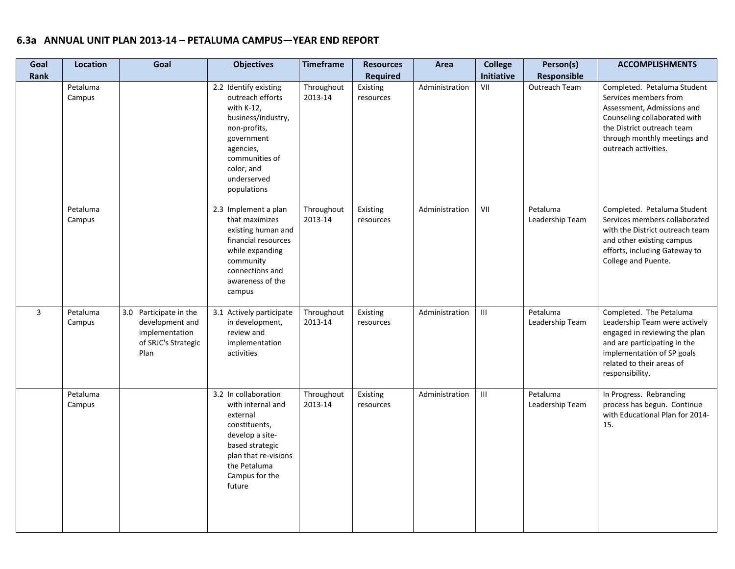## 6.3a ANNUAL UNIT PLAN 2013-14 – PETALUMA CAMPUS—YEAR END REPORT

| Goal Rank | Location | Goal | Objectives | Timeframe | Resources Required | Area | College Initiative | Person(s) Responsible | ACCOMPLISHMENTS |
|---|---|---|---|---|---|---|---|---|---|
| | Petaluma Campus | | 2.2 Identify existing outreach efforts with K-12, business/industry, non-profits, government agencies, communities of color, and underserved populations | Throughout 2013-14 | Existing resources | Administration | VII | Outreach Team | Completed. Petaluma Student Services members from Assessment, Admissions and Counseling collaborated with the District outreach team through monthly meetings and outreach activities. |
| | Petaluma Campus | | 2.3 Implement a plan that maximizes existing human and financial resources while expanding community connections and awareness of the campus | Throughout 2013-14 | Existing resources | Administration | VII | Petaluma Leadership Team | Completed. Petaluma Student Services members collaborated with the District outreach team and other existing campus efforts, including Gateway to College and Puente. |
| 3 | Petaluma Campus | 3.0 Participate in the development and implementation of SRJC's Strategic Plan | 3.1 Actively participate in development, review and implementation activities | Throughout 2013-14 | Existing resources | Administration | III | Petaluma Leadership Team | Completed. The Petaluma Leadership Team were actively engaged in reviewing the plan and are participating in the implementation of SP goals related to their areas of responsibility. |
| | Petaluma Campus | | 3.2 In collaboration with internal and external constituents, develop a site-based strategic plan that re-visions the Petaluma Campus for the future | Throughout 2013-14 | Existing resources | Administration | III | Petaluma Leadership Team | In Progress. Rebranding process has begun. Continue with Educational Plan for 2014-15. |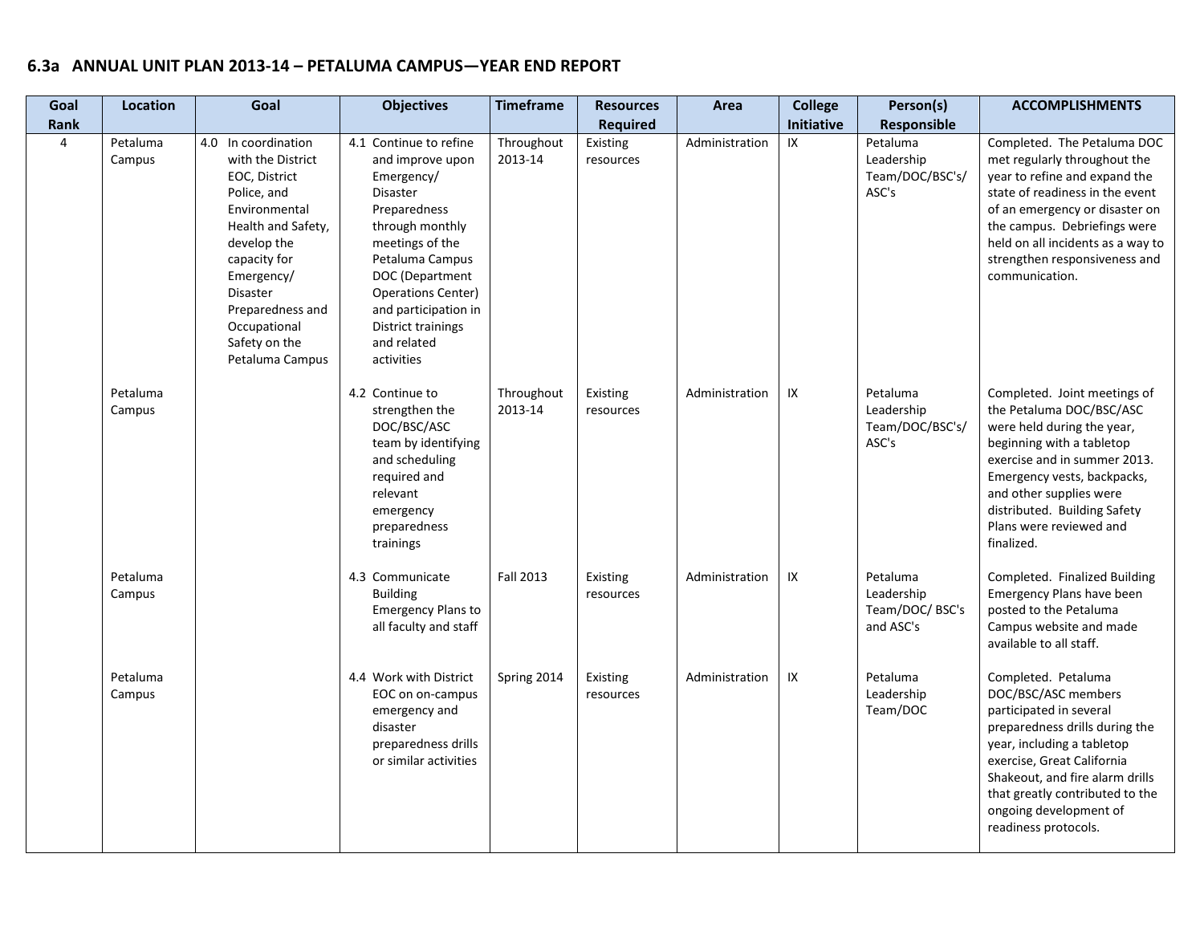# 6.3a ANNUAL UNIT PLAN 2013-14 – PETALUMA CAMPUS—YEAR END REPORT

| Goal Rank | Location | Goal | Objectives | Timeframe | Resources Required | Area | College Initiative | Person(s) Responsible | ACCOMPLISHMENTS |
|---|---|---|---|---|---|---|---|---|---|
| 4 | Petaluma Campus | 4.0 In coordination with the District EOC, District Police, and Environmental Health and Safety, develop the capacity for Emergency/ Disaster Preparedness and Occupational Safety on the Petaluma Campus | 4.1 Continue to refine and improve upon Emergency/ Disaster Preparedness through monthly meetings of the Petaluma Campus DOC (Department Operations Center) and participation in District trainings and related activities | Throughout 2013-14 | Existing resources | Administration | IX | Petaluma Leadership Team/DOC/BSC's/ ASC's | Completed. The Petaluma DOC met regularly throughout the year to refine and expand the state of readiness in the event of an emergency or disaster on the campus. Debriefings were held on all incidents as a way to strengthen responsiveness and communication. |
| | Petaluma Campus | | 4.2 Continue to strengthen the DOC/BSC/ASC team by identifying and scheduling required and relevant emergency preparedness trainings | Throughout 2013-14 | Existing resources | Administration | IX | Petaluma Leadership Team/DOC/BSC's/ ASC's | Completed. Joint meetings of the Petaluma DOC/BSC/ASC were held during the year, beginning with a tabletop exercise and in summer 2013. Emergency vests, backpacks, and other supplies were distributed. Building Safety Plans were reviewed and finalized. |
| | Petaluma Campus | | 4.3 Communicate Building Emergency Plans to all faculty and staff | Fall 2013 | Existing resources | Administration | IX | Petaluma Leadership Team/DOC/ BSC's and ASC's | Completed. Finalized Building Emergency Plans have been posted to the Petaluma Campus website and made available to all staff. |
| | Petaluma Campus | | 4.4 Work with District EOC on on-campus emergency and disaster preparedness drills or similar activities | Spring 2014 | Existing resources | Administration | IX | Petaluma Leadership Team/DOC | Completed. Petaluma DOC/BSC/ASC members participated in several preparedness drills during the year, including a tabletop exercise, Great California Shakeout, and fire alarm drills that greatly contributed to the ongoing development of readiness protocols. |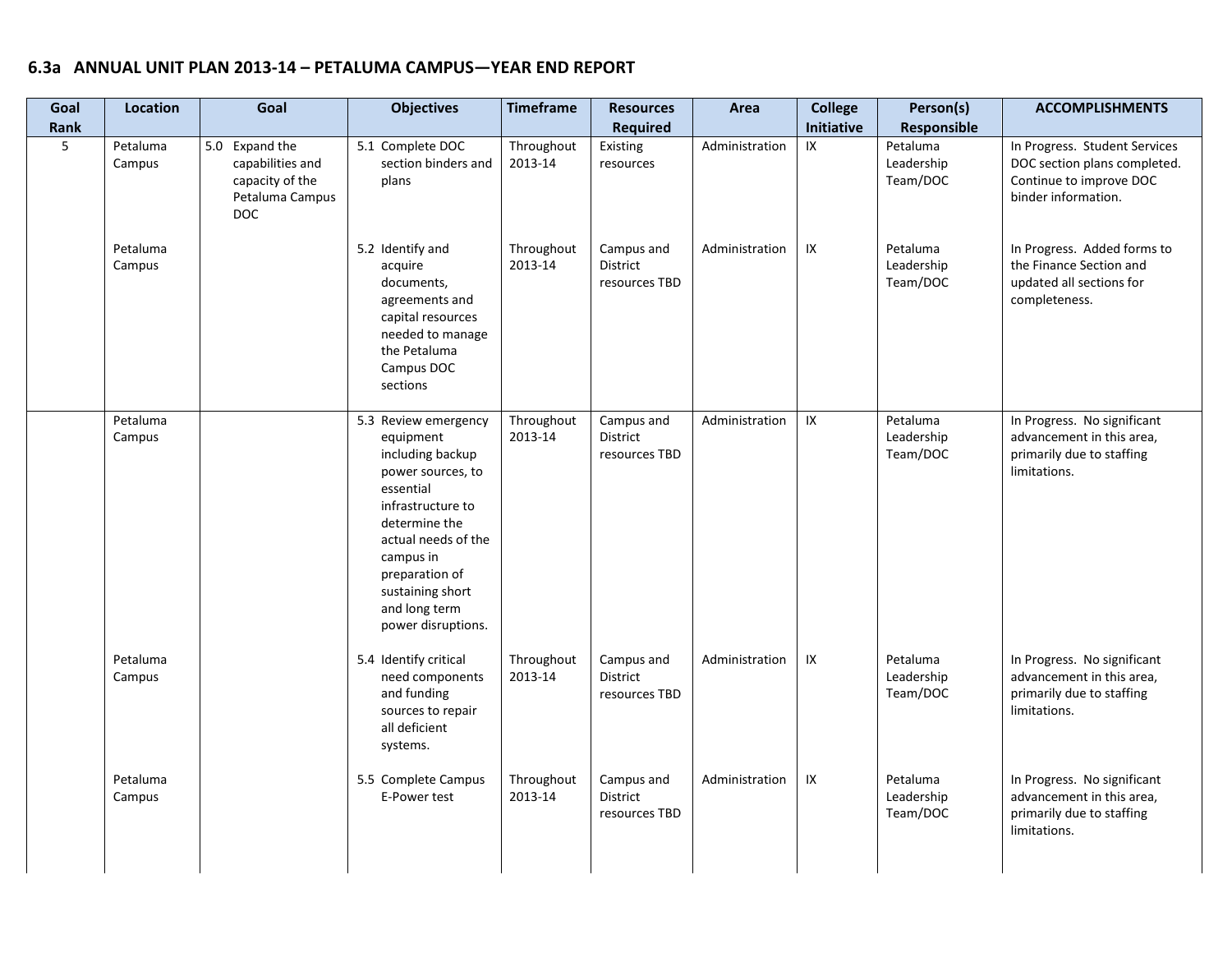### 6.3a ANNUAL UNIT PLAN 2013-14 – PETALUMA CAMPUS—YEAR END REPORT

| Goal Rank | Location | Goal | Objectives | Timeframe | Resources Required | Area | College Initiative | Person(s) Responsible | ACCOMPLISHMENTS |
|---|---|---|---|---|---|---|---|---|---|
| 5 | Petaluma Campus | 5.0 Expand the capabilities and capacity of the Petaluma Campus DOC | 5.1 Complete DOC section binders and plans | Throughout 2013-14 | Existing resources | Administration | IX | Petaluma Leadership Team/DOC | In Progress. Student Services DOC section plans completed. Continue to improve DOC binder information. |
| | Petaluma Campus | | 5.2 Identify and acquire documents, agreements and capital resources needed to manage the Petaluma Campus DOC sections | Throughout 2013-14 | Campus and District resources TBD | Administration | IX | Petaluma Leadership Team/DOC | In Progress. Added forms to the Finance Section and updated all sections for completeness. |
| | Petaluma Campus | | 5.3 Review emergency equipment including backup power sources, to essential infrastructure to determine the actual needs of the campus in preparation of sustaining short and long term power disruptions. | Throughout 2013-14 | Campus and District resources TBD | Administration | IX | Petaluma Leadership Team/DOC | In Progress. No significant advancement in this area, primarily due to staffing limitations. |
| | Petaluma Campus | | 5.4 Identify critical need components and funding sources to repair all deficient systems. | Throughout 2013-14 | Campus and District resources TBD | Administration | IX | Petaluma Leadership Team/DOC | In Progress. No significant advancement in this area, primarily due to staffing limitations. |
| | Petaluma Campus | | 5.5 Complete Campus E-Power test | Throughout 2013-14 | Campus and District resources TBD | Administration | IX | Petaluma Leadership Team/DOC | In Progress. No significant advancement in this area, primarily due to staffing limitations. |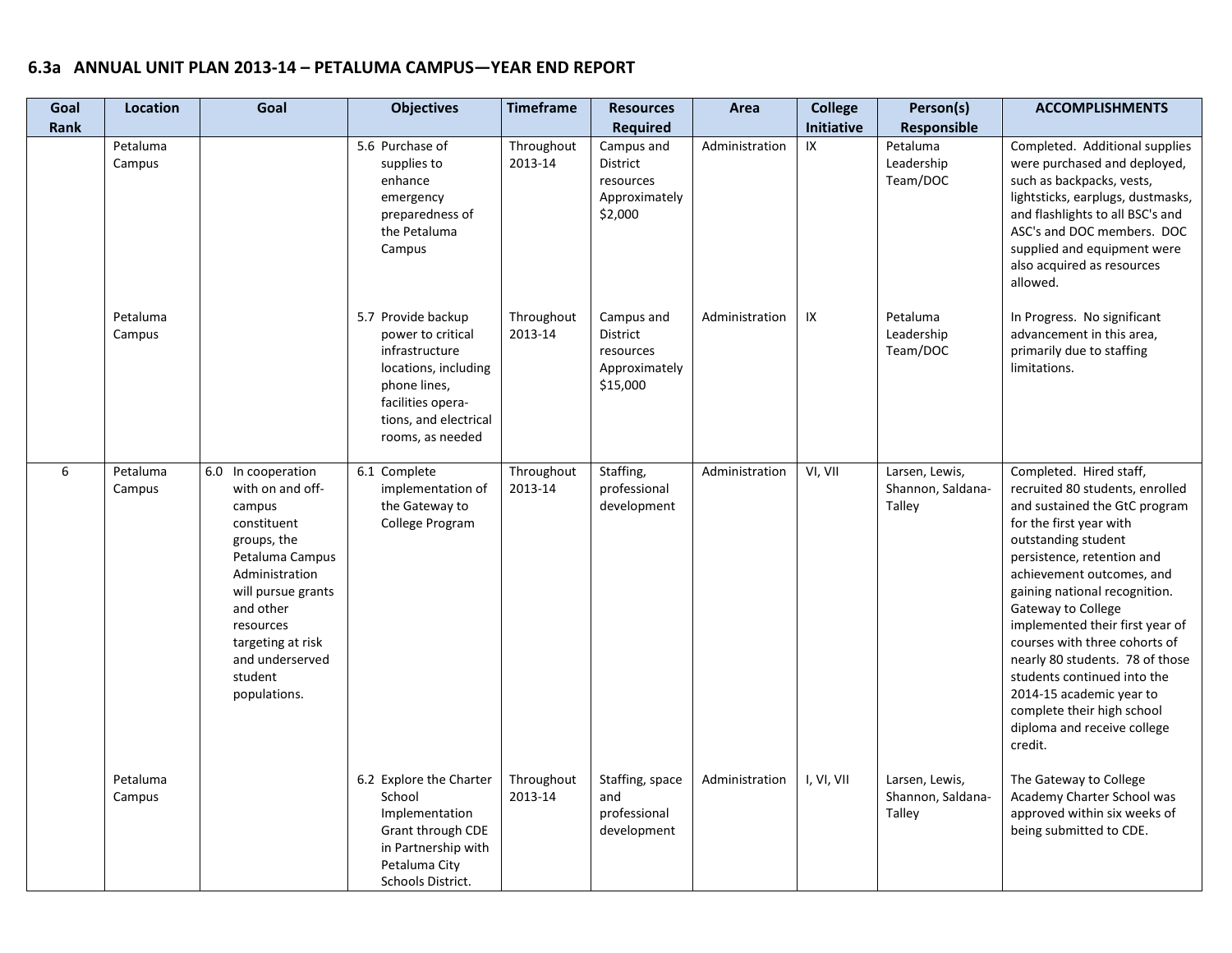## 6.3a ANNUAL UNIT PLAN 2013-14 – PETALUMA CAMPUS—YEAR END REPORT

| Goal Rank | Location | Goal | Objectives | Timeframe | Resources Required | Area | College Initiative | Person(s) Responsible | ACCOMPLISHMENTS |
|---|---|---|---|---|---|---|---|---|---|
| | Petaluma Campus | | 5.6 Purchase of supplies to enhance emergency preparedness of the Petaluma Campus | Throughout 2013-14 | Campus and District resources Approximately $2,000 | Administration | IX | Petaluma Leadership Team/DOC | Completed. Additional supplies were purchased and deployed, such as backpacks, vests, lightsticks, earplugs, dustmasks, and flashlights to all BSC's and ASC's and DOC members. DOC supplied and equipment were also acquired as resources allowed. |
| | Petaluma Campus | | 5.7 Provide backup power to critical infrastructure locations, including phone lines, facilities operations, and electrical rooms, as needed | Throughout 2013-14 | Campus and District resources Approximately $15,000 | Administration | IX | Petaluma Leadership Team/DOC | In Progress. No significant advancement in this area, primarily due to staffing limitations. |
| 6 | Petaluma Campus | 6.0 In cooperation with on and off-campus constituent groups, the Petaluma Campus Administration will pursue grants and other resources targeting at risk and underserved student populations. | 6.1 Complete implementation of the Gateway to College Program | Throughout 2013-14 | Staffing, professional development | Administration | VI, VII | Larsen, Lewis, Shannon, Saldana-Talley | Completed. Hired staff, recruited 80 students, enrolled and sustained the GtC program for the first year with outstanding student persistence, retention and achievement outcomes, and gaining national recognition. Gateway to College implemented their first year of courses with three cohorts of nearly 80 students. 78 of those students continued into the 2014-15 academic year to complete their high school diploma and receive college credit. |
| | Petaluma Campus | | 6.2 Explore the Charter School Implementation Grant through CDE in Partnership with Petaluma City Schools District. | Throughout 2013-14 | Staffing, space and professional development | Administration | I, VI, VII | Larsen, Lewis, Shannon, Saldana-Talley | The Gateway to College Academy Charter School was approved within six weeks of being submitted to CDE. |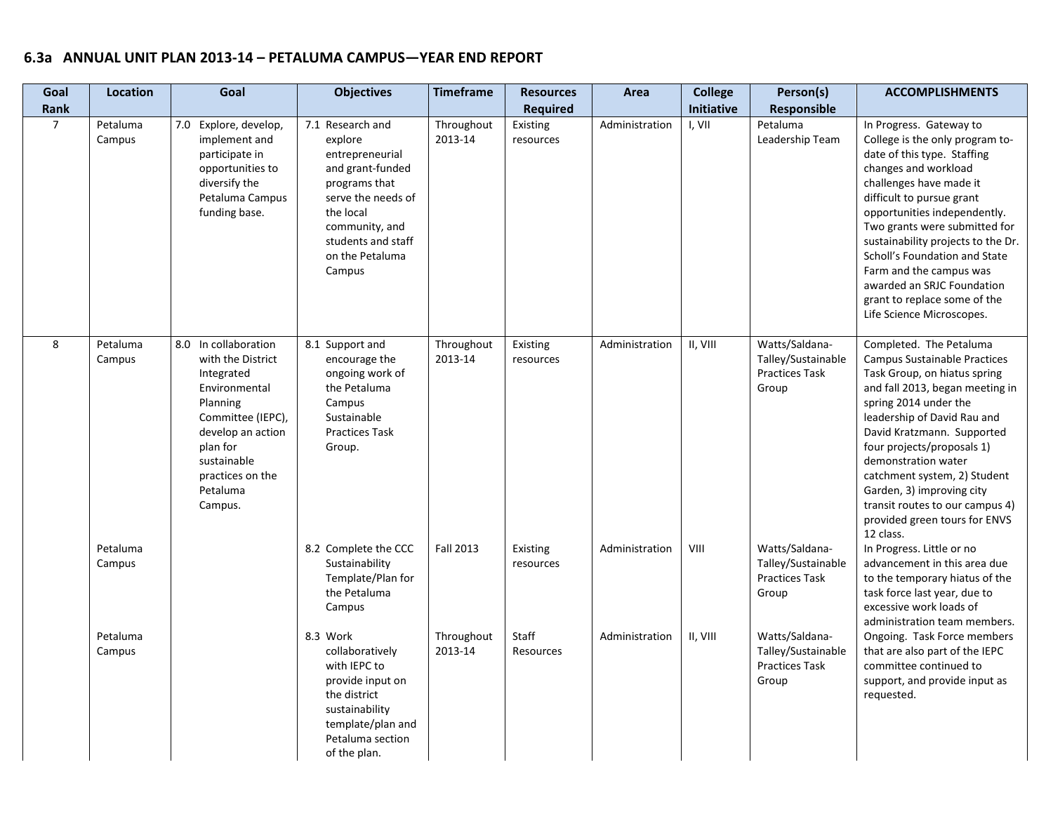## 6.3a ANNUAL UNIT PLAN 2013-14 – PETALUMA CAMPUS—YEAR END REPORT

| Goal Rank | Location | Goal | Objectives | Timeframe | Resources Required | Area | College Initiative | Person(s) Responsible | ACCOMPLISHMENTS |
|---|---|---|---|---|---|---|---|---|---|
| 7 | Petaluma Campus | 7.0 Explore, develop, implement and participate in opportunities to diversify the Petaluma Campus funding base. | 7.1 Research and explore entrepreneurial and grant-funded programs that serve the needs of the local community, and students and staff on the Petaluma Campus | Throughout 2013-14 | Existing resources | Administration | I, VII | Petaluma Leadership Team | In Progress. Gateway to College is the only program to-date of this type. Staffing changes and workload challenges have made it difficult to pursue grant opportunities independently. Two grants were submitted for sustainability projects to the Dr. Scholl's Foundation and State Farm and the campus was awarded an SRJC Foundation grant to replace some of the Life Science Microscopes. |
| 8 | Petaluma Campus | 8.0 In collaboration with the District Integrated Environmental Planning Committee (IEPC), develop an action plan for sustainable practices on the Petaluma Campus. | 8.1 Support and encourage the ongoing work of the Petaluma Campus Sustainable Practices Task Group. | Throughout 2013-14 | Existing resources | Administration | II, VIII | Watts/Saldana-Talley/Sustainable Practices Task Group | Completed. The Petaluma Campus Sustainable Practices Task Group, on hiatus spring and fall 2013, began meeting in spring 2014 under the leadership of David Rau and David Kratzmann. Supported four projects/proposals 1) demonstration water catchment system, 2) Student Garden, 3) improving city transit routes to our campus 4) provided green tours for ENVS 12 class. |
| | Petaluma Campus | | 8.2 Complete the CCC Sustainability Template/Plan for the Petaluma Campus | Fall 2013 | Existing resources | Administration | VIII | Watts/Saldana-Talley/Sustainable Practices Task Group | In Progress. Little or no advancement in this area due to the temporary hiatus of the task force last year, due to excessive work loads of administration team members. |
| | Petaluma Campus | | 8.3 Work collaboratively with IEPC to provide input on the district sustainability template/plan and Petaluma section of the plan. | Throughout 2013-14 | Staff Resources | Administration | II, VIII | Watts/Saldana-Talley/Sustainable Practices Task Group | Ongoing. Task Force members that are also part of the IEPC committee continued to support, and provide input as requested. |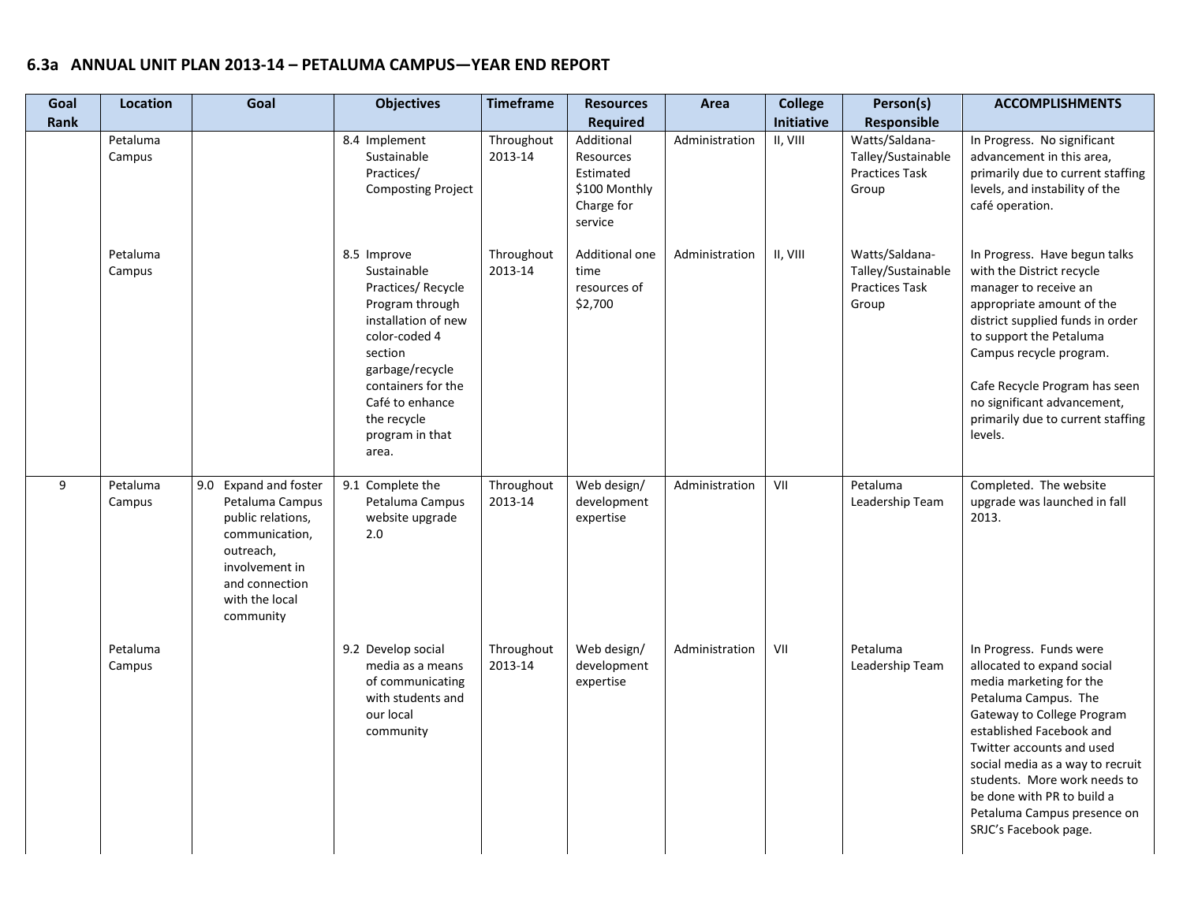## 6.3a ANNUAL UNIT PLAN 2013-14 – PETALUMA CAMPUS—YEAR END REPORT

| Goal Rank | Location | Goal | Objectives | Timeframe | Resources Required | Area | College Initiative | Person(s) Responsible | ACCOMPLISHMENTS |
|---|---|---|---|---|---|---|---|---|---|
| | Petaluma Campus | | 8.4 Implement Sustainable Practices/ Composting Project | Throughout 2013-14 | Additional Resources Estimated $100 Monthly Charge for service | Administration | II, VIII | Watts/Saldana-Talley/Sustainable Practices Task Group | In Progress. No significant advancement in this area, primarily due to current staffing levels, and instability of the café operation. |
| | Petaluma Campus | | 8.5 Improve Sustainable Practices/ Recycle Program through installation of new color-coded 4 section garbage/recycle containers for the Café to enhance the recycle program in that area. | Throughout 2013-14 | Additional one time resources of $2,700 | Administration | II, VIII | Watts/Saldana-Talley/Sustainable Practices Task Group | In Progress. Have begun talks with the District recycle manager to receive an appropriate amount of the district supplied funds in order to support the Petaluma Campus recycle program.<br><br>Cafe Recycle Program has seen no significant advancement, primarily due to current staffing levels. |
| 9 | Petaluma Campus | 9.0 Expand and foster Petaluma Campus public relations, communication, outreach, involvement in and connection with the local community | 9.1 Complete the Petaluma Campus website upgrade 2.0 | Throughout 2013-14 | Web design/ development expertise | Administration | VII | Petaluma Leadership Team | Completed. The website upgrade was launched in fall 2013. |
| | Petaluma Campus | | 9.2 Develop social media as a means of communicating with students and our local community | Throughout 2013-14 | Web design/ development expertise | Administration | VII | Petaluma Leadership Team | In Progress. Funds were allocated to expand social media marketing for the Petaluma Campus. The Gateway to College Program established Facebook and Twitter accounts and used social media as a way to recruit students. More work needs to be done with PR to build a Petaluma Campus presence on SRJC's Facebook page. |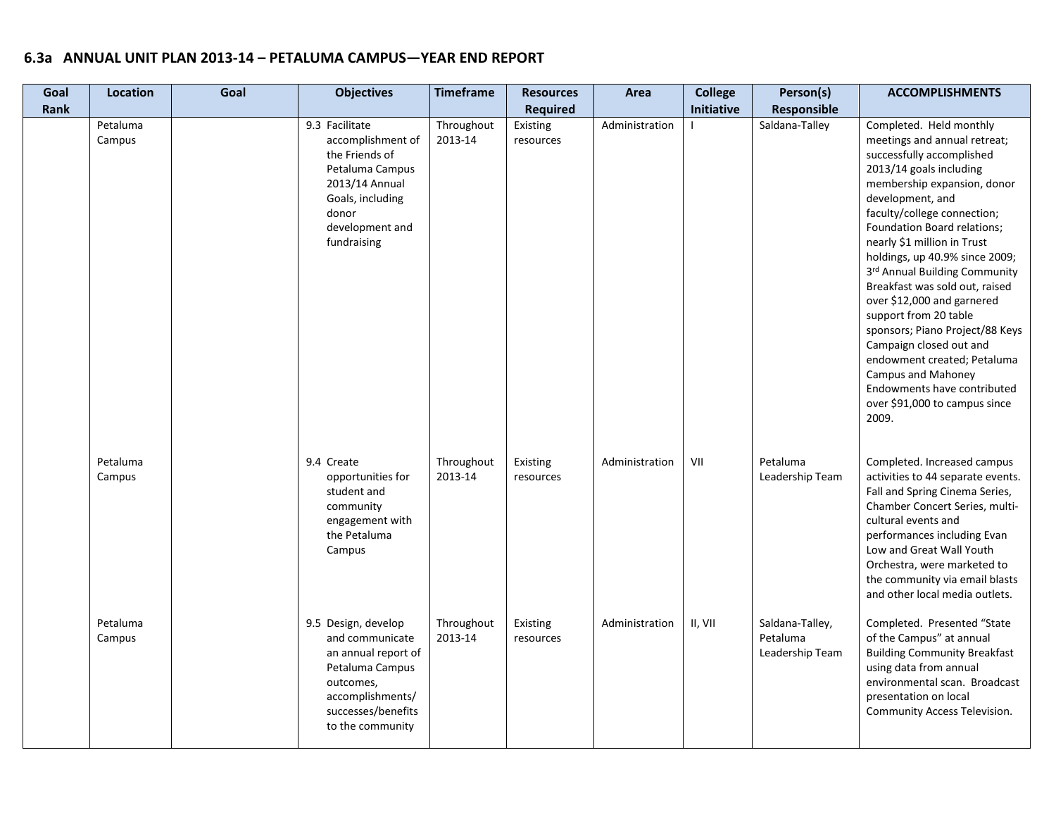## 6.3a ANNUAL UNIT PLAN 2013-14 – PETALUMA CAMPUS—YEAR END REPORT

| Goal Rank | Location | Goal | Objectives | Timeframe | Resources Required | Area | College Initiative | Person(s) Responsible | ACCOMPLISHMENTS |
|---|---|---|---|---|---|---|---|---|---|
| | Petaluma Campus | | 9.3 Facilitate accomplishment of the Friends of Petaluma Campus 2013/14 Annual Goals, including donor development and fundraising | Throughout 2013-14 | Existing resources | Administration | I | Saldana-Talley | Completed. Held monthly meetings and annual retreat; successfully accomplished 2013/14 goals including membership expansion, donor development, and faculty/college connection; Foundation Board relations; nearly $1 million in Trust holdings, up 40.9% since 2009; 3rd Annual Building Community Breakfast was sold out, raised over $12,000 and garnered support from 20 table sponsors; Piano Project/88 Keys Campaign closed out and endowment created; Petaluma Campus and Mahoney Endowments have contributed over $91,000 to campus since 2009. |
| | Petaluma Campus | | 9.4 Create opportunities for student and community engagement with the Petaluma Campus | Throughout 2013-14 | Existing resources | Administration | VII | Petaluma Leadership Team | Completed. Increased campus activities to 44 separate events. Fall and Spring Cinema Series, Chamber Concert Series, multi-cultural events and performances including Evan Low and Great Wall Youth Orchestra, were marketed to the community via email blasts and other local media outlets. |
| | Petaluma Campus | | 9.5 Design, develop and communicate an annual report of Petaluma Campus outcomes, accomplishments/ successes/benefits to the community | Throughout 2013-14 | Existing resources | Administration | II, VII | Saldana-Talley, Petaluma Leadership Team | Completed. Presented "State of the Campus" at annual Building Community Breakfast using data from annual environmental scan. Broadcast presentation on local Community Access Television. |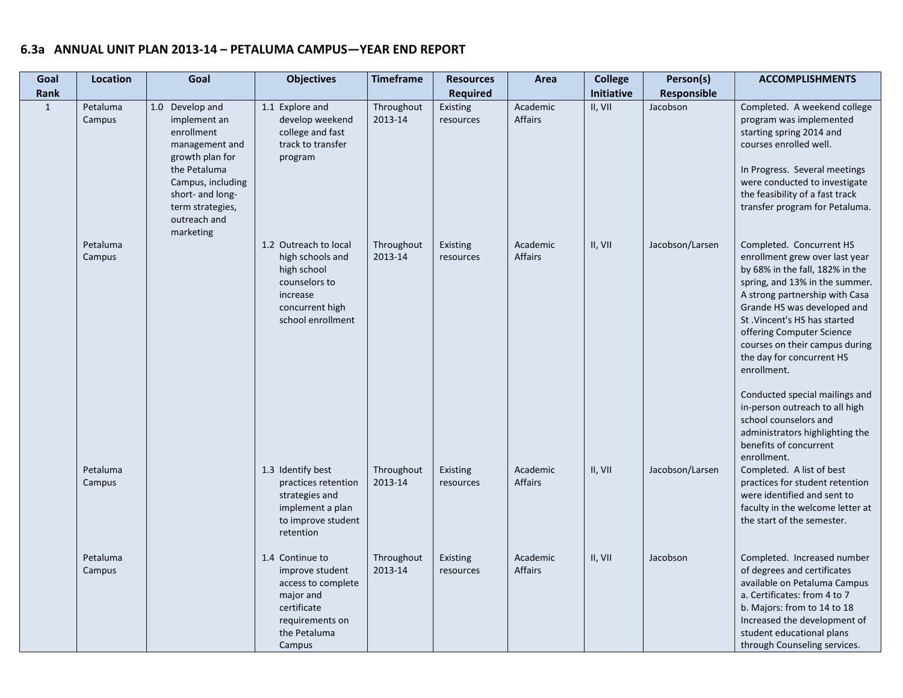## 6.3a ANNUAL UNIT PLAN 2013-14 – PETALUMA CAMPUS—YEAR END REPORT

| Goal Rank | Location | Goal | Objectives | Timeframe | Resources Required | Area | College Initiative | Person(s) Responsible | ACCOMPLISHMENTS |
|---|---|---|---|---|---|---|---|---|---|
| 1 | Petaluma Campus | 1.0 Develop and implement an enrollment management and growth plan for the Petaluma Campus, including short- and long-term strategies, outreach and marketing | 1.1 Explore and develop weekend college and fast track to transfer program | Throughout 2013-14 | Existing resources | Academic Affairs | II, VII | Jacobson | Completed. A weekend college program was implemented starting spring 2014 and courses enrolled well.<br><br>In Progress. Several meetings were conducted to investigate the feasibility of a fast track transfer program for Petaluma. |
| | Petaluma Campus | | 1.2 Outreach to local high schools and high school counselors to increase concurrent high school enrollment | Throughout 2013-14 | Existing resources | Academic Affairs | II, VII | Jacobson/Larsen | Completed. Concurrent HS enrollment grew over last year by 68% in the fall, 182% in the spring, and 13% in the summer. A strong partnership with Casa Grande HS was developed and St .Vincent's HS has started offering Computer Science courses on their campus during the day for concurrent HS enrollment.<br><br>Conducted special mailings and in-person outreach to all high school counselors and administrators highlighting the benefits of concurrent enrollment. |
| | Petaluma Campus | | 1.3 Identify best practices retention strategies and implement a plan to improve student retention | Throughout 2013-14 | Existing resources | Academic Affairs | II, VII | Jacobson/Larsen | Completed. A list of best practices for student retention were identified and sent to faculty in the welcome letter at the start of the semester. |
| | Petaluma Campus | | 1.4 Continue to improve student access to complete major and certificate requirements on the Petaluma Campus | Throughout 2013-14 | Existing resources | Academic Affairs | II, VII | Jacobson | Completed. Increased number of degrees and certificates available on Petaluma Campus<br>a. Certificates: from 4 to 7<br>b. Majors: from to 14 to 18<br>Increased the development of student educational plans through Counseling services. |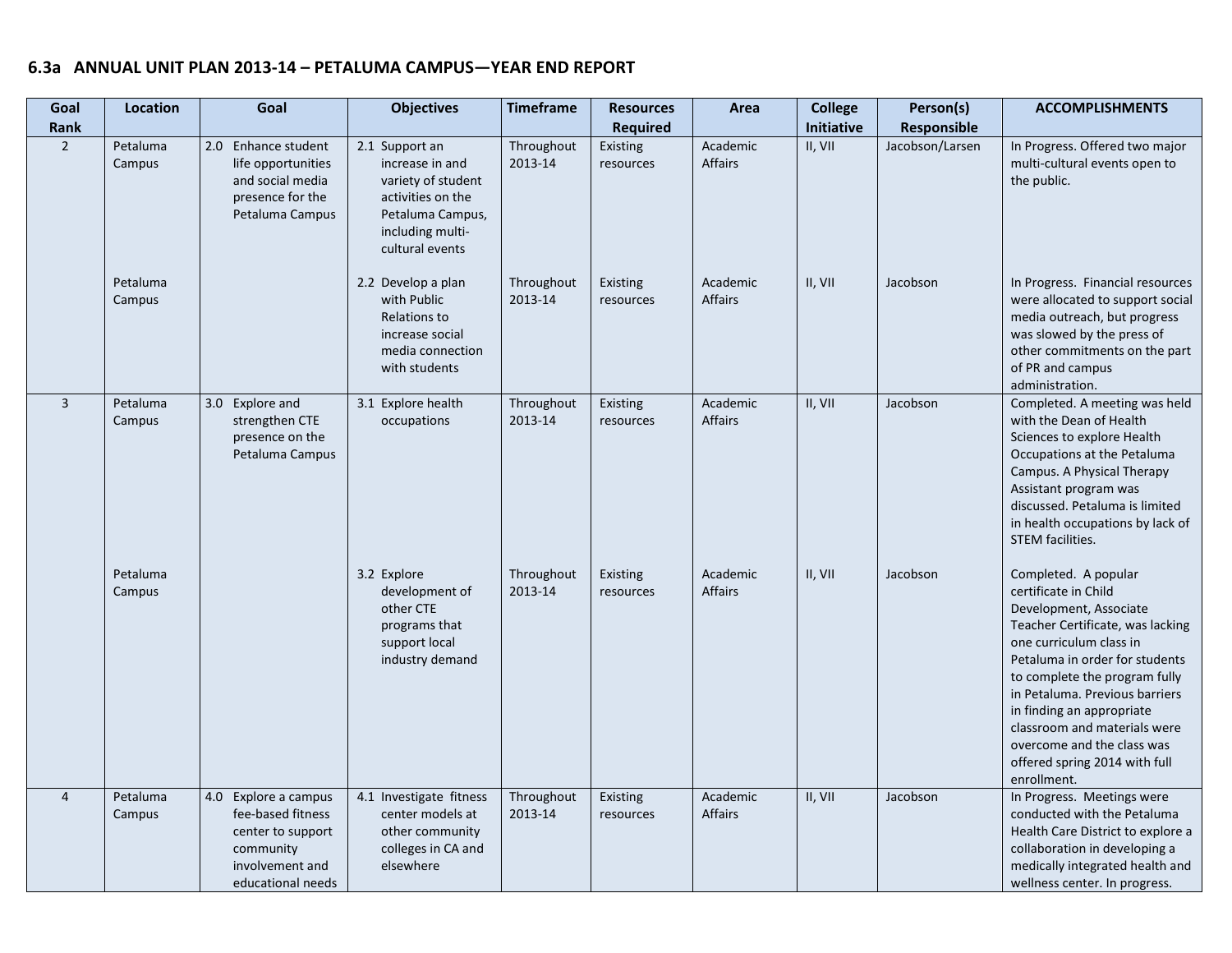## 6.3a ANNUAL UNIT PLAN 2013-14 – PETALUMA CAMPUS—YEAR END REPORT

| Goal Rank | Location | Goal | Objectives | Timeframe | Resources Required | Area | College Initiative | Person(s) Responsible | ACCOMPLISHMENTS |
|---|---|---|---|---|---|---|---|---|---|
| 2 | Petaluma Campus | 2.0 Enhance student life opportunities and social media presence for the Petaluma Campus | 2.1 Support an increase in and variety of student activities on the Petaluma Campus, including multi-cultural events | Throughout 2013-14 | Existing resources | Academic Affairs | II, VII | Jacobson/Larsen | In Progress. Offered two major multi-cultural events open to the public. |
| | Petaluma Campus | | 2.2 Develop a plan with Public Relations to increase social media connection with students | Throughout 2013-14 | Existing resources | Academic Affairs | II, VII | Jacobson | In Progress. Financial resources were allocated to support social media outreach, but progress was slowed by the press of other commitments on the part of PR and campus administration. |
| 3 | Petaluma Campus | 3.0 Explore and strengthen CTE presence on the Petaluma Campus | 3.1 Explore health occupations | Throughout 2013-14 | Existing resources | Academic Affairs | II, VII | Jacobson | Completed. A meeting was held with the Dean of Health Sciences to explore Health Occupations at the Petaluma Campus. A Physical Therapy Assistant program was discussed. Petaluma is limited in health occupations by lack of STEM facilities. |
| | Petaluma Campus | | 3.2 Explore development of other CTE programs that support local industry demand | Throughout 2013-14 | Existing resources | Academic Affairs | II, VII | Jacobson | Completed. A popular certificate in Child Development, Associate Teacher Certificate, was lacking one curriculum class in Petaluma in order for students to complete the program fully in Petaluma. Previous barriers in finding an appropriate classroom and materials were overcome and the class was offered spring 2014 with full enrollment. |
| 4 | Petaluma Campus | 4.0 Explore a campus fee-based fitness center to support community involvement and educational needs | 4.1 Investigate fitness center models at other community colleges in CA and elsewhere | Throughout 2013-14 | Existing resources | Academic Affairs | II, VII | Jacobson | In Progress. Meetings were conducted with the Petaluma Health Care District to explore a collaboration in developing a medically integrated health and wellness center. In progress. |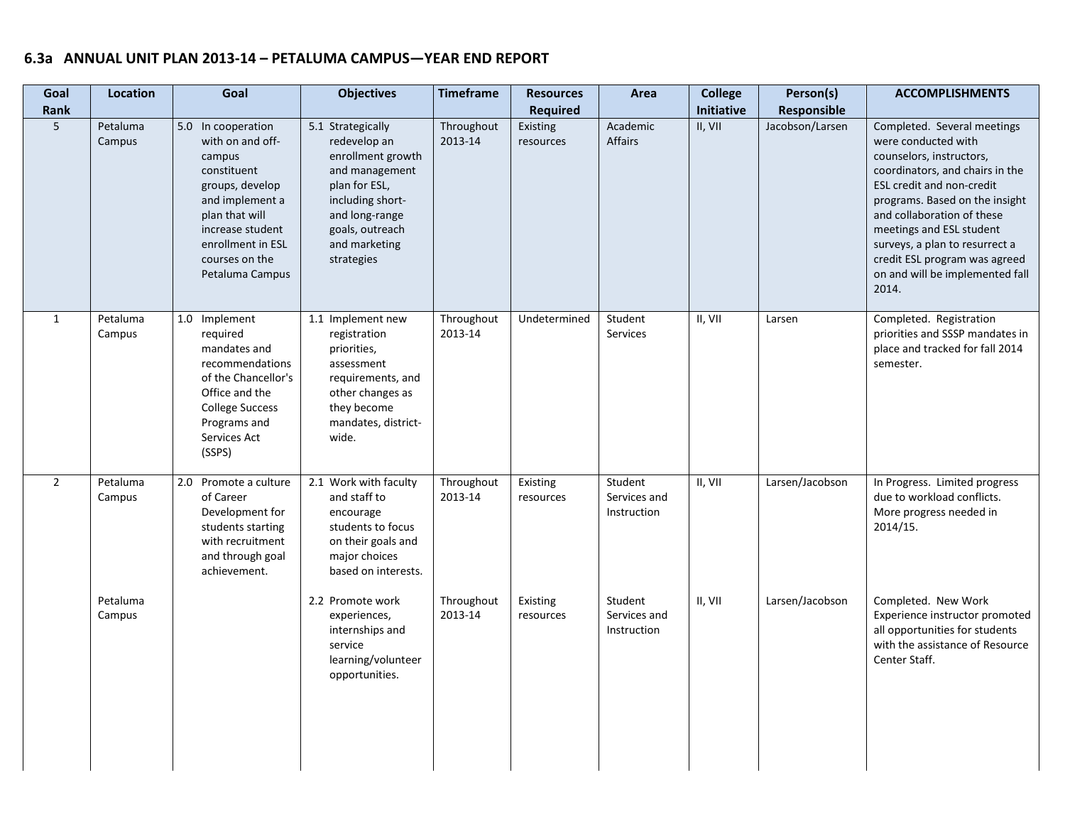## 6.3a ANNUAL UNIT PLAN 2013-14 – PETALUMA CAMPUS—YEAR END REPORT

| Goal Rank | Location | Goal | Objectives | Timeframe | Resources Required | Area | College Initiative | Person(s) Responsible | ACCOMPLISHMENTS |
|---|---|---|---|---|---|---|---|---|---|
| 5 | Petaluma Campus | 5.0 In cooperation with on and off-campus constituent groups, develop and implement a plan that will increase student enrollment in ESL courses on the Petaluma Campus | 5.1 Strategically redevelop an enrollment growth and management plan for ESL, including short- and long-range goals, outreach and marketing strategies | Throughout 2013-14 | Existing resources | Academic Affairs | II, VII | Jacobson/Larsen | Completed. Several meetings were conducted with counselors, instructors, coordinators, and chairs in the ESL credit and non-credit programs. Based on the insight and collaboration of these meetings and ESL student surveys, a plan to resurrect a credit ESL program was agreed on and will be implemented fall 2014. |
| 1 | Petaluma Campus | 1.0 Implement required mandates and recommendations of the Chancellor's Office and the College Success Programs and Services Act (SSPS) | 1.1 Implement new registration priorities, assessment requirements, and other changes as they become mandates, district-wide. | Throughout 2013-14 | Undetermined | Student Services | II, VII | Larsen | Completed. Registration priorities and SSSP mandates in place and tracked for fall 2014 semester. |
| 2 | Petaluma Campus | 2.0 Promote a culture of Career Development for students starting with recruitment and through goal achievement. | 2.1 Work with faculty and staff to encourage students to focus on their goals and major choices based on interests. | Throughout 2013-14 | Existing resources | Student Services and Instruction | II, VII | Larsen/Jacobson | In Progress. Limited progress due to workload conflicts. More progress needed in 2014/15. |
| | Petaluma Campus | | 2.2 Promote work experiences, internships and service learning/volunteer opportunities. | Throughout 2013-14 | Existing resources | Student Services and Instruction | II, VII | Larsen/Jacobson | Completed. New Work Experience instructor promoted all opportunities for students with the assistance of Resource Center Staff. |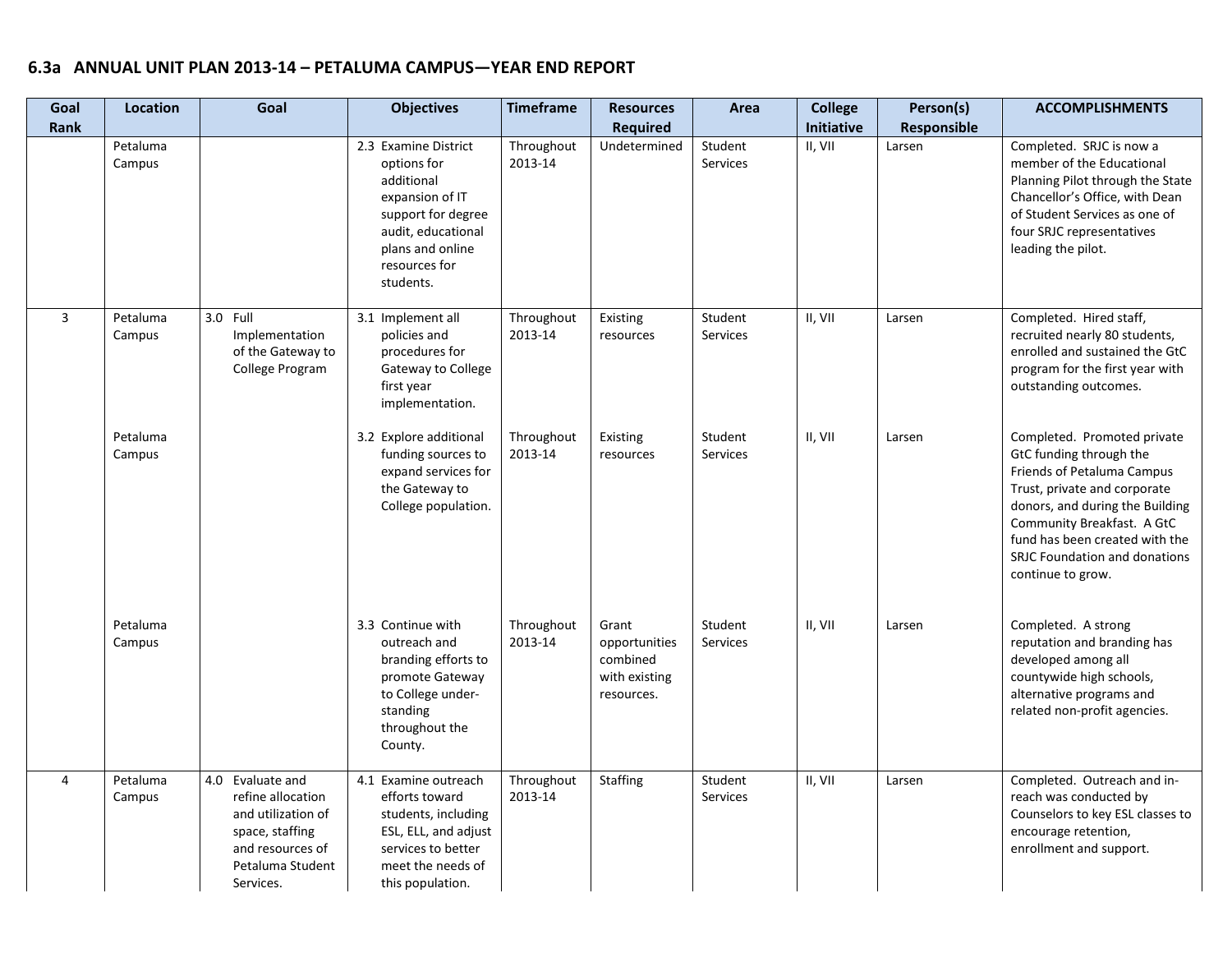## 6.3a ANNUAL UNIT PLAN 2013-14 – PETALUMA CAMPUS—YEAR END REPORT

| Goal Rank | Location | Goal | Objectives | Timeframe | Resources Required | Area | College Initiative | Person(s) Responsible | ACCOMPLISHMENTS |
|---|---|---|---|---|---|---|---|---|---|
| | Petaluma Campus | | 2.3 Examine District options for additional expansion of IT support for degree audit, educational plans and online resources for students. | Throughout 2013-14 | Undetermined | Student Services | II, VII | Larsen | Completed. SRJC is now a member of the Educational Planning Pilot through the State Chancellor's Office, with Dean of Student Services as one of four SRJC representatives leading the pilot. |
| 3 | Petaluma Campus | 3.0 Full Implementation of the Gateway to College Program | 3.1 Implement all policies and procedures for Gateway to College first year implementation. | Throughout 2013-14 | Existing resources | Student Services | II, VII | Larsen | Completed. Hired staff, recruited nearly 80 students, enrolled and sustained the GtC program for the first year with outstanding outcomes. |
| | Petaluma Campus | | 3.2 Explore additional funding sources to expand services for the Gateway to College population. | Throughout 2013-14 | Existing resources | Student Services | II, VII | Larsen | Completed. Promoted private GtC funding through the Friends of Petaluma Campus Trust, private and corporate donors, and during the Building Community Breakfast. A GtC fund has been created with the SRJC Foundation and donations continue to grow. |
| | Petaluma Campus | | 3.3 Continue with outreach and branding efforts to promote Gateway to College under-standing throughout the County. | Throughout 2013-14 | Grant opportunities combined with existing resources. | Student Services | II, VII | Larsen | Completed. A strong reputation and branding has developed among all countywide high schools, alternative programs and related non-profit agencies. |
| 4 | Petaluma Campus | 4.0 Evaluate and refine allocation and utilization of space, staffing and resources of Petaluma Student Services. | 4.1 Examine outreach efforts toward students, including ESL, ELL, and adjust services to better meet the needs of this population. | Throughout 2013-14 | Staffing | Student Services | II, VII | Larsen | Completed. Outreach and in-reach was conducted by Counselors to key ESL classes to encourage retention, enrollment and support. |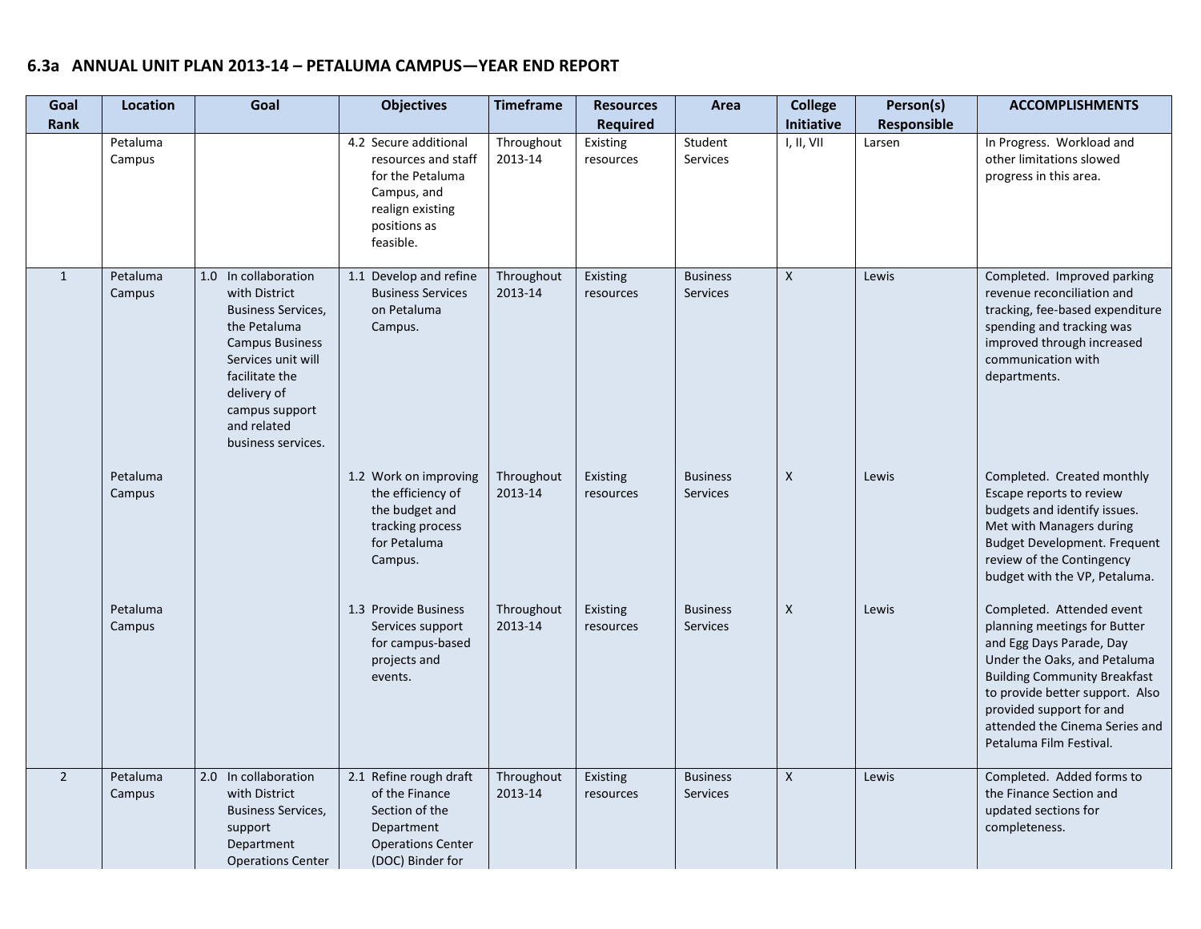## 6.3a ANNUAL UNIT PLAN 2013-14 – PETALUMA CAMPUS—YEAR END REPORT

| Goal Rank | Location | Goal | Objectives | Timeframe | Resources Required | Area | College Initiative | Person(s) Responsible | ACCOMPLISHMENTS |
|---|---|---|---|---|---|---|---|---|---|
| | Petaluma Campus | | 4.2 Secure additional resources and staff for the Petaluma Campus, and realign existing positions as feasible. | Throughout 2013-14 | Existing resources | Student Services | I, II, VII | Larsen | In Progress. Workload and other limitations slowed progress in this area. |
| 1 | Petaluma Campus | 1.0 In collaboration with District Business Services, the Petaluma Campus Business Services unit will facilitate the delivery of campus support and related business services. | 1.1 Develop and refine Business Services on Petaluma Campus. | Throughout 2013-14 | Existing resources | Business Services | X | Lewis | Completed. Improved parking revenue reconciliation and tracking, fee-based expenditure spending and tracking was improved through increased communication with departments. |
| | Petaluma Campus | | 1.2 Work on improving the efficiency of the budget and tracking process for Petaluma Campus. | Throughout 2013-14 | Existing resources | Business Services | X | Lewis | Completed. Created monthly Escape reports to review budgets and identify issues. Met with Managers during Budget Development. Frequent review of the Contingency budget with the VP, Petaluma. |
| | Petaluma Campus | | 1.3 Provide Business Services support for campus-based projects and events. | Throughout 2013-14 | Existing resources | Business Services | X | Lewis | Completed. Attended event planning meetings for Butter and Egg Days Parade, Day Under the Oaks, and Petaluma Building Community Breakfast to provide better support. Also provided support for and attended the Cinema Series and Petaluma Film Festival. |
| 2 | Petaluma Campus | 2.0 In collaboration with District Business Services, support Department Operations Center | 2.1 Refine rough draft of the Finance Section of the Department Operations Center (DOC) Binder for | Throughout 2013-14 | Existing resources | Business Services | X | Lewis | Completed. Added forms to the Finance Section and updated sections for completeness. |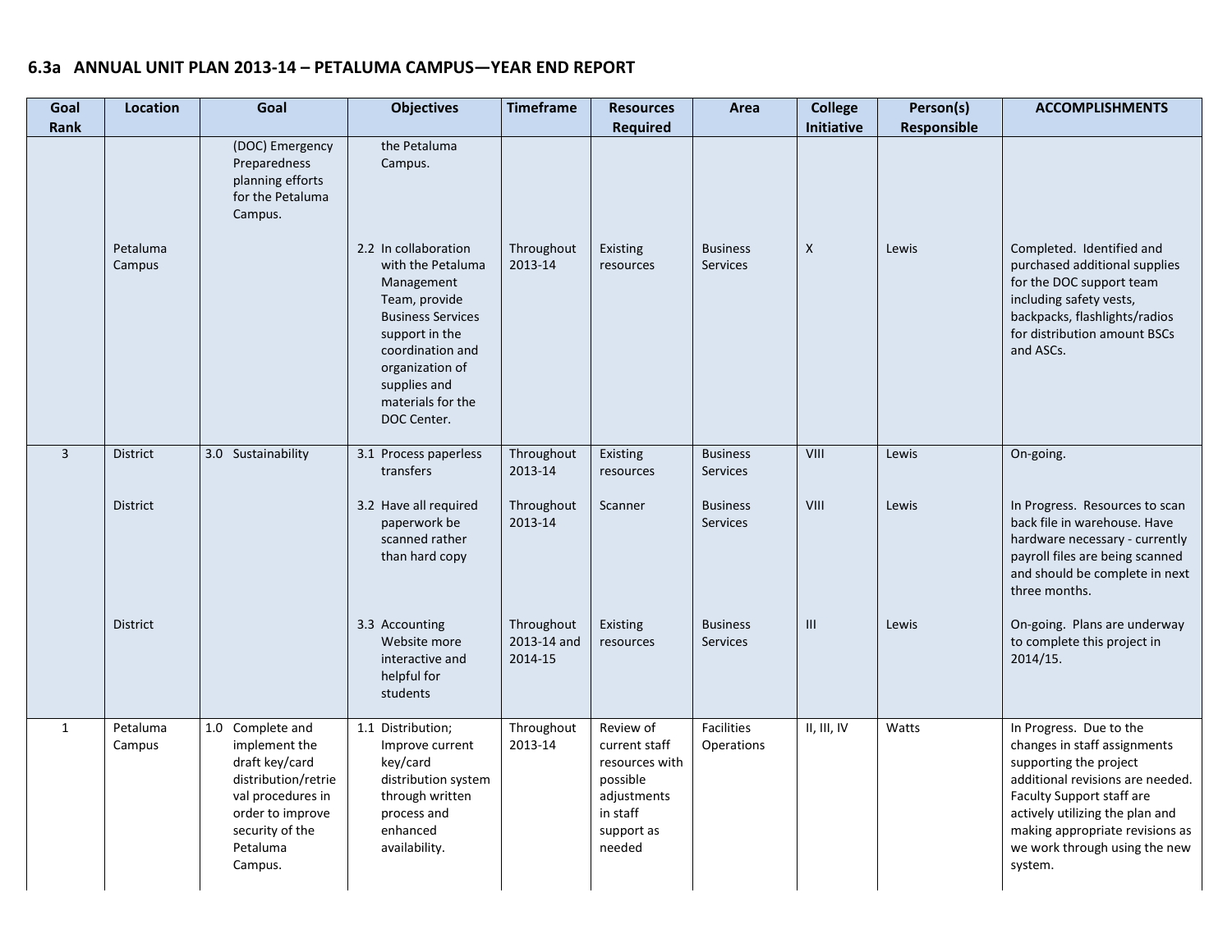## 6.3a ANNUAL UNIT PLAN 2013-14 – PETALUMA CAMPUS—YEAR END REPORT

| Goal Rank | Location | Goal | Objectives | Timeframe | Resources Required | Area | College Initiative | Person(s) Responsible | ACCOMPLISHMENTS |
|---|---|---|---|---|---|---|---|---|---|
| | | (DOC) Emergency Preparedness planning efforts for the Petaluma Campus. | the Petaluma Campus. | | | | | | |
| | Petaluma Campus | | 2.2 In collaboration with the Petaluma Management Team, provide Business Services support in the coordination and organization of supplies and materials for the DOC Center. | Throughout 2013-14 | Existing resources | Business Services | X | Lewis | Completed. Identified and purchased additional supplies for the DOC support team including safety vests, backpacks, flashlights/radios for distribution amount BSCs and ASCs. |
| 3 | District | 3.0 Sustainability | 3.1 Process paperless transfers | Throughout 2013-14 | Existing resources | Business Services | VIII | Lewis | On-going. |
| | District | | 3.2 Have all required paperwork be scanned rather than hard copy | Throughout 2013-14 | Scanner | Business Services | VIII | Lewis | In Progress. Resources to scan back file in warehouse. Have hardware necessary - currently payroll files are being scanned and should be complete in next three months. |
| | District | | 3.3 Accounting Website more interactive and helpful for students | Throughout 2013-14 and 2014-15 | Existing resources | Business Services | III | Lewis | On-going. Plans are underway to complete this project in 2014/15. |
| 1 | Petaluma Campus | 1.0 Complete and implement the draft key/card distribution/retrieval procedures in order to improve security of the Petaluma Campus. | 1.1 Distribution; Improve current key/card distribution system through written process and enhanced availability. | Throughout 2013-14 | Review of current staff resources with possible adjustments in staff support as needed | Facilities Operations | II, III, IV | Watts | In Progress. Due to the changes in staff assignments supporting the project additional revisions are needed. Faculty Support staff are actively utilizing the plan and making appropriate revisions as we work through using the new system. |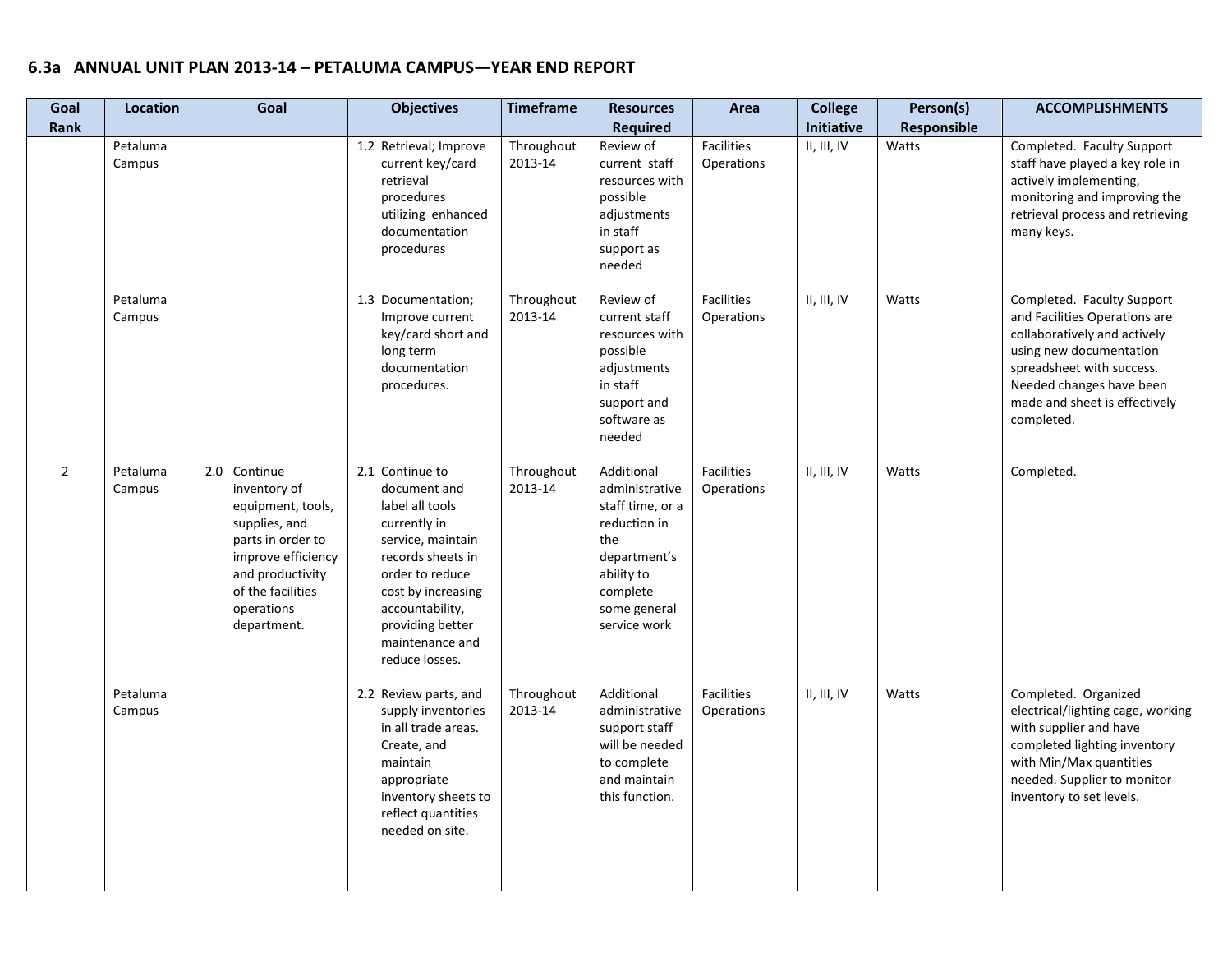## 6.3a ANNUAL UNIT PLAN 2013-14 – PETALUMA CAMPUS—YEAR END REPORT

| Goal Rank | Location | Goal | Objectives | Timeframe | Resources Required | Area | College Initiative | Person(s) Responsible | ACCOMPLISHMENTS |
|---|---|---|---|---|---|---|---|---|---|
| | Petaluma Campus | | 1.2 Retrieval; Improve current key/card retrieval procedures utilizing enhanced documentation procedures | Throughout 2013-14 | Review of current staff resources with possible adjustments in staff support as needed | Facilities Operations | II, III, IV | Watts | Completed. Faculty Support staff have played a key role in actively implementing, monitoring and improving the retrieval process and retrieving many keys. |
| | Petaluma Campus | | 1.3 Documentation; Improve current key/card short and long term documentation procedures. | Throughout 2013-14 | Review of current staff resources with possible adjustments in staff support and software as needed | Facilities Operations | II, III, IV | Watts | Completed. Faculty Support and Facilities Operations are collaboratively and actively using new documentation spreadsheet with success. Needed changes have been made and sheet is effectively completed. |
| 2 | Petaluma Campus | 2.0 Continue inventory of equipment, tools, supplies, and parts in order to improve efficiency and productivity of the facilities operations department. | 2.1 Continue to document and label all tools currently in service, maintain records sheets in order to reduce cost by increasing accountability, providing better maintenance and reduce losses. | Throughout 2013-14 | Additional administrative staff time, or a reduction in the department's ability to complete some general service work | Facilities Operations | II, III, IV | Watts | Completed. |
| | Petaluma Campus | | 2.2 Review parts, and supply inventories in all trade areas. Create, and maintain appropriate inventory sheets to reflect quantities needed on site. | Throughout 2013-14 | Additional administrative support staff will be needed to complete and maintain this function. | Facilities Operations | II, III, IV | Watts | Completed. Organized electrical/lighting cage, working with supplier and have completed lighting inventory with Min/Max quantities needed. Supplier to monitor inventory to set levels. |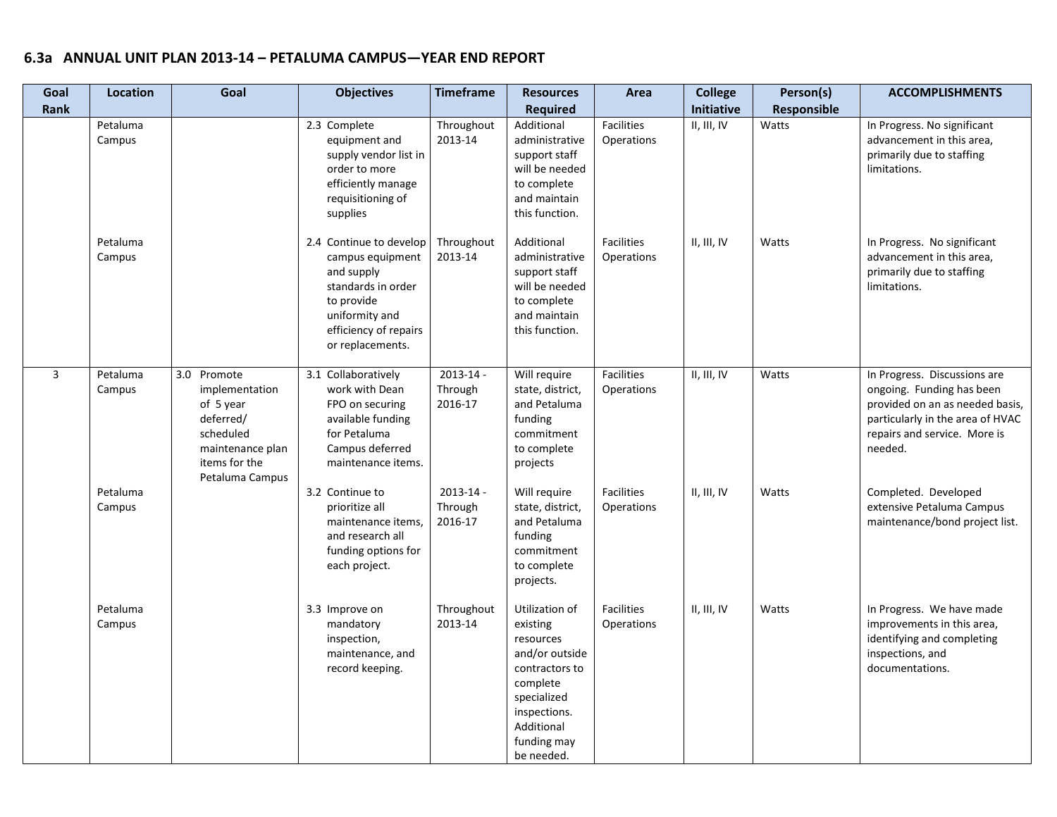## 6.3a ANNUAL UNIT PLAN 2013-14 – PETALUMA CAMPUS—YEAR END REPORT

| Goal Rank | Location | Goal | Objectives | Timeframe | Resources Required | Area | College Initiative | Person(s) Responsible | ACCOMPLISHMENTS |
|---|---|---|---|---|---|---|---|---|---|
| | Petaluma Campus | | 2.3 Complete equipment and supply vendor list in order to more efficiently manage requisitioning of supplies | Throughout 2013-14 | Additional administrative support staff will be needed to complete and maintain this function. | Facilities Operations | II, III, IV | Watts | In Progress. No significant advancement in this area, primarily due to staffing limitations. |
| | Petaluma Campus | | 2.4 Continue to develop campus equipment and supply standards in order to provide uniformity and efficiency of repairs or replacements. | Throughout 2013-14 | Additional administrative support staff will be needed to complete and maintain this function. | Facilities Operations | II, III, IV | Watts | In Progress. No significant advancement in this area, primarily due to staffing limitations. |
| 3 | Petaluma Campus | 3.0 Promote implementation of 5 year deferred/ scheduled maintenance plan items for the Petaluma Campus | 3.1 Collaboratively work with Dean FPO on securing available funding for Petaluma Campus deferred maintenance items. | 2013-14 - Through 2016-17 | Will require state, district, and Petaluma funding commitment to complete projects | Facilities Operations | II, III, IV | Watts | In Progress. Discussions are ongoing. Funding has been provided on an as needed basis, particularly in the area of HVAC repairs and service. More is needed. |
| | Petaluma Campus | | 3.2 Continue to prioritize all maintenance items, and research all funding options for each project. | 2013-14 - Through 2016-17 | Will require state, district, and Petaluma funding commitment to complete projects. | Facilities Operations | II, III, IV | Watts | Completed. Developed extensive Petaluma Campus maintenance/bond project list. |
| | Petaluma Campus | | 3.3 Improve on mandatory inspection, maintenance, and record keeping. | Throughout 2013-14 | Utilization of existing resources and/or outside contractors to complete specialized inspections. Additional funding may be needed. | Facilities Operations | II, III, IV | Watts | In Progress. We have made improvements in this area, identifying and completing inspections, and documentations. |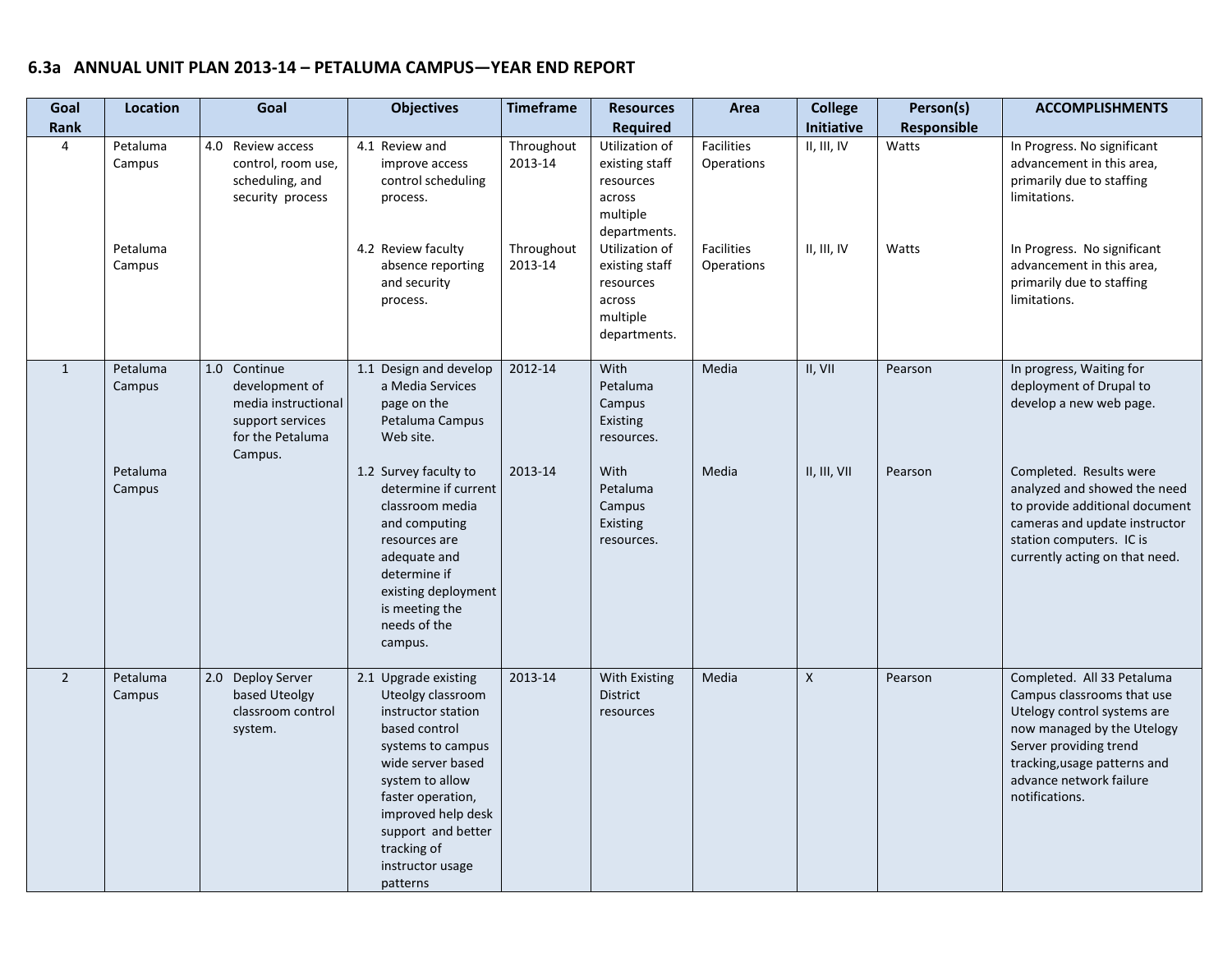## 6.3a ANNUAL UNIT PLAN 2013-14 – PETALUMA CAMPUS—YEAR END REPORT

| Goal Rank | Location | Goal | Objectives | Timeframe | Resources Required | Area | College Initiative | Person(s) Responsible | ACCOMPLISHMENTS |
|---|---|---|---|---|---|---|---|---|---|
| 4 | Petaluma Campus | 4.0 Review access control, room use, scheduling, and security process | 4.1 Review and improve access control scheduling process. | Throughout 2013-14 | Utilization of existing staff resources across multiple departments. | Facilities Operations | II, III, IV | Watts | In Progress. No significant advancement in this area, primarily due to staffing limitations. |
| | Petaluma Campus | | 4.2 Review faculty absence reporting and security process. | Throughout 2013-14 | Utilization of existing staff resources across multiple departments. | Facilities Operations | II, III, IV | Watts | In Progress. No significant advancement in this area, primarily due to staffing limitations. |
| 1 | Petaluma Campus | 1.0 Continue development of media instructional support services for the Petaluma Campus. | 1.1 Design and develop a Media Services page on the Petaluma Campus Web site. | 2012-14 | With Petaluma Campus Existing resources. | Media | II, VII | Pearson | In progress, Waiting for deployment of Drupal to develop a new web page. |
| | Petaluma Campus | | 1.2 Survey faculty to determine if current classroom media and computing resources are adequate and determine if existing deployment is meeting the needs of the campus. | 2013-14 | With Petaluma Campus Existing resources. | Media | II, III, VII | Pearson | Completed. Results were analyzed and showed the need to provide additional document cameras and update instructor station computers. IC is currently acting on that need. |
| 2 | Petaluma Campus | 2.0 Deploy Server based Uteolgy classroom control system. | 2.1 Upgrade existing Uteolgy classroom instructor station based control systems to campus wide server based system to allow faster operation, improved help desk support and better tracking of instructor usage patterns | 2013-14 | With Existing District resources | Media | X | Pearson | Completed. All 33 Petaluma Campus classrooms that use Utelogy control systems are now managed by the Utelogy Server providing trend tracking,usage patterns and advance network failure notifications. |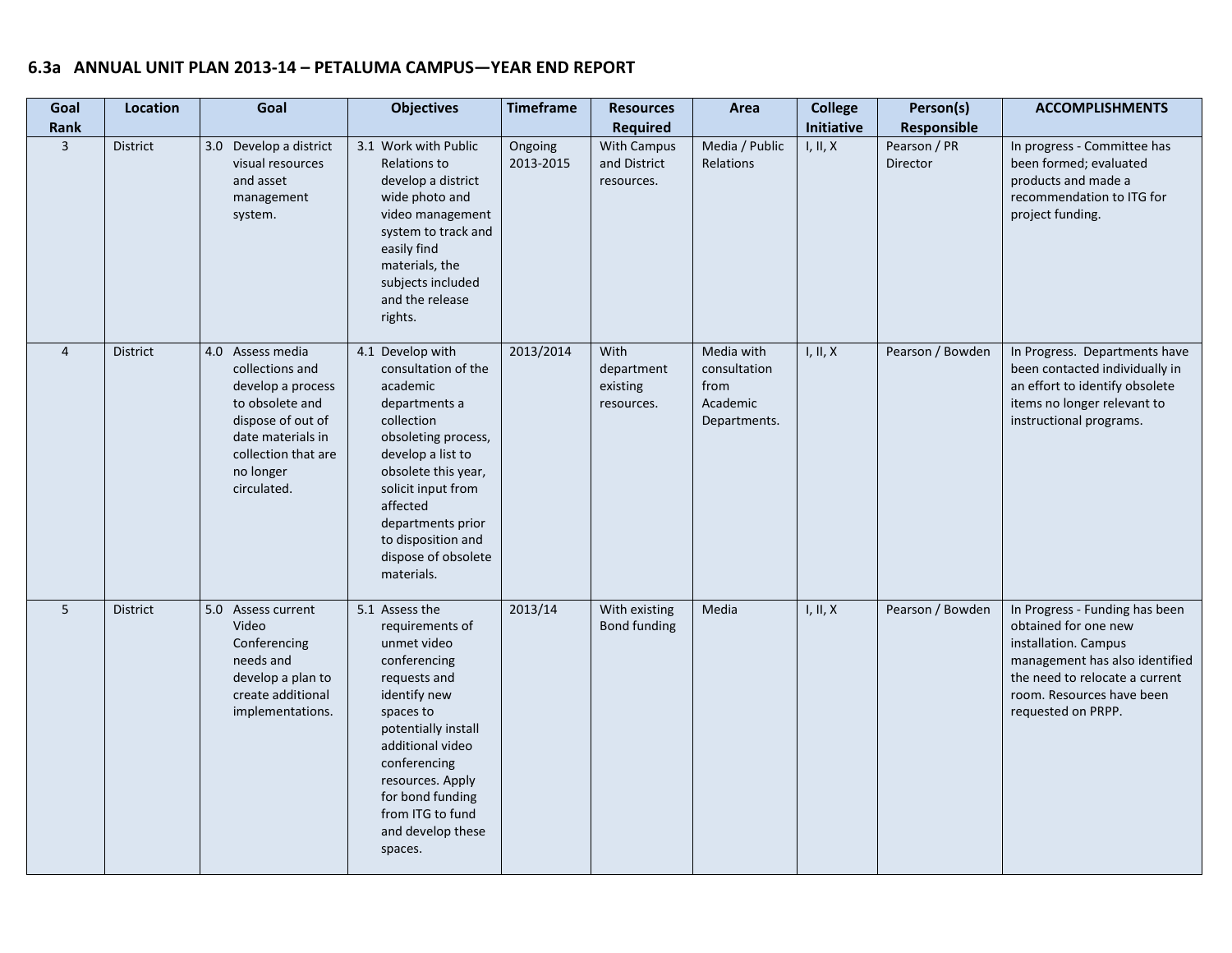## 6.3a ANNUAL UNIT PLAN 2013-14 – PETALUMA CAMPUS—YEAR END REPORT

| Goal Rank | Location | Goal | Objectives | Timeframe | Resources Required | Area | College Initiative | Person(s) Responsible | ACCOMPLISHMENTS |
|---|---|---|---|---|---|---|---|---|---|
| 3 | District | 3.0 Develop a district visual resources and asset management system. | 3.1 Work with Public Relations to develop a district wide photo and video management system to track and easily find materials, the subjects included and the release rights. | Ongoing 2013-2015 | With Campus and District resources. | Media / Public Relations | I, II, X | Pearson / PR Director | In progress - Committee has been formed; evaluated products and made a recommendation to ITG for project funding. |
| 4 | District | 4.0 Assess media collections and develop a process to obsolete and dispose of out of date materials in collection that are no longer circulated. | 4.1 Develop with consultation of the academic departments a collection obsoleting process, develop a list to obsolete this year, solicit input from affected departments prior to disposition and dispose of obsolete materials. | 2013/2014 | With department existing resources. | Media with consultation from Academic Departments. | I, II, X | Pearson / Bowden | In Progress. Departments have been contacted individually in an effort to identify obsolete items no longer relevant to instructional programs. |
| 5 | District | 5.0 Assess current Video Conferencing needs and develop a plan to create additional implementations. | 5.1 Assess the requirements of unmet video conferencing requests and identify new spaces to potentially install additional video conferencing resources. Apply for bond funding from ITG to fund and develop these spaces. | 2013/14 | With existing Bond funding | Media | I, II, X | Pearson / Bowden | In Progress - Funding has been obtained for one new installation. Campus management has also identified the need to relocate a current room. Resources have been requested on PRPP. |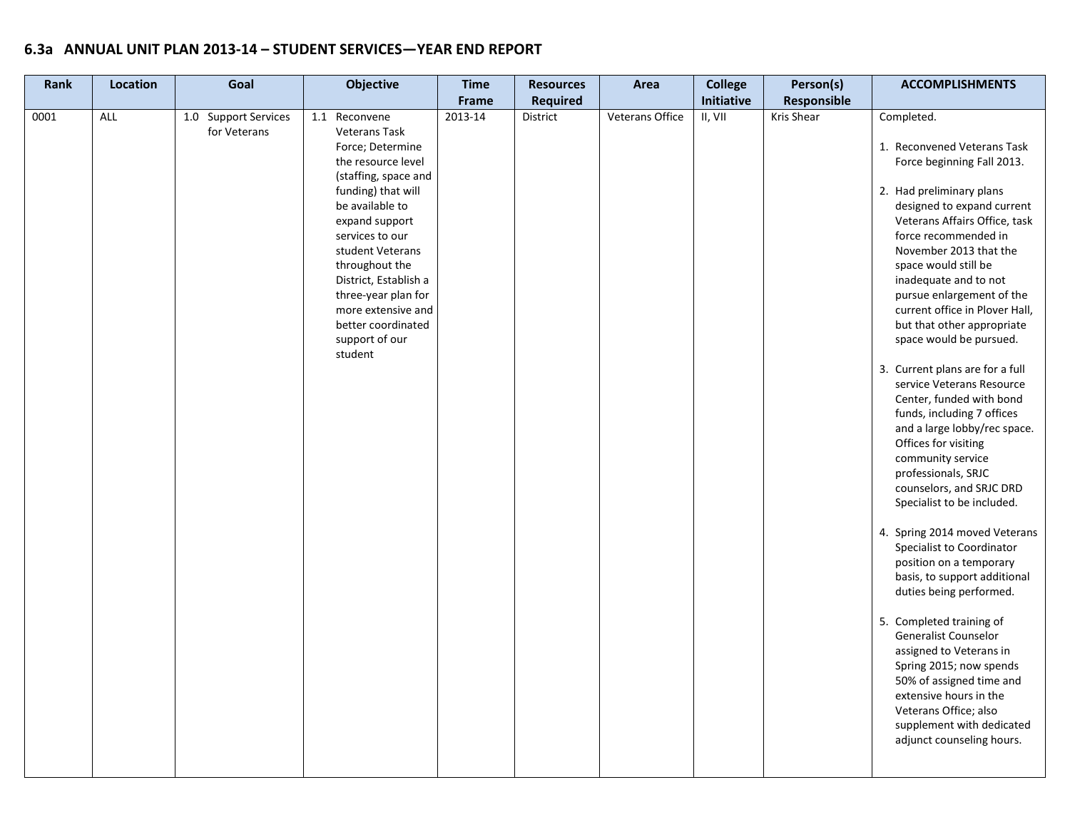## 6.3a ANNUAL UNIT PLAN 2013-14 – STUDENT SERVICES—YEAR END REPORT

| Rank | Location | Goal | Objective | Time Frame | Resources Required | Area | College Initiative | Person(s) Responsible | ACCOMPLISHMENTS |
|---|---|---|---|---|---|---|---|---|---|
| 0001 | ALL | 1.0 Support Services for Veterans | 1.1 Reconvene Veterans Task Force; Determine the resource level (staffing, space and funding) that will be available to expand support services to our student Veterans throughout the District, Establish a three-year plan for more extensive and better coordinated support of our student | 2013-14 | District | Veterans Office | II, VII | Kris Shear | Completed.<br><br>1. Reconvened Veterans Task Force beginning Fall 2013.<br><br>2. Had preliminary plans designed to expand current Veterans Affairs Office, task force recommended in November 2013 that the space would still be inadequate and to not pursue enlargement of the current office in Plover Hall, but that other appropriate space would be pursued.<br><br>3. Current plans are for a full service Veterans Resource Center, funded with bond funds, including 7 offices and a large lobby/rec space. Offices for visiting community service professionals, SRJC counselors, and SRJC DRD Specialist to be included.<br><br>4. Spring 2014 moved Veterans Specialist to Coordinator position on a temporary basis, to support additional duties being performed.<br><br>5. Completed training of Generalist Counselor assigned to Veterans in Spring 2015; now spends 50% of assigned time and extensive hours in the Veterans Office; also supplement with dedicated adjunct counseling hours. |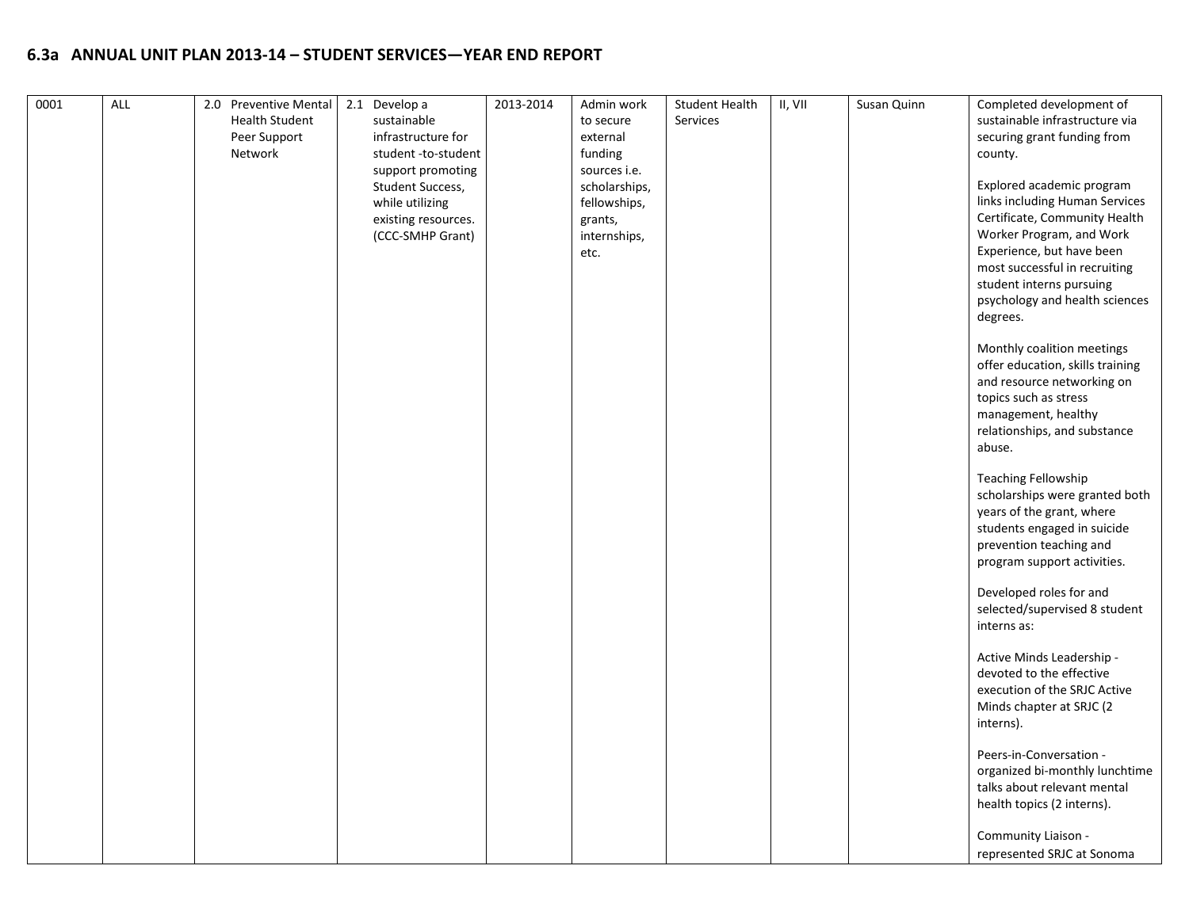## 6.3a ANNUAL UNIT PLAN 2013-14 – STUDENT SERVICES—YEAR END REPORT

| | | | | | | | | | |
|---|---|---|---|---|---|---|---|---|---|
| 0001 | ALL | 2.0 Preventive Mental Health Student Peer Support Network | 2.1 Develop a sustainable infrastructure for student -to-student support promoting Student Success, while utilizing existing resources. (CCC-SMHP Grant) | 2013-2014 | Admin work to secure external funding sources i.e. scholarships, fellowships, grants, internships, etc. | Student Health Services | II, VII | Susan Quinn | Completed development of sustainable infrastructure via securing grant funding from county.<br><br>Explored academic program links including Human Services Certificate, Community Health Worker Program, and Work Experience, but have been most successful in recruiting student interns pursuing psychology and health sciences degrees.<br><br>Monthly coalition meetings offer education, skills training and resource networking on topics such as stress management, healthy relationships, and substance abuse.<br><br>Teaching Fellowship scholarships were granted both years of the grant, where students engaged in suicide prevention teaching and program support activities.<br><br>Developed roles for and selected/supervised 8 student interns as:<br><br>Active Minds Leadership - devoted to the effective execution of the SRJC Active Minds chapter at SRJC (2 interns).<br><br>Peers-in-Conversation - organized bi-monthly lunchtime talks about relevant mental health topics (2 interns).<br><br>Community Liaison - represented SRJC at Sonoma |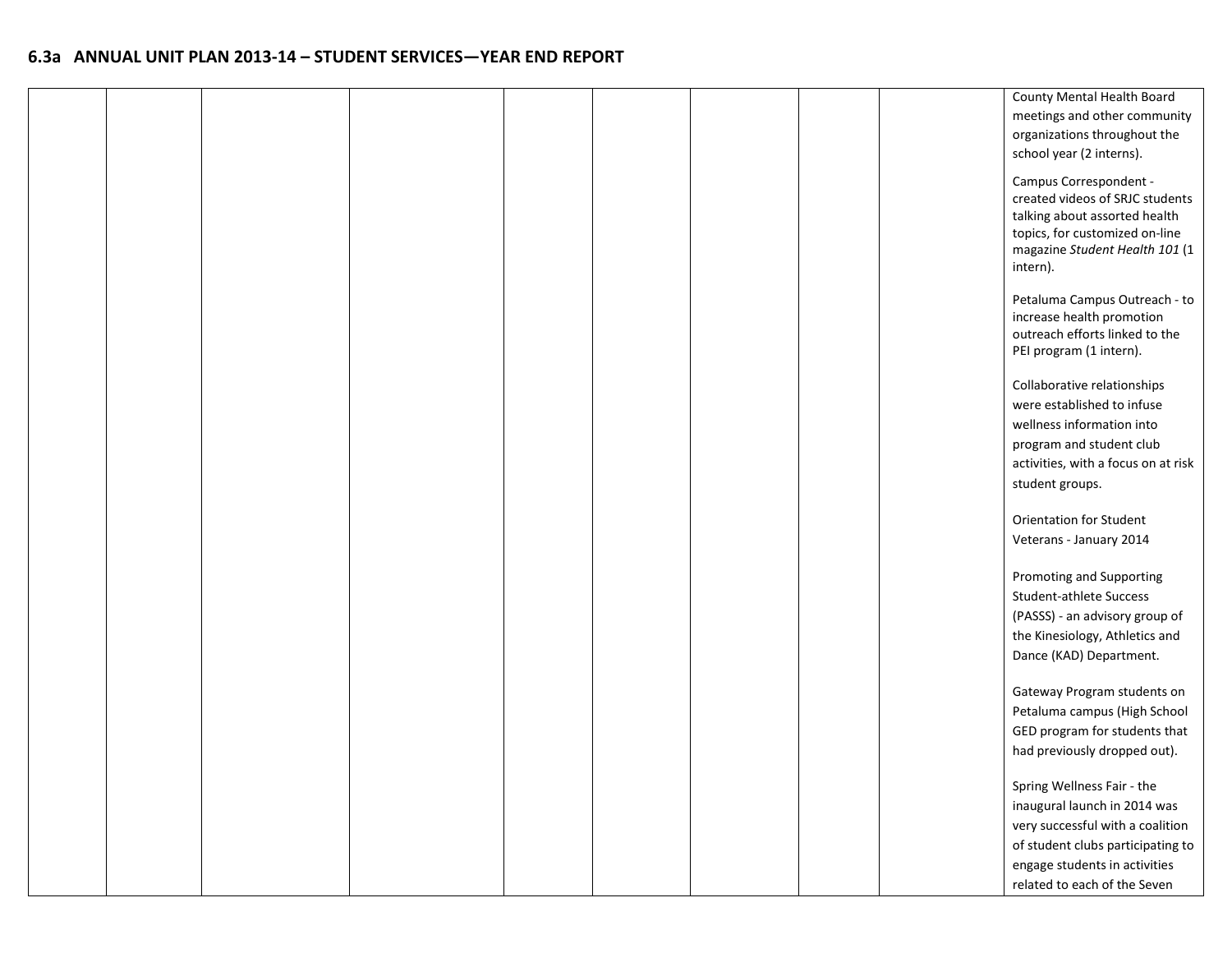## 6.3a ANNUAL UNIT PLAN 2013-14 – STUDENT SERVICES—YEAR END REPORT

| | | | | | | | | | |
|---|---|---|---|---|---|---|---|---|---|
| | | | | | | | | | County Mental Health Board meetings and other community organizations throughout the school year (2 interns).<br><br>Campus Correspondent - created videos of SRJC students talking about assorted health topics, for customized on-line magazine *Student Health 101* (1 intern).<br><br>Petaluma Campus Outreach - to increase health promotion outreach efforts linked to the PEI program (1 intern).<br><br>Collaborative relationships were established to infuse wellness information into program and student club activities, with a focus on at risk student groups.<br><br>Orientation for Student Veterans - January 2014<br><br>Promoting and Supporting Student-athlete Success (PASSS) - an advisory group of the Kinesiology, Athletics and Dance (KAD) Department.<br><br>Gateway Program students on Petaluma campus (High School GED program for students that had previously dropped out).<br><br>Spring Wellness Fair - the inaugural launch in 2014 was very successful with a coalition of student clubs participating to engage students in activities related to each of the Seven |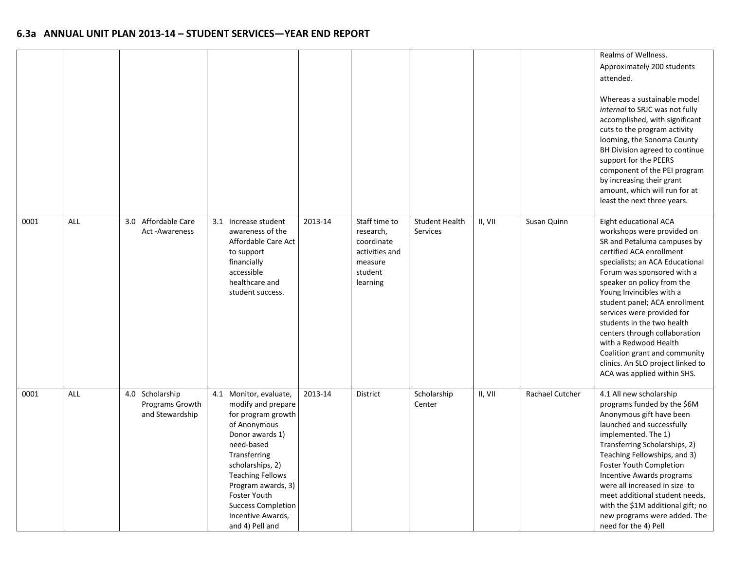## 6.3a ANNUAL UNIT PLAN 2013-14 – STUDENT SERVICES—YEAR END REPORT

| | | | | | | | | | |
|---|---|---|---|---|---|---|---|---|---|
| | | | | | | | | | Realms of Wellness. Approximately 200 students attended.<br><br>Whereas a sustainable model *internal* to SRJC was not fully accomplished, with significant cuts to the program activity looming, the Sonoma County BH Division agreed to continue support for the PEERS component of the PEI program by increasing their grant amount, which will run for at least the next three years. |
| 0001 | ALL | 3.0 Affordable Care Act -Awareness | 3.1 Increase student awareness of the Affordable Care Act to support financially accessible healthcare and student success. | 2013-14 | Staff time to research, coordinate activities and measure student learning | Student Health Services | II, VII | Susan Quinn | Eight educational ACA workshops were provided on SR and Petaluma campuses by certified ACA enrollment specialists; an ACA Educational Forum was sponsored with a speaker on policy from the Young Invincibles with a student panel; ACA enrollment services were provided for students in the two health centers through collaboration with a Redwood Health Coalition grant and community clinics. An SLO project linked to ACA was applied within SHS. |
| 0001 | ALL | 4.0 Scholarship Programs Growth and Stewardship | 4.1 Monitor, evaluate, modify and prepare for program growth of Anonymous Donor awards 1) need-based Transferring scholarships, 2) Teaching Fellows Program awards, 3) Foster Youth Success Completion Incentive Awards, and 4) Pell and | 2013-14 | District | Scholarship Center | II, VII | Rachael Cutcher | 4.1 All new scholarship programs funded by the $6M Anonymous gift have been launched and successfully implemented. The 1) Transferring Scholarships, 2) Teaching Fellowships, and 3) Foster Youth Completion Incentive Awards programs were all increased in size to meet additional student needs, with the $1M additional gift; no new programs were added. The need for the 4) Pell |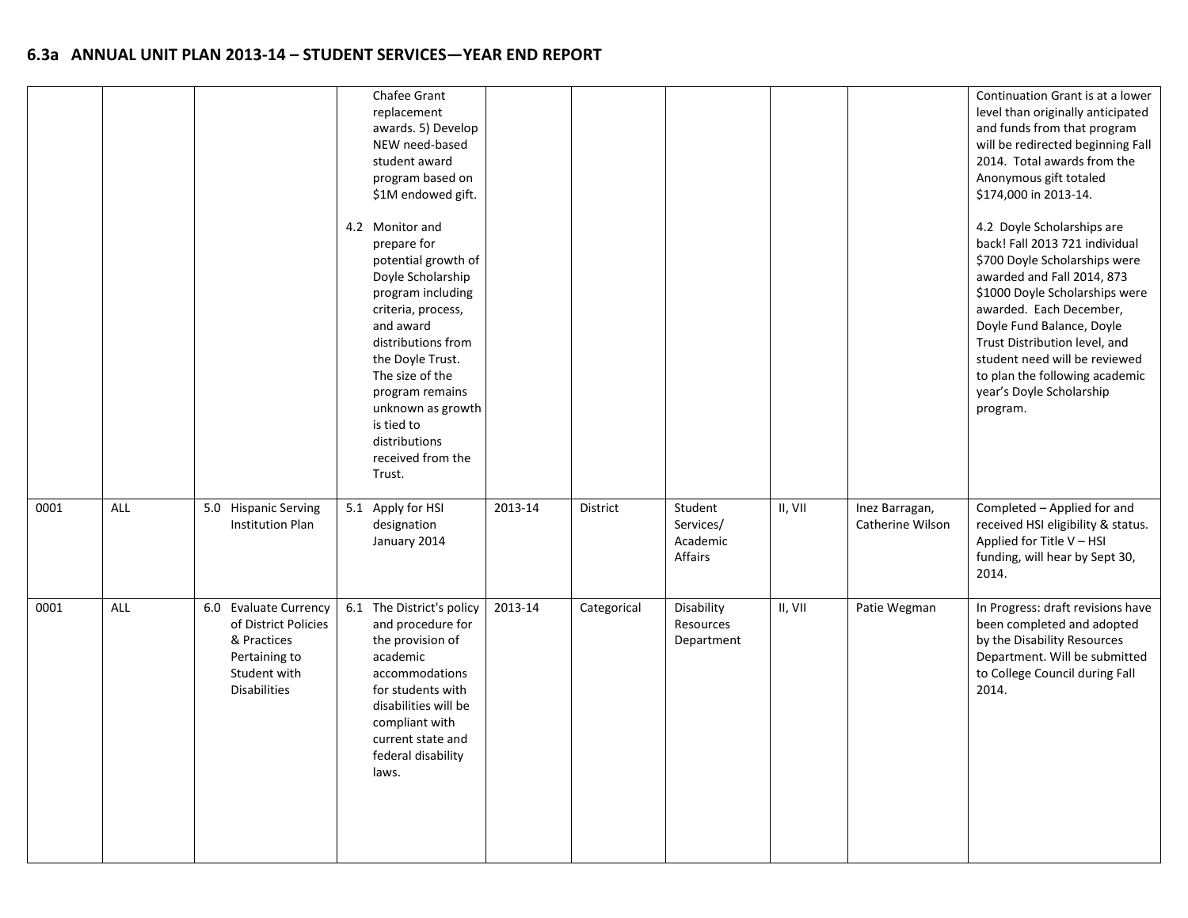## 6.3a ANNUAL UNIT PLAN 2013-14 – STUDENT SERVICES—YEAR END REPORT

| | | | | | | | | | |
|---|---|---|---|---|---|---|---|---|---|
| | | | Chafee Grant replacement awards. 5) Develop NEW need-based student award program based on $1M endowed gift.<br><br>4.2 Monitor and prepare for potential growth of Doyle Scholarship program including criteria, process, and award distributions from the Doyle Trust. The size of the program remains unknown as growth is tied to distributions received from the Trust. | | | | | | Continuation Grant is at a lower level than originally anticipated and funds from that program will be redirected beginning Fall 2014. Total awards from the Anonymous gift totaled $174,000 in 2013-14.<br><br>4.2 Doyle Scholarships are back! Fall 2013 721 individual $700 Doyle Scholarships were awarded and Fall 2014, 873 $1000 Doyle Scholarships were awarded. Each December, Doyle Fund Balance, Doyle Trust Distribution level, and student need will be reviewed to plan the following academic year's Doyle Scholarship program. |
| 0001 | ALL | 5.0 Hispanic Serving Institution Plan | 5.1 Apply for HSI designation January 2014 | 2013-14 | District | Student Services/ Academic Affairs | II, VII | Inez Barragan, Catherine Wilson | Completed – Applied for and received HSI eligibility & status. Applied for Title V – HSI funding, will hear by Sept 30, 2014. |
| 0001 | ALL | 6.0 Evaluate Currency of District Policies & Practices Pertaining to Student with Disabilities | 6.1 The District's policy and procedure for the provision of academic accommodations for students with disabilities will be compliant with current state and federal disability laws. | 2013-14 | Categorical | Disability Resources Department | II, VII | Patie Wegman | In Progress: draft revisions have been completed and adopted by the Disability Resources Department. Will be submitted to College Council during Fall 2014. |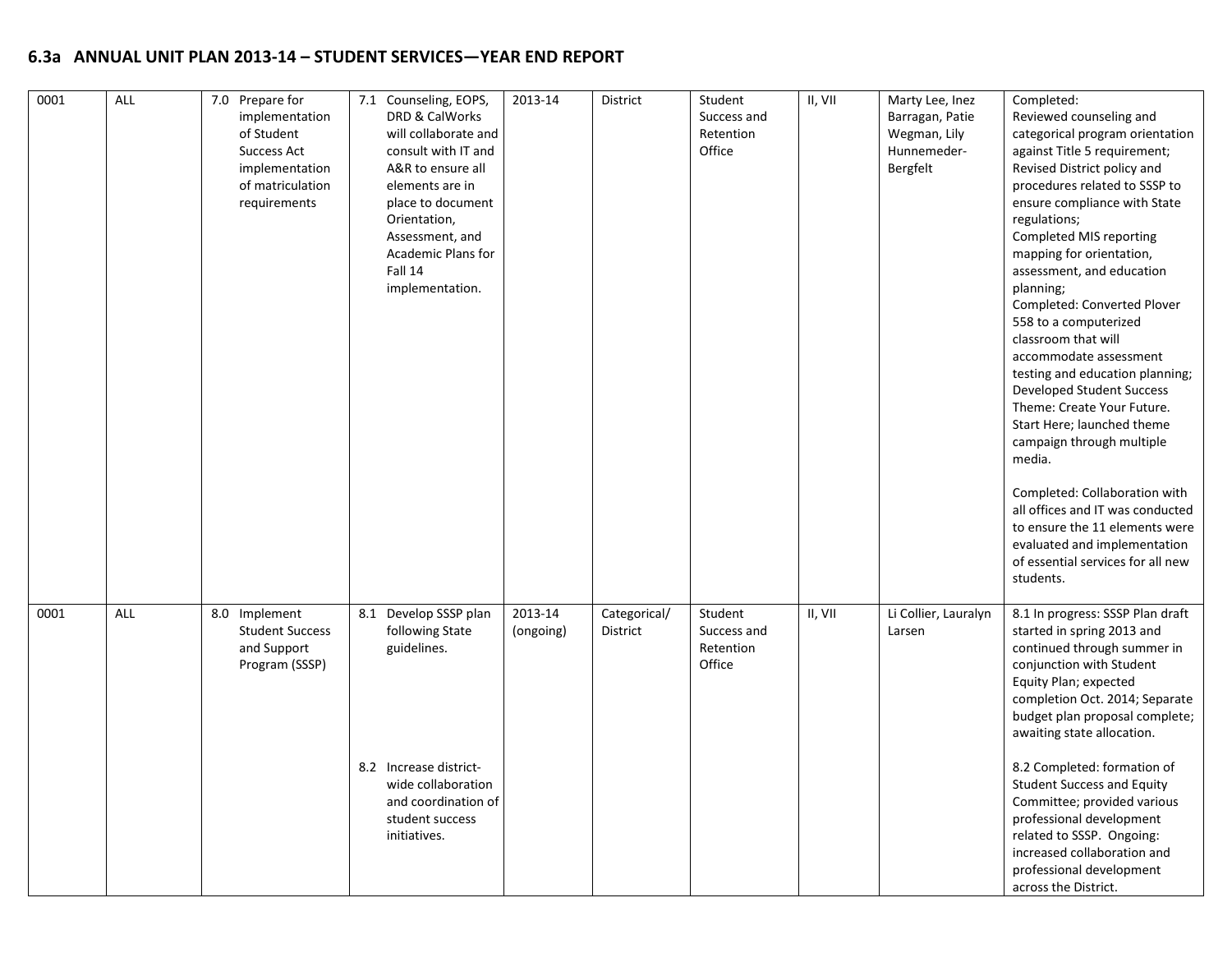## 6.3a ANNUAL UNIT PLAN 2013-14 – STUDENT SERVICES—YEAR END REPORT

| | | | | | | | | | |
|---|---|---|---|---|---|---|---|---|---|
| 0001 | ALL | 7.0 Prepare for implementation of Student Success Act implementation of matriculation requirements | 7.1 Counseling, EOPS, DRD & CalWorks will collaborate and consult with IT and A&R to ensure all elements are in place to document Orientation, Assessment, and Academic Plans for Fall 14 implementation. | 2013-14 | District | Student Success and Retention Office | II, VII | Marty Lee, Inez Barragan, Patie Wegman, Lily Hunnemeder-Bergfelt | Completed:<br>Reviewed counseling and categorical program orientation against Title 5 requirement;<br>Revised District policy and procedures related to SSSP to ensure compliance with State regulations;<br>Completed MIS reporting mapping for orientation, assessment, and education planning;<br>Completed: Converted Plover 558 to a computerized classroom that will accommodate assessment testing and education planning;<br>Developed Student Success Theme: Create Your Future. Start Here; launched theme campaign through multiple media.<br><br>Completed: Collaboration with all offices and IT was conducted to ensure the 11 elements were evaluated and implementation of essential services for all new students. |
| 0001 | ALL | 8.0 Implement Student Success and Support Program (SSSP) | 8.1 Develop SSSP plan following State guidelines.<br><br>8.2 Increase district-wide collaboration and coordination of student success initiatives. | 2013-14 (ongoing) | Categorical/ District | Student Success and Retention Office | II, VII | Li Collier, Lauralyn Larsen | 8.1 In progress: SSSP Plan draft started in spring 2013 and continued through summer in conjunction with Student Equity Plan; expected completion Oct. 2014; Separate budget plan proposal complete; awaiting state allocation.<br><br>8.2 Completed: formation of Student Success and Equity Committee; provided various professional development related to SSSP. Ongoing: increased collaboration and professional development across the District. |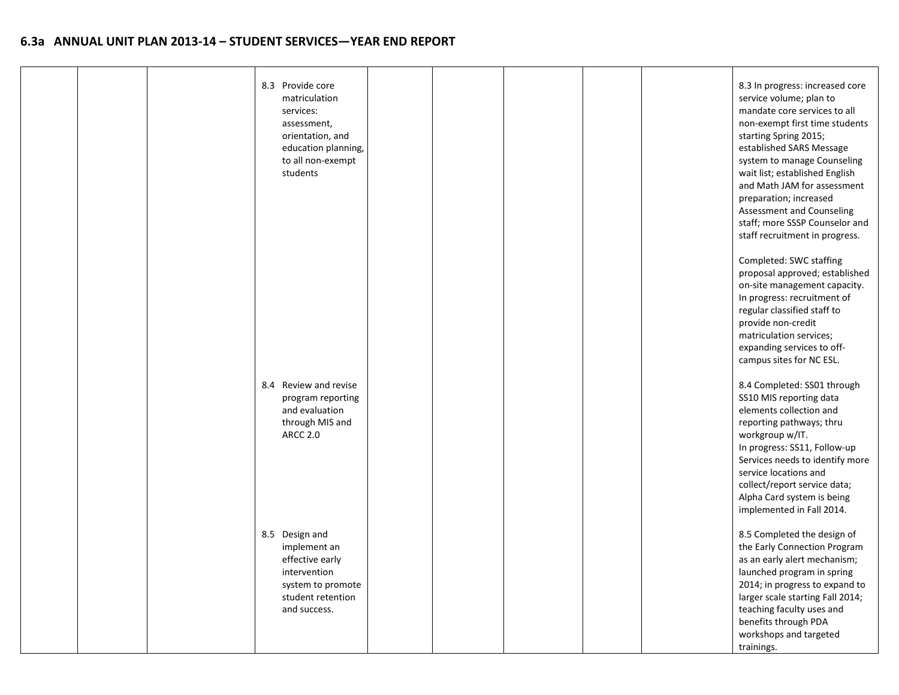## 6.3a ANNUAL UNIT PLAN 2013-14 – STUDENT SERVICES—YEAR END REPORT

| | | | | | | | | | |
|---|---|---|---|---|---|---|---|---|---|
| | | | 8.3 Provide core matriculation services: assessment, orientation, and education planning, to all non-exempt students | | | | | | 8.3 In progress: increased core service volume; plan to mandate core services to all non-exempt first time students starting Spring 2015; established SARS Message system to manage Counseling wait list; established English and Math JAM for assessment preparation; increased Assessment and Counseling staff; more SSSP Counselor and staff recruitment in progress.<br><br>Completed: SWC staffing proposal approved; established on-site management capacity. In progress: recruitment of regular classified staff to provide non-credit matriculation services; expanding services to off-campus sites for NC ESL. |
| | | | 8.4 Review and revise program reporting and evaluation through MIS and ARCC 2.0 | | | | | | 8.4 Completed: SS01 through SS10 MIS reporting data elements collection and reporting pathways; thru workgroup w/IT.<br>In progress: SS11, Follow-up Services needs to identify more service locations and collect/report service data; Alpha Card system is being implemented in Fall 2014. |
| | | | 8.5 Design and implement an effective early intervention system to promote student retention and success. | | | | | | 8.5 Completed the design of the Early Connection Program as an early alert mechanism; launched program in spring 2014; in progress to expand to larger scale starting Fall 2014; teaching faculty uses and benefits through PDA workshops and targeted trainings. |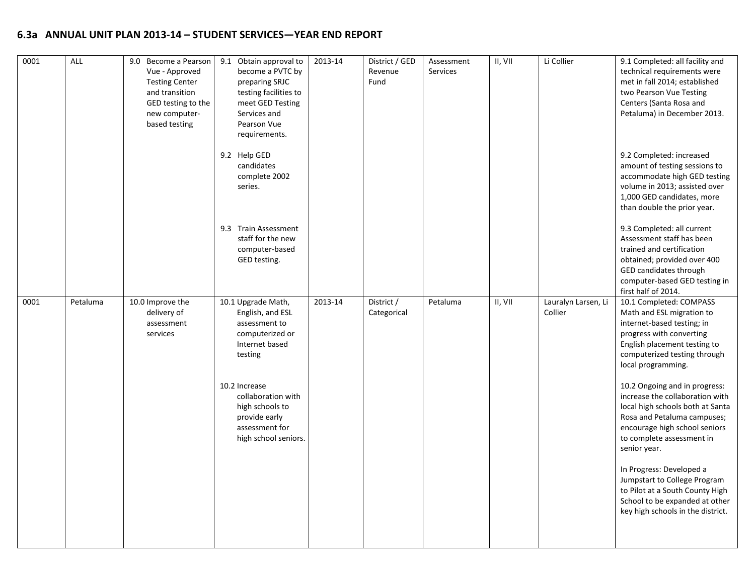## 6.3a ANNUAL UNIT PLAN 2013-14 – STUDENT SERVICES—YEAR END REPORT

| | | | | | | | | | |
|---|---|---|---|---|---|---|---|---|---|
| 0001 | ALL | 9.0 Become a Pearson Vue - Approved Testing Center and transition GED testing to the new computer-based testing | 9.1 Obtain approval to become a PVTC by preparing SRJC testing facilities to meet GED Testing Services and Pearson Vue requirements.<br><br>9.2 Help GED candidates complete 2002 series.<br><br>9.3 Train Assessment staff for the new computer-based GED testing. | 2013-14 | District / GED Revenue Fund | Assessment Services | II, VII | Li Collier | 9.1 Completed: all facility and technical requirements were met in fall 2014; established two Pearson Vue Testing Centers (Santa Rosa and Petaluma) in December 2013.<br><br>9.2 Completed: increased amount of testing sessions to accommodate high GED testing volume in 2013; assisted over 1,000 GED candidates, more than double the prior year.<br><br>9.3 Completed: all current Assessment staff has been trained and certification obtained; provided over 400 GED candidates through computer-based GED testing in first half of 2014. |
| 0001 | Petaluma | 10.0 Improve the delivery of assessment services | 10.1 Upgrade Math, English, and ESL assessment to computerized or Internet based testing<br><br>10.2 Increase collaboration with high schools to provide early assessment for high school seniors. | 2013-14 | District / Categorical | Petaluma | II, VII | Lauralyn Larsen, Li Collier | 10.1 Completed: COMPASS Math and ESL migration to internet-based testing; in progress with converting English placement testing to computerized testing through local programming.<br><br>10.2 Ongoing and in progress: increase the collaboration with local high schools both at Santa Rosa and Petaluma campuses; encourage high school seniors to complete assessment in senior year.<br><br>In Progress: Developed a Jumpstart to College Program to Pilot at a South County High School to be expanded at other key high schools in the district. |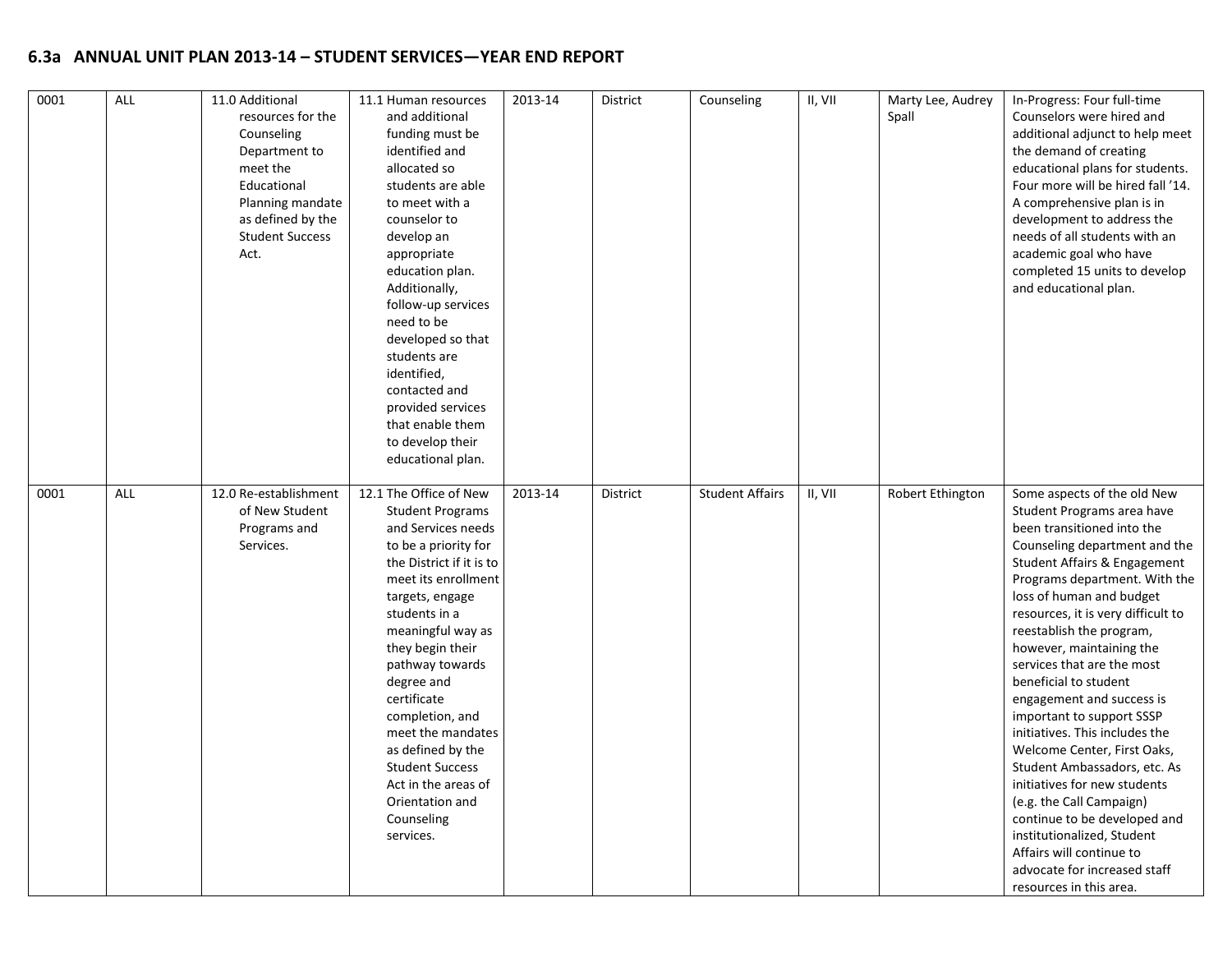## 6.3a ANNUAL UNIT PLAN 2013-14 – STUDENT SERVICES—YEAR END REPORT

| | | | | | | | | | |
|---|---|---|---|---|---|---|---|---|---|
| 0001 | ALL | 11.0 Additional resources for the Counseling Department to meet the Educational Planning mandate as defined by the Student Success Act. | 11.1 Human resources and additional funding must be identified and allocated so students are able to meet with a counselor to develop an appropriate education plan. Additionally, follow-up services need to be developed so that students are identified, contacted and provided services that enable them to develop their educational plan. | 2013-14 | District | Counseling | II, VII | Marty Lee, Audrey Spall | In-Progress: Four full-time Counselors were hired and additional adjunct to help meet the demand of creating educational plans for students. Four more will be hired fall '14. A comprehensive plan is in development to address the needs of all students with an academic goal who have completed 15 units to develop and educational plan. |
| 0001 | ALL | 12.0 Re-establishment of New Student Programs and Services. | 12.1 The Office of New Student Programs and Services needs to be a priority for the District if it is to meet its enrollment targets, engage students in a meaningful way as they begin their pathway towards degree and certificate completion, and meet the mandates as defined by the Student Success Act in the areas of Orientation and Counseling services. | 2013-14 | District | Student Affairs | II, VII | Robert Ethington | Some aspects of the old New Student Programs area have been transitioned into the Counseling department and the Student Affairs & Engagement Programs department. With the loss of human and budget resources, it is very difficult to reestablish the program, however, maintaining the services that are the most beneficial to student engagement and success is important to support SSSP initiatives. This includes the Welcome Center, First Oaks, Student Ambassadors, etc. As initiatives for new students (e.g. the Call Campaign) continue to be developed and institutionalized, Student Affairs will continue to advocate for increased staff resources in this area. |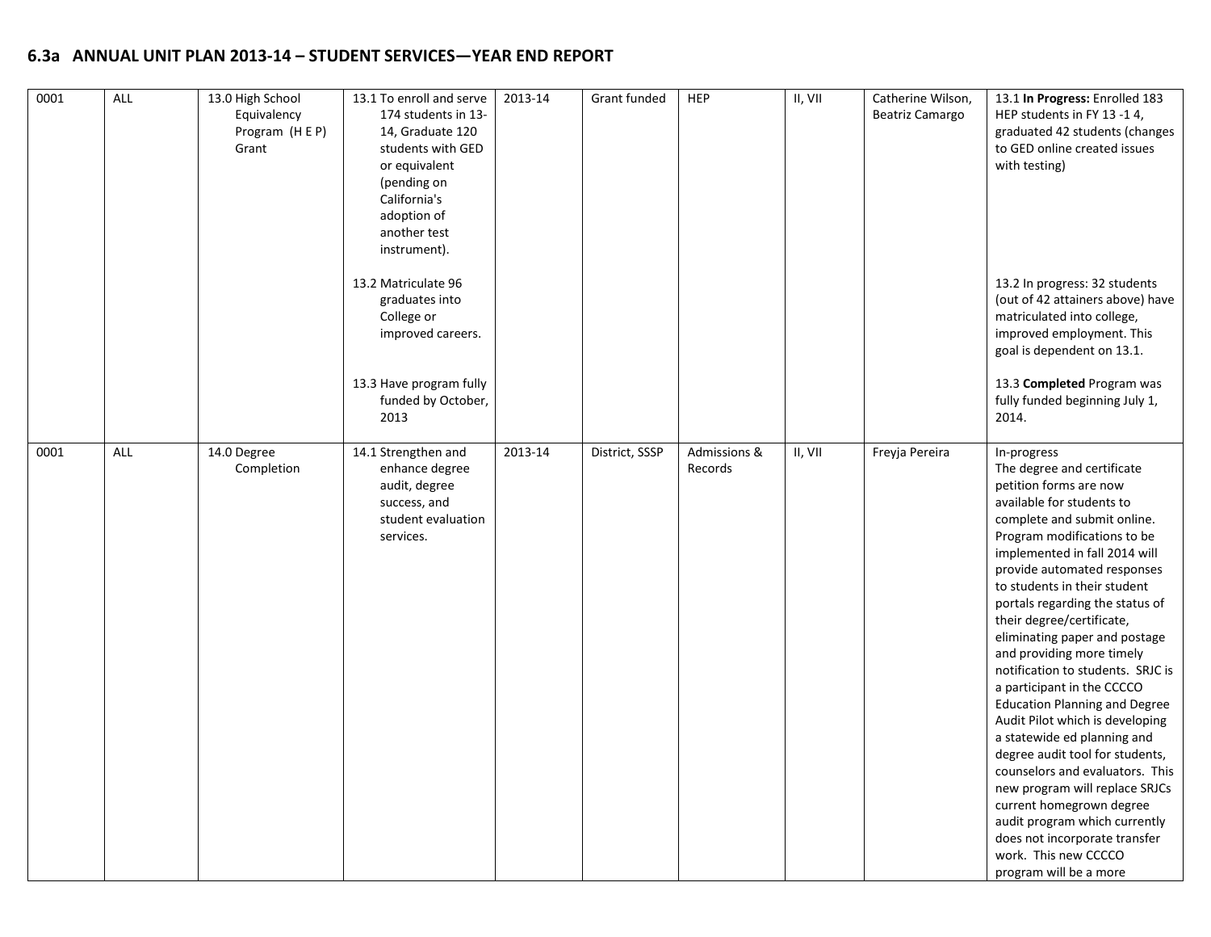## 6.3a ANNUAL UNIT PLAN 2013-14 – STUDENT SERVICES—YEAR END REPORT

| | | | | | | | | | |
|---|---|---|---|---|---|---|---|---|---|
| 0001 | ALL | 13.0 High School Equivalency Program (H E P) Grant | 13.1 To enroll and serve 174 students in 13-14, Graduate 120 students with GED or equivalent (pending on California's adoption of another test instrument).<br><br>13.2 Matriculate 96 graduates into College or improved careers.<br><br>13.3 Have program fully funded by October, 2013 | 2013-14 | Grant funded | HEP | II, VII | Catherine Wilson, Beatriz Camargo | 13.1 **In Progress:** Enrolled 183 HEP students in FY 13 -1 4, graduated 42 students (changes to GED online created issues with testing)<br><br>13.2 In progress: 32 students (out of 42 attainers above) have matriculated into college, improved employment. This goal is dependent on 13.1.<br><br>13.3 **Completed** Program was fully funded beginning July 1, 2014. |
| 0001 | ALL | 14.0 Degree Completion | 14.1 Strengthen and enhance degree audit, degree success, and student evaluation services. | 2013-14 | District, SSSP | Admissions & Records | II, VII | Freyja Pereira | In-progress<br>The degree and certificate petition forms are now available for students to complete and submit online. Program modifications to be implemented in fall 2014 will provide automated responses to students in their student portals regarding the status of their degree/certificate, eliminating paper and postage and providing more timely notification to students. SRJC is a participant in the CCCCO Education Planning and Degree Audit Pilot which is developing a statewide ed planning and degree audit tool for students, counselors and evaluators. This new program will replace SRJCs current homegrown degree audit program which currently does not incorporate transfer work. This new CCCCO program will be a more |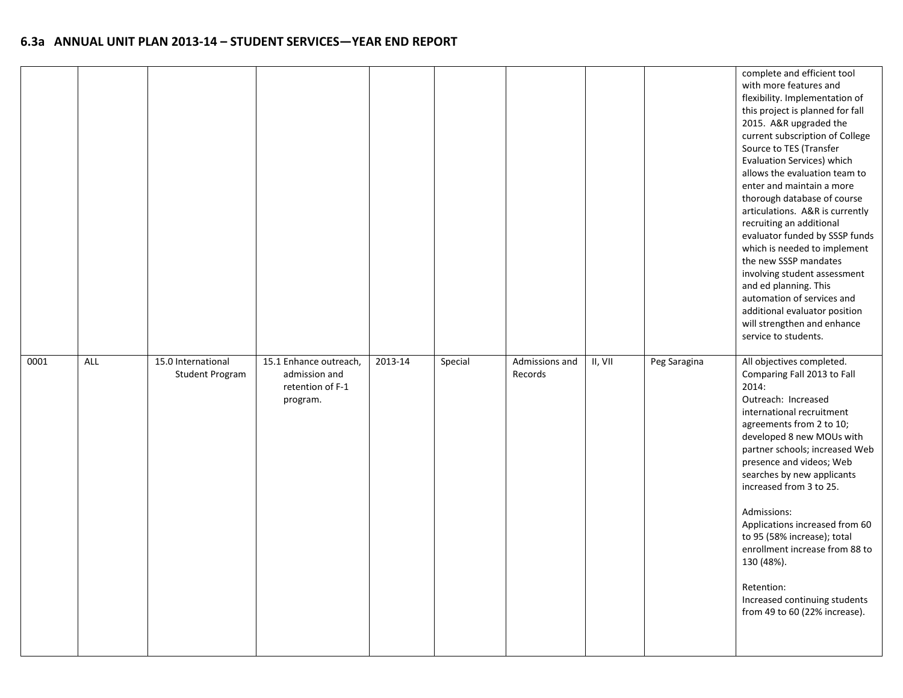## 6.3a ANNUAL UNIT PLAN 2013-14 – STUDENT SERVICES—YEAR END REPORT

| | | | | | | | | | |
|---|---|---|---|---|---|---|---|---|---|
| | | | | | | | | | complete and efficient tool with more features and flexibility. Implementation of this project is planned for fall 2015. A&R upgraded the current subscription of College Source to TES (Transfer Evaluation Services) which allows the evaluation team to enter and maintain a more thorough database of course articulations. A&R is currently recruiting an additional evaluator funded by SSSP funds which is needed to implement the new SSSP mandates involving student assessment and ed planning. This automation of services and additional evaluator position will strengthen and enhance service to students. |
| 0001 | ALL | 15.0 International Student Program | 15.1 Enhance outreach, admission and retention of F-1 program. | 2013-14 | Special | Admissions and Records | II, VII | Peg Saragina | All objectives completed. Comparing Fall 2013 to Fall 2014:<br>Outreach: Increased international recruitment agreements from 2 to 10; developed 8 new MOUs with partner schools; increased Web presence and videos; Web searches by new applicants increased from 3 to 25.<br><br>Admissions:<br>Applications increased from 60 to 95 (58% increase); total enrollment increase from 88 to 130 (48%).<br><br>Retention:<br>Increased continuing students from 49 to 60 (22% increase). |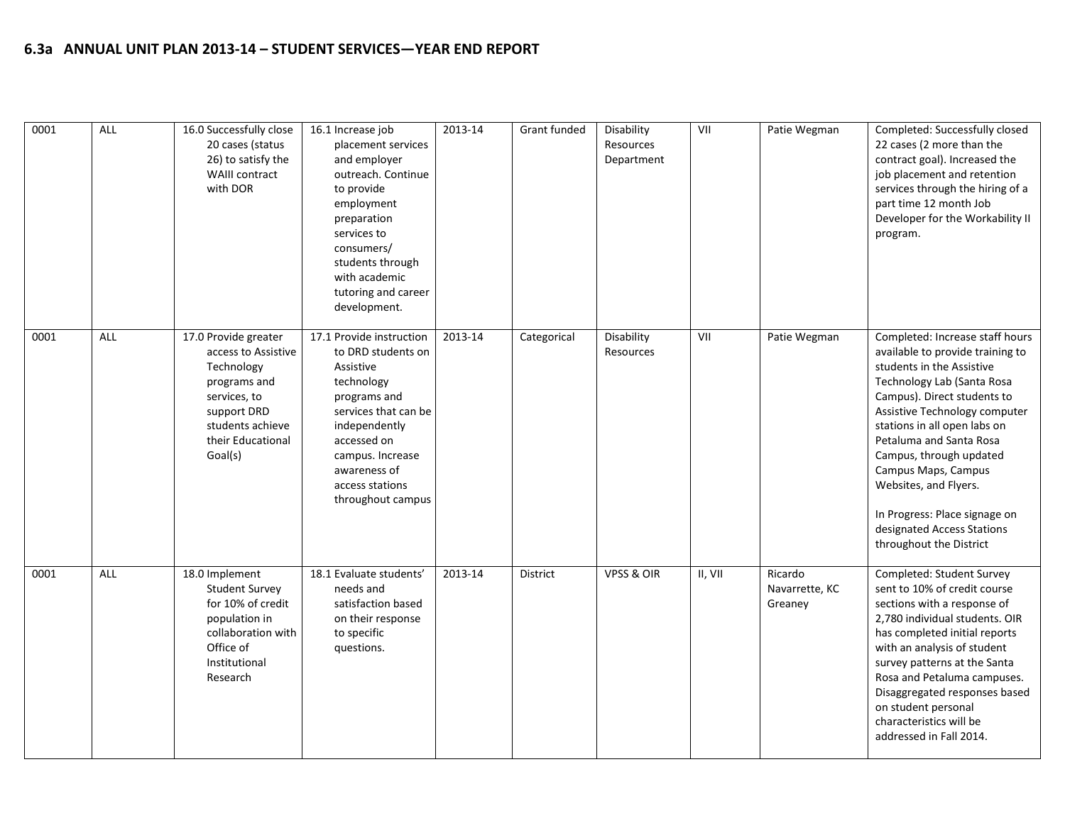## 6.3a ANNUAL UNIT PLAN 2013-14 – STUDENT SERVICES—YEAR END REPORT

| | | | | | | | | | |
|---|---|---|---|---|---|---|---|---|---|
| 0001 | ALL | 16.0 Successfully close 20 cases (status 26) to satisfy the WAIII contract with DOR | 16.1 Increase job placement services and employer outreach. Continue to provide employment preparation services to consumers/ students through with academic tutoring and career development. | 2013-14 | Grant funded | Disability Resources Department | VII | Patie Wegman | Completed: Successfully closed 22 cases (2 more than the contract goal). Increased the job placement and retention services through the hiring of a part time 12 month Job Developer for the Workability II program. |
| 0001 | ALL | 17.0 Provide greater access to Assistive Technology programs and services, to support DRD students achieve their Educational Goal(s) | 17.1 Provide instruction to DRD students on Assistive technology programs and services that can be independently accessed on campus. Increase awareness of access stations throughout campus | 2013-14 | Categorical | Disability Resources | VII | Patie Wegman | Completed: Increase staff hours available to provide training to students in the Assistive Technology Lab (Santa Rosa Campus). Direct students to Assistive Technology computer stations in all open labs on Petaluma and Santa Rosa Campus, through updated Campus Maps, Campus Websites, and Flyers.<br><br>In Progress: Place signage on designated Access Stations throughout the District |
| 0001 | ALL | 18.0 Implement Student Survey for 10% of credit population in collaboration with Office of Institutional Research | 18.1 Evaluate students' needs and satisfaction based on their response to specific questions. | 2013-14 | District | VPSS & OIR | II, VII | Ricardo Navarrette, KC Greaney | Completed: Student Survey sent to 10% of credit course sections with a response of 2,780 individual students. OIR has completed initial reports with an analysis of student survey patterns at the Santa Rosa and Petaluma campuses. Disaggregated responses based on student personal characteristics will be addressed in Fall 2014. |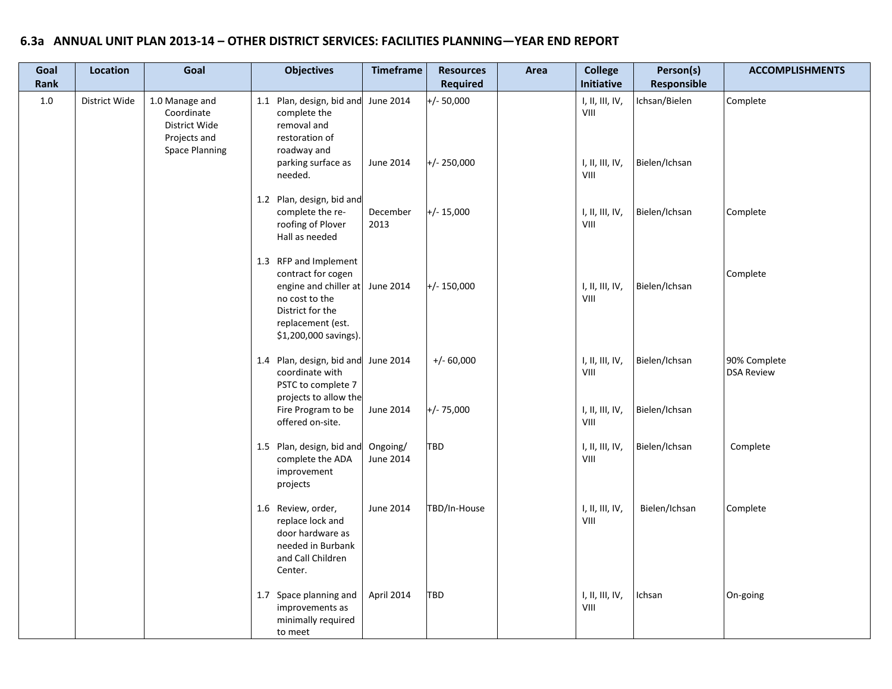## 6.3a ANNUAL UNIT PLAN 2013-14 – OTHER DISTRICT SERVICES: FACILITIES PLANNING—YEAR END REPORT

| Goal Rank | Location | Goal | Objectives | Timeframe | Resources Required | Area | College Initiative | Person(s) Responsible | ACCOMPLISHMENTS |
|---|---|---|---|---|---|---|---|---|---|
| 1.0 | District Wide | 1.0 Manage and Coordinate District Wide Projects and Space Planning | 1.1 Plan, design, bid and complete the removal and restoration of roadway and parking surface as needed. | June 2014 | +/- 50,000 | | I, II, III, IV, VIII | Ichsan/Bielen | Complete |
| | | | | June 2014 | +/- 250,000 | | I, II, III, IV, VIII | Bielen/Ichsan | |
| | | | 1.2 Plan, design, bid and complete the re-roofing of Plover Hall as needed | December 2013 | +/- 15,000 | | I, II, III, IV, VIII | Bielen/Ichsan | Complete |
| | | | 1.3 RFP and Implement contract for cogen engine and chiller at no cost to the District for the replacement (est. $1,200,000 savings). | June 2014 | +/- 150,000 | | I, II, III, IV, VIII | Bielen/Ichsan | Complete |
| | | | 1.4 Plan, design, bid and coordinate with PSTC to complete 7 projects to allow the Fire Program to be offered on-site. | June 2014 | +/- 60,000 | | I, II, III, IV, VIII | Bielen/Ichsan | 90% Complete DSA Review |
| | | | | June 2014 | +/- 75,000 | | I, II, III, IV, VIII | Bielen/Ichsan | |
| | | | 1.5 Plan, design, bid and complete the ADA improvement projects | Ongoing/ June 2014 | TBD | | I, II, III, IV, VIII | Bielen/Ichsan | Complete |
| | | | 1.6 Review, order, replace lock and door hardware as needed in Burbank and Call Children Center. | June 2014 | TBD/In-House | | I, II, III, IV, VIII | Bielen/Ichsan | Complete |
| | | | 1.7 Space planning and improvements as minimally required to meet | April 2014 | TBD | | I, II, III, IV, VIII | Ichsan | On-going |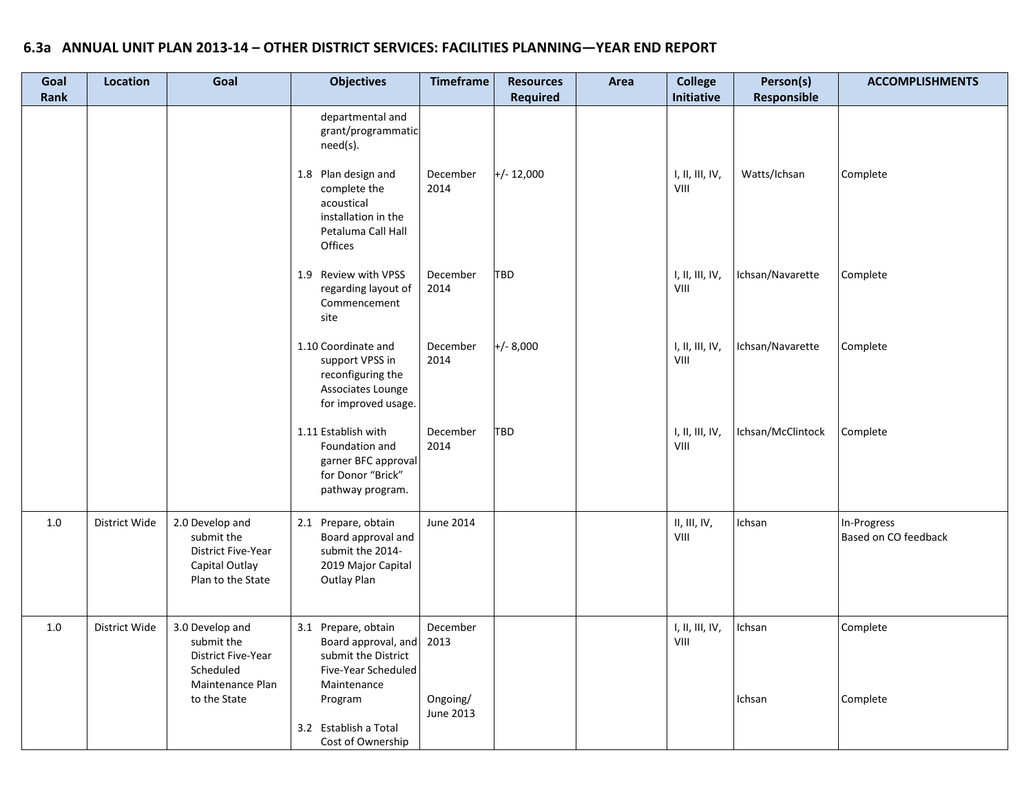## 6.3a ANNUAL UNIT PLAN 2013-14 – OTHER DISTRICT SERVICES: FACILITIES PLANNING—YEAR END REPORT

| Goal Rank | Location | Goal | Objectives | Timeframe | Resources Required | Area | College Initiative | Person(s) Responsible | ACCOMPLISHMENTS |
|---|---|---|---|---|---|---|---|---|---|
| | | | departmental and grant/programmatic need(s). | | | | | | |
| | | | 1.8 Plan design and complete the acoustical installation in the Petaluma Call Hall Offices | December 2014 | +/- 12,000 | | I, II, III, IV, VIII | Watts/Ichsan | Complete |
| | | | 1.9 Review with VPSS regarding layout of Commencement site | December 2014 | TBD | | I, II, III, IV, VIII | Ichsan/Navarette | Complete |
| | | | 1.10 Coordinate and support VPSS in reconfiguring the Associates Lounge for improved usage. | December 2014 | +/- 8,000 | | I, II, III, IV, VIII | Ichsan/Navarette | Complete |
| | | | 1.11 Establish with Foundation and garner BFC approval for Donor "Brick" pathway program. | December 2014 | TBD | | I, II, III, IV, VIII | Ichsan/McClintock | Complete |
| 1.0 | District Wide | 2.0 Develop and submit the District Five-Year Capital Outlay Plan to the State | 2.1 Prepare, obtain Board approval and submit the 2014-2019 Major Capital Outlay Plan | June 2014 | | | II, III, IV, VIII | Ichsan | In-Progress Based on CO feedback |
| 1.0 | District Wide | 3.0 Develop and submit the District Five-Year Scheduled Maintenance Plan to the State | 3.1 Prepare, obtain Board approval, and submit the District Five-Year Scheduled Maintenance Program | December 2013 | | | I, II, III, IV, VIII | Ichsan | Complete |
| | | | 3.2 Establish a Total Cost of Ownership | Ongoing/ June 2013 | | | | Ichsan | Complete |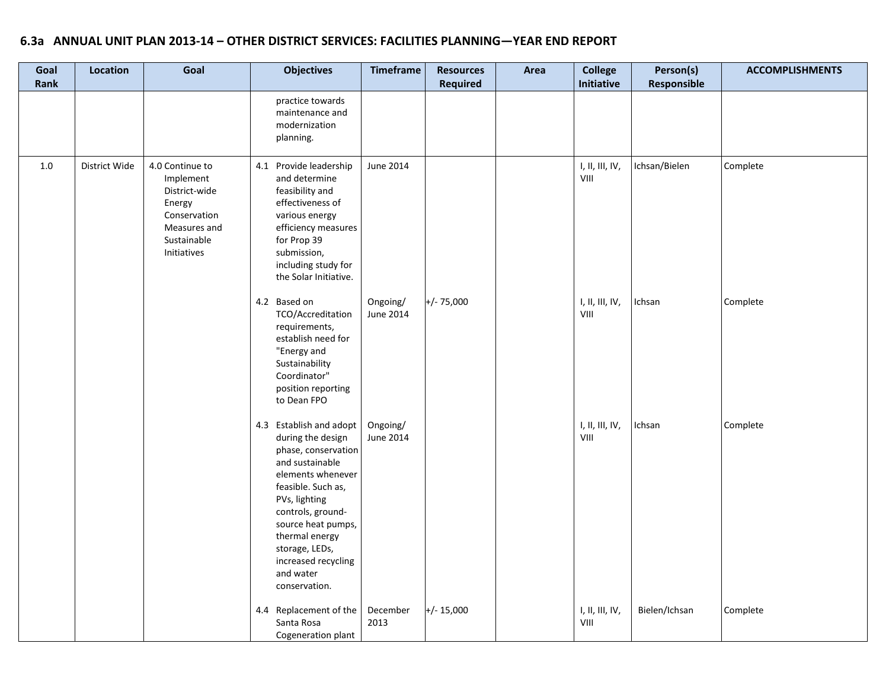## 6.3a ANNUAL UNIT PLAN 2013-14 – OTHER DISTRICT SERVICES: FACILITIES PLANNING—YEAR END REPORT

| Goal Rank | Location | Goal | Objectives | Timeframe | Resources Required | Area | College Initiative | Person(s) Responsible | ACCOMPLISHMENTS |
|---|---|---|---|---|---|---|---|---|---|
| | | | practice towards maintenance and modernization planning. | | | | | | |
| 1.0 | District Wide | 4.0 Continue to Implement District-wide Energy Conservation Measures and Sustainable Initiatives | 4.1 Provide leadership and determine feasibility and effectiveness of various energy efficiency measures for Prop 39 submission, including study for the Solar Initiative. | June 2014 | | | I, II, III, IV, VIII | Ichsan/Bielen | Complete |
| | | | 4.2 Based on TCO/Accreditation requirements, establish need for "Energy and Sustainability Coordinator" position reporting to Dean FPO | Ongoing/ June 2014 | +/- 75,000 | | I, II, III, IV, VIII | Ichsan | Complete |
| | | | 4.3 Establish and adopt during the design phase, conservation and sustainable elements whenever feasible. Such as, PVs, lighting controls, ground-source heat pumps, thermal energy storage, LEDs, increased recycling and water conservation. | Ongoing/ June 2014 | | | I, II, III, IV, VIII | Ichsan | Complete |
| | | | 4.4 Replacement of the Santa Rosa Cogeneration plant | December 2013 | +/- 15,000 | | I, II, III, IV, VIII | Bielen/Ichsan | Complete |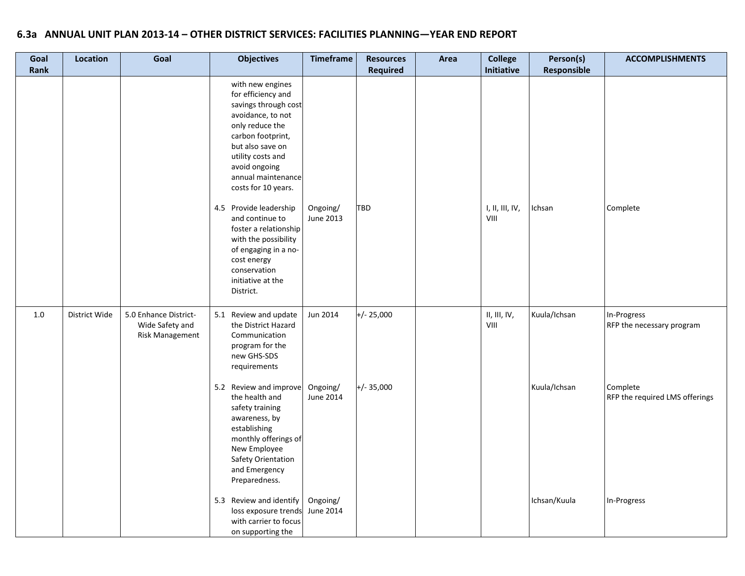## 6.3a ANNUAL UNIT PLAN 2013-14 – OTHER DISTRICT SERVICES: FACILITIES PLANNING—YEAR END REPORT

| Goal Rank | Location | Goal | Objectives | Timeframe | Resources Required | Area | College Initiative | Person(s) Responsible | ACCOMPLISHMENTS |
|---|---|---|---|---|---|---|---|---|---|
| | | | with new engines for efficiency and savings through cost avoidance, to not only reduce the carbon footprint, but also save on utility costs and avoid ongoing annual maintenance costs for 10 years. | | | | | | |
| | | | 4.5 Provide leadership and continue to foster a relationship with the possibility of engaging in a no-cost energy conservation initiative at the District. | Ongoing/ June 2013 | TBD | | I, II, III, IV, VIII | Ichsan | Complete |
| 1.0 | District Wide | 5.0 Enhance District-Wide Safety and Risk Management | 5.1 Review and update the District Hazard Communication program for the new GHS-SDS requirements | Jun 2014 | +/- 25,000 | | II, III, IV, VIII | Kuula/Ichsan | In-Progress<br>RFP the necessary program |
| | | | 5.2 Review and improve the health and safety training awareness, by establishing monthly offerings of New Employee Safety Orientation and Emergency Preparedness. | Ongoing/ June 2014 | +/- 35,000 | | | Kuula/Ichsan | Complete<br>RFP the required LMS offerings |
| | | | 5.3 Review and identify loss exposure trends with carrier to focus on supporting the | Ongoing/ June 2014 | | | | Ichsan/Kuula | In-Progress |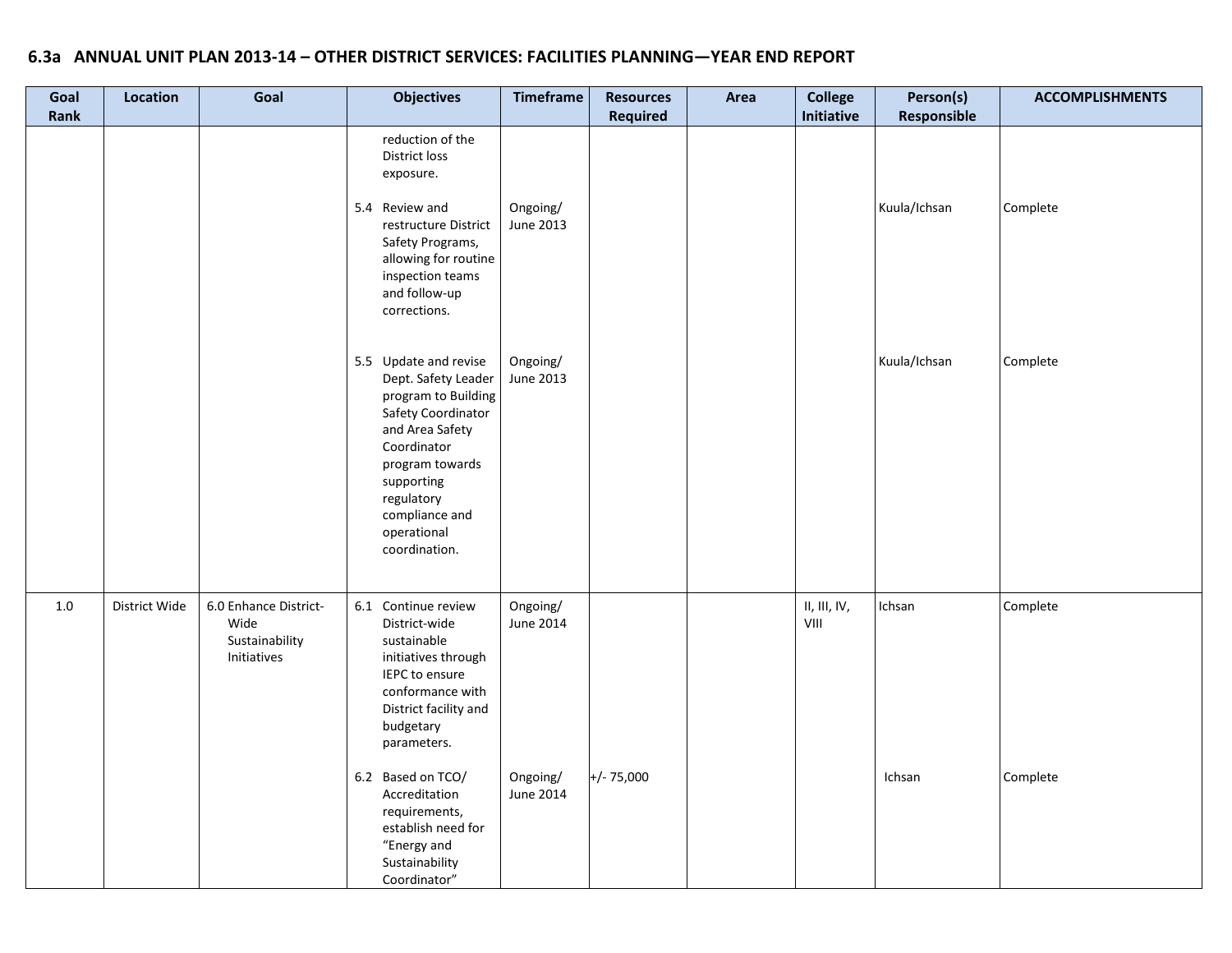## 6.3a ANNUAL UNIT PLAN 2013-14 – OTHER DISTRICT SERVICES: FACILITIES PLANNING—YEAR END REPORT

| Goal Rank | Location | Goal | Objectives | Timeframe | Resources Required | Area | College Initiative | Person(s) Responsible | ACCOMPLISHMENTS |
|---|---|---|---|---|---|---|---|---|---|
| | | | reduction of the District loss exposure. | | | | | | |
| | | | 5.4 Review and restructure District Safety Programs, allowing for routine inspection teams and follow-up corrections. | Ongoing/ June 2013 | | | | Kuula/Ichsan | Complete |
| | | | 5.5 Update and revise Dept. Safety Leader program to Building Safety Coordinator and Area Safety Coordinator program towards supporting regulatory compliance and operational coordination. | Ongoing/ June 2013 | | | | Kuula/Ichsan | Complete |
| 1.0 | District Wide | 6.0 Enhance District-Wide Sustainability Initiatives | 6.1 Continue review District-wide sustainable initiatives through IEPC to ensure conformance with District facility and budgetary parameters. | Ongoing/ June 2014 | | | II, III, IV, VIII | Ichsan | Complete |
| | | | 6.2 Based on TCO/ Accreditation requirements, establish need for "Energy and Sustainability Coordinator" | Ongoing/ June 2014 | +/- 75,000 | | | Ichsan | Complete |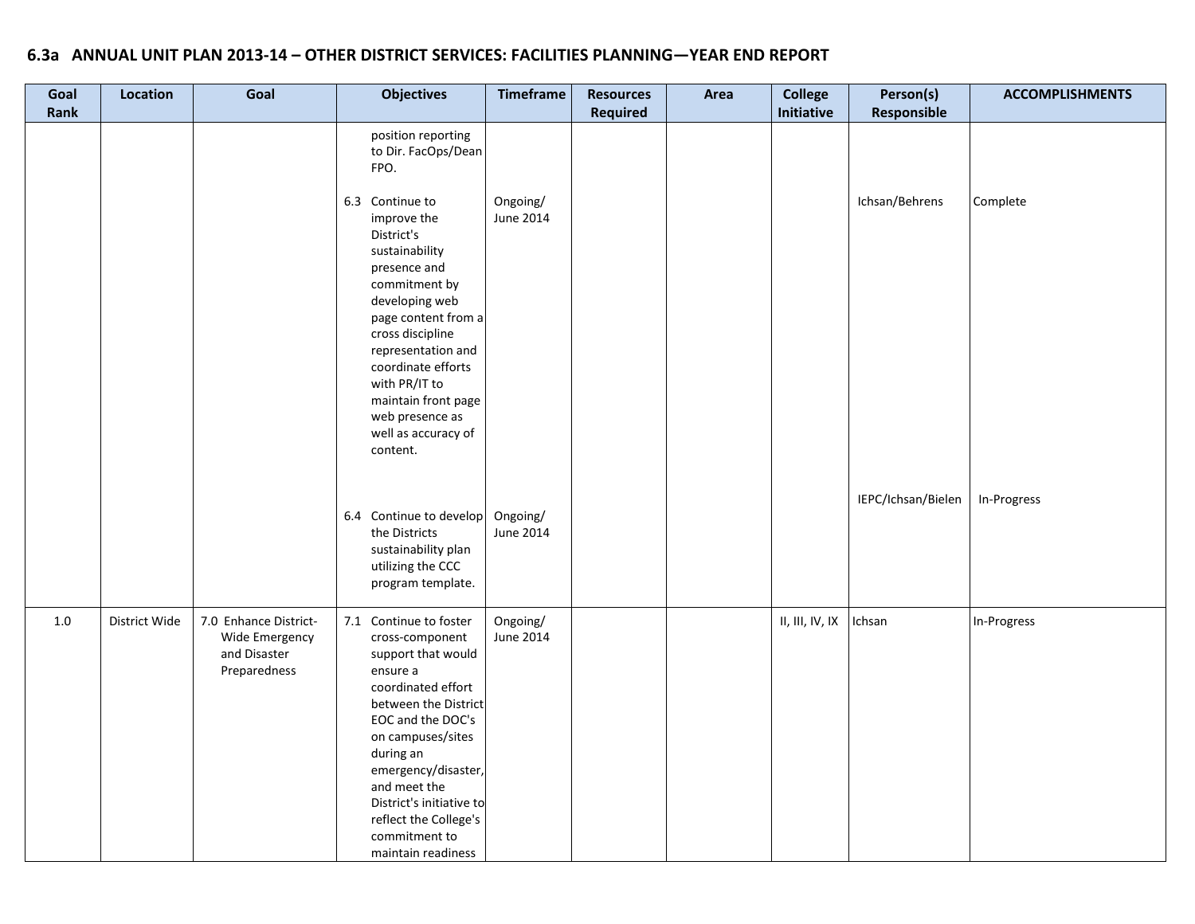## 6.3a ANNUAL UNIT PLAN 2013-14 – OTHER DISTRICT SERVICES: FACILITIES PLANNING—YEAR END REPORT

| Goal Rank | Location | Goal | Objectives | Timeframe | Resources Required | Area | College Initiative | Person(s) Responsible | ACCOMPLISHMENTS |
|---|---|---|---|---|---|---|---|---|---|
| | | | position reporting to Dir. FacOps/Dean FPO. | | | | | | |
| | | | 6.3 Continue to improve the District's sustainability presence and commitment by developing web page content from a cross discipline representation and coordinate efforts with PR/IT to maintain front page web presence as well as accuracy of content. | Ongoing/ June 2014 | | | | Ichsan/Behrens | Complete |
| | | | 6.4 Continue to develop the Districts sustainability plan utilizing the CCC program template. | Ongoing/ June 2014 | | | | IEPC/Ichsan/Bielen | In-Progress |
| 1.0 | District Wide | 7.0 Enhance District-Wide Emergency and Disaster Preparedness | 7.1 Continue to foster cross-component support that would ensure a coordinated effort between the District EOC and the DOC's on campuses/sites during an emergency/disaster, and meet the District's initiative to reflect the College's commitment to maintain readiness | Ongoing/ June 2014 | | | II, III, IV, IX | Ichsan | In-Progress |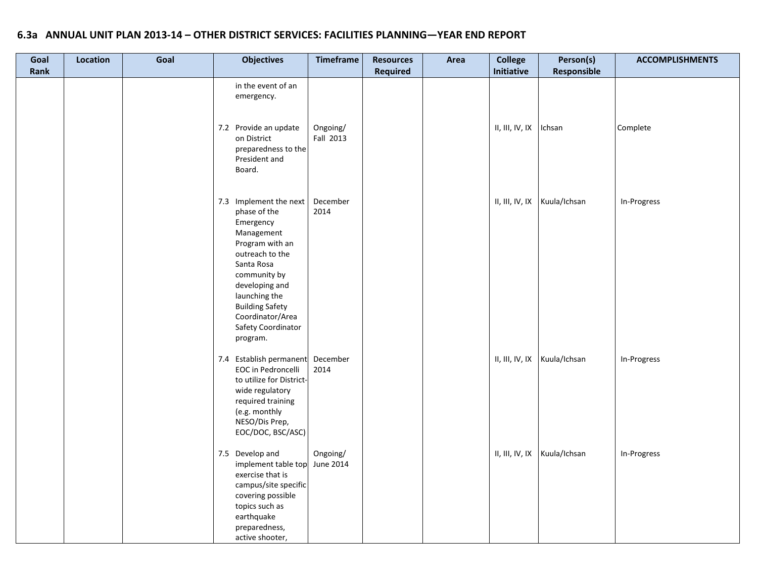## 6.3a ANNUAL UNIT PLAN 2013-14 – OTHER DISTRICT SERVICES: FACILITIES PLANNING—YEAR END REPORT

| Goal Rank | Location | Goal | Objectives | Timeframe | Resources Required | Area | College Initiative | Person(s) Responsible | ACCOMPLISHMENTS |
|---|---|---|---|---|---|---|---|---|---|
| | | | in the event of an emergency. | | | | | | |
| | | | 7.2 Provide an update on District preparedness to the President and Board. | Ongoing/ Fall 2013 | | | II, III, IV, IX | Ichsan | Complete |
| | | | 7.3 Implement the next phase of the Emergency Management Program with an outreach to the Santa Rosa community by developing and launching the Building Safety Coordinator/Area Safety Coordinator program. | December 2014 | | | II, III, IV, IX | Kuula/Ichsan | In-Progress |
| | | | 7.4 Establish permanent EOC in Pedroncelli to utilize for District-wide regulatory required training (e.g. monthly NESO/Dis Prep, EOC/DOC, BSC/ASC) | December 2014 | | | II, III, IV, IX | Kuula/Ichsan | In-Progress |
| | | | 7.5 Develop and implement table top exercise that is campus/site specific covering possible topics such as earthquake preparedness, active shooter, | Ongoing/ June 2014 | | | II, III, IV, IX | Kuula/Ichsan | In-Progress |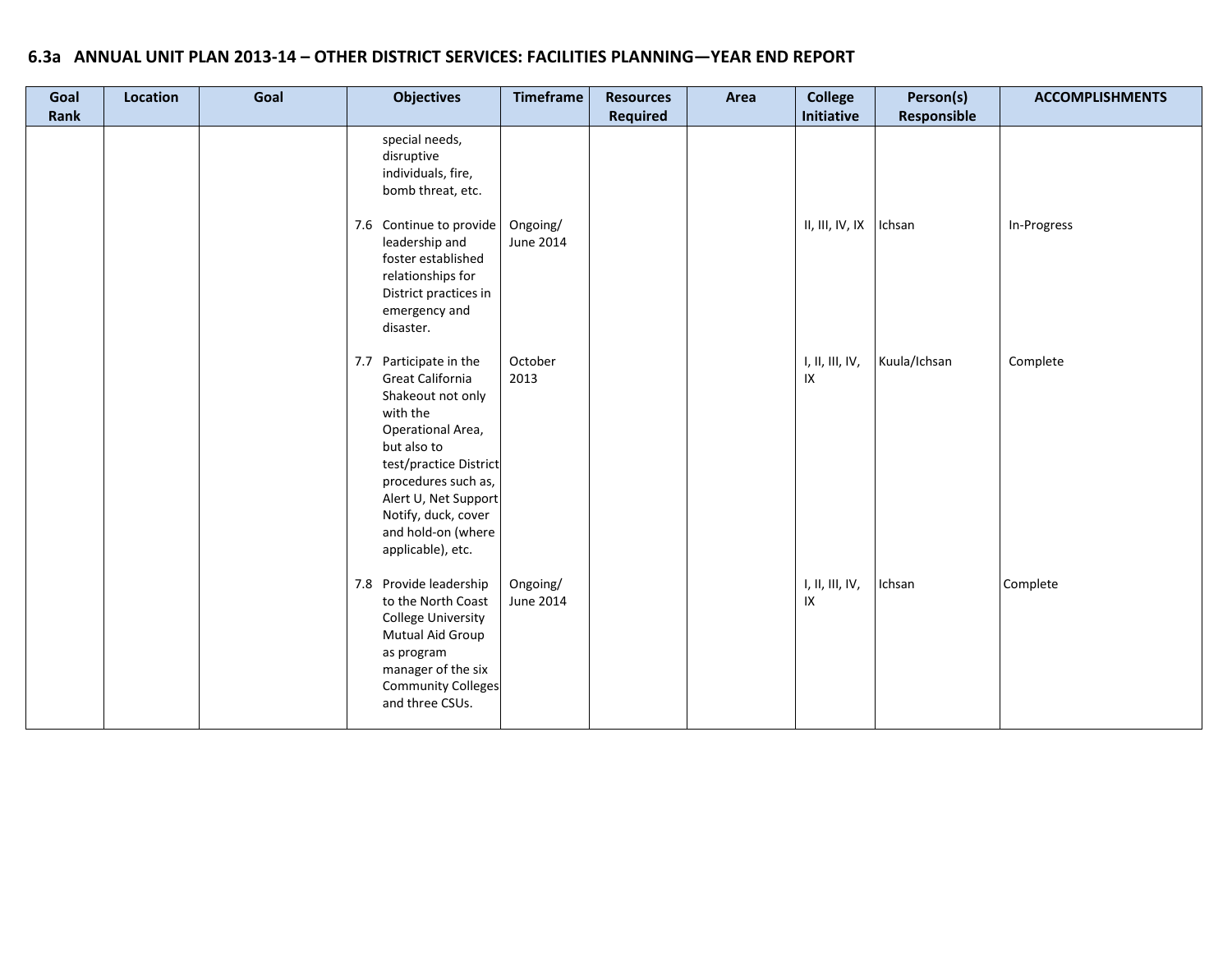## 6.3a ANNUAL UNIT PLAN 2013-14 – OTHER DISTRICT SERVICES: FACILITIES PLANNING—YEAR END REPORT

| Goal Rank | Location | Goal | Objectives | Timeframe | Resources Required | Area | College Initiative | Person(s) Responsible | ACCOMPLISHMENTS |
|---|---|---|---|---|---|---|---|---|---|
| | | | special needs, disruptive individuals, fire, bomb threat, etc. | | | | | | |
| | | | 7.6 Continue to provide leadership and foster established relationships for District practices in emergency and disaster. | Ongoing/ June 2014 | | | II, III, IV, IX | Ichsan | In-Progress |
| | | | 7.7 Participate in the Great California Shakeout not only with the Operational Area, but also to test/practice District procedures such as, Alert U, Net Support Notify, duck, cover and hold-on (where applicable), etc. | October 2013 | | | I, II, III, IV, IX | Kuula/Ichsan | Complete |
| | | | 7.8 Provide leadership to the North Coast College University Mutual Aid Group as program manager of the six Community Colleges and three CSUs. | Ongoing/ June 2014 | | | I, II, III, IV, IX | Ichsan | Complete |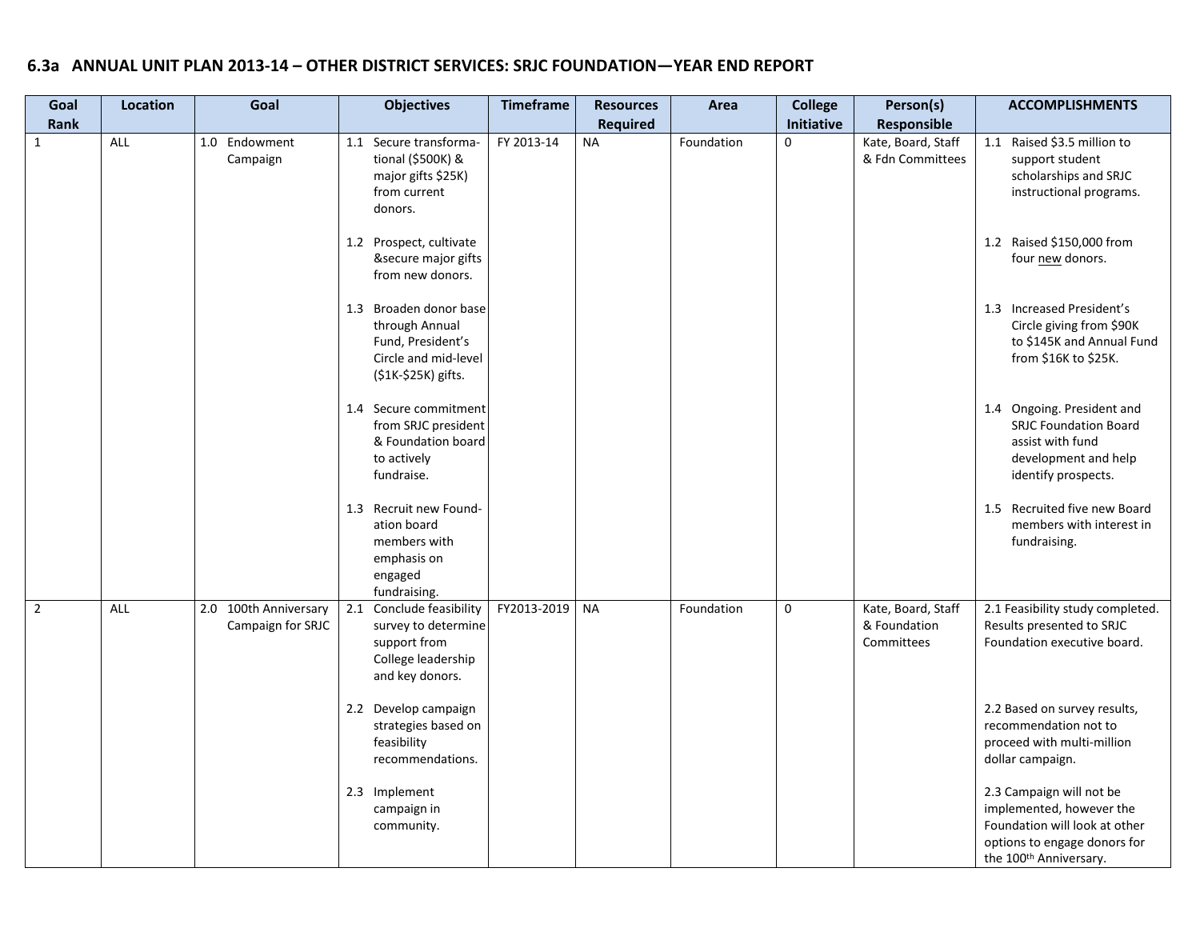# 6.3a ANNUAL UNIT PLAN 2013-14 – OTHER DISTRICT SERVICES: SRJC FOUNDATION—YEAR END REPORT

| Goal Rank | Location | Goal | Objectives | Timeframe | Resources Required | Area | College Initiative | Person(s) Responsible | ACCOMPLISHMENTS |
|---|---|---|---|---|---|---|---|---|---|
| 1 | ALL | 1.0 Endowment Campaign | 1.1 Secure transforma-tional ($500K) & major gifts $25K) from current donors.<br><br>1.2 Prospect, cultivate &secure major gifts from new donors.<br><br>1.3 Broaden donor base through Annual Fund, President's Circle and mid-level ($1K-$25K) gifts.<br><br>1.4 Secure commitment from SRJC president & Foundation board to actively fundraise.<br><br>1.3 Recruit new Found-ation board members with emphasis on engaged fundraising. | FY 2013-14 | NA | Foundation | 0 | Kate, Board, Staff & Fdn Committees | 1.1 Raised $3.5 million to support student scholarships and SRJC instructional programs.<br><br>1.2 Raised $150,000 from four new donors.<br><br>1.3 Increased President's Circle giving from $90K to $145K and Annual Fund from $16K to $25K.<br><br>1.4 Ongoing. President and SRJC Foundation Board assist with fund development and help identify prospects.<br><br>1.5 Recruited five new Board members with interest in fundraising. |
| 2 | ALL | 2.0 100th Anniversary Campaign for SRJC | 2.1 Conclude feasibility survey to determine support from College leadership and key donors.<br><br>2.2 Develop campaign strategies based on feasibility recommendations.<br><br>2.3 Implement campaign in community. | FY2013-2019 | NA | Foundation | 0 | Kate, Board, Staff & Foundation Committees | 2.1 Feasibility study completed. Results presented to SRJC Foundation executive board.<br><br>2.2 Based on survey results, recommendation not to proceed with multi-million dollar campaign.<br><br>2.3 Campaign will not be implemented, however the Foundation will look at other options to engage donors for the 100th Anniversary. |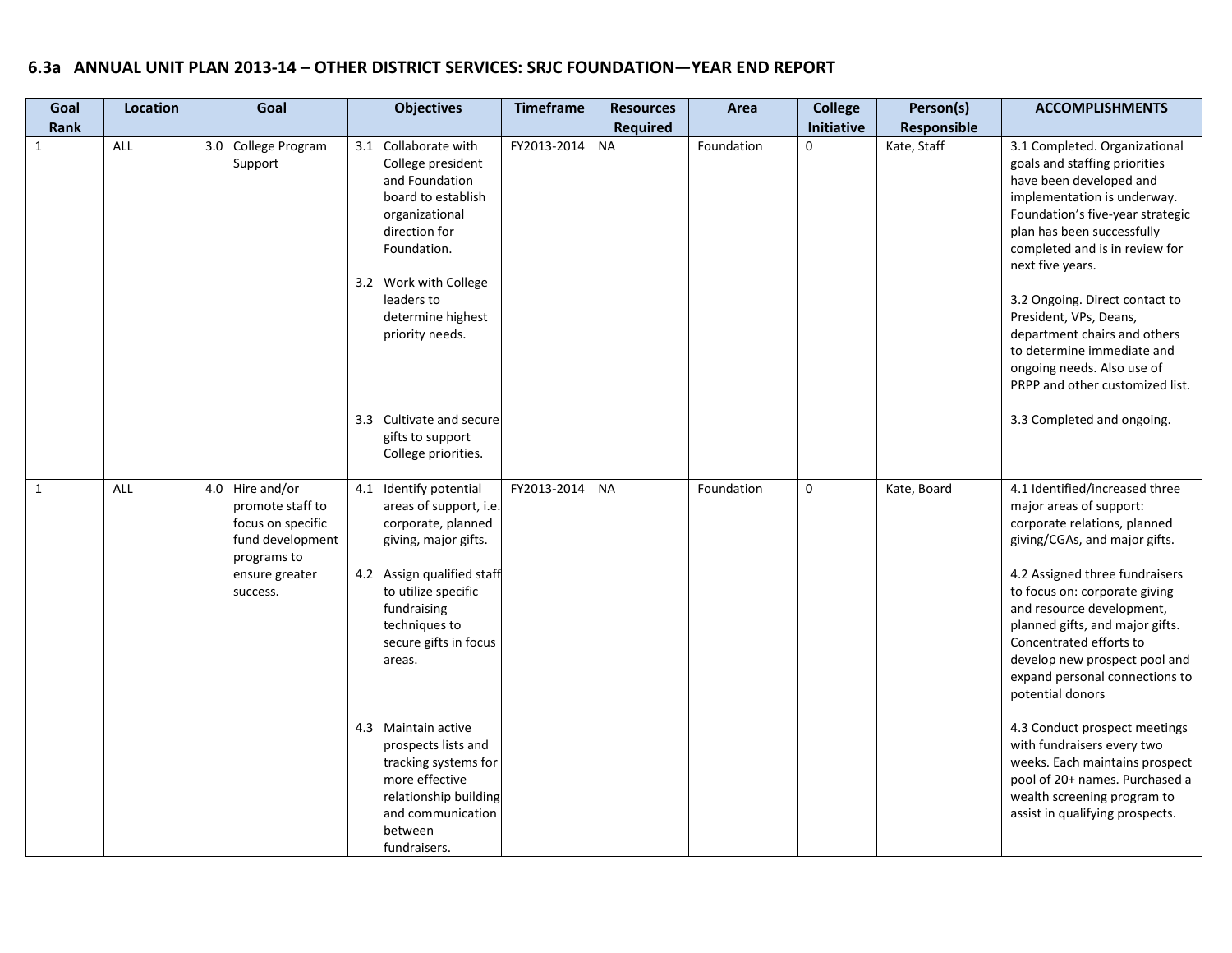## 6.3a ANNUAL UNIT PLAN 2013-14 – OTHER DISTRICT SERVICES: SRJC FOUNDATION—YEAR END REPORT

| Goal Rank | Location | Goal | Objectives | Timeframe | Resources Required | Area | College Initiative | Person(s) Responsible | ACCOMPLISHMENTS |
|---|---|---|---|---|---|---|---|---|---|
| 1 | ALL | 3.0 College Program Support | 3.1 Collaborate with College president and Foundation board to establish organizational direction for Foundation.<br><br>3.2 Work with College leaders to determine highest priority needs.<br><br>3.3 Cultivate and secure gifts to support College priorities. | FY2013-2014 | NA | Foundation | 0 | Kate, Staff | 3.1 Completed. Organizational goals and staffing priorities have been developed and implementation is underway. Foundation's five-year strategic plan has been successfully completed and is in review for next five years.<br><br>3.2 Ongoing. Direct contact to President, VPs, Deans, department chairs and others to determine immediate and ongoing needs. Also use of PRPP and other customized list.<br><br>3.3 Completed and ongoing. |
| 1 | ALL | 4.0 Hire and/or promote staff to focus on specific fund development programs to ensure greater success. | 4.1 Identify potential areas of support, i.e. corporate, planned giving, major gifts.<br><br>4.2 Assign qualified staff to utilize specific fundraising techniques to secure gifts in focus areas.<br><br>4.3 Maintain active prospects lists and tracking systems for more effective relationship building and communication between fundraisers. | FY2013-2014 | NA | Foundation | 0 | Kate, Board | 4.1 Identified/increased three major areas of support: corporate relations, planned giving/CGAs, and major gifts.<br><br>4.2 Assigned three fundraisers to focus on: corporate giving and resource development, planned gifts, and major gifts. Concentrated efforts to develop new prospect pool and expand personal connections to potential donors<br><br>4.3 Conduct prospect meetings with fundraisers every two weeks. Each maintains prospect pool of 20+ names. Purchased a wealth screening program to assist in qualifying prospects. |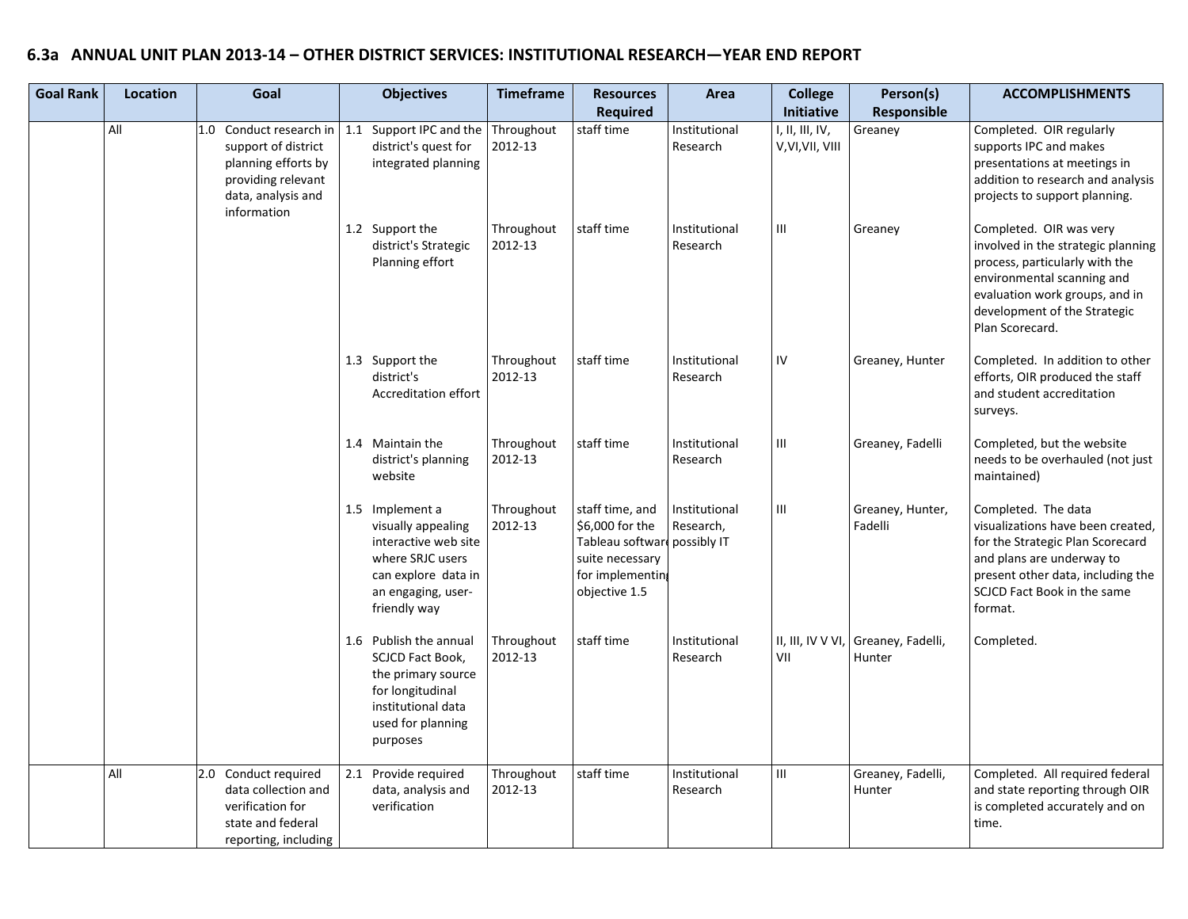## 6.3a ANNUAL UNIT PLAN 2013-14 – OTHER DISTRICT SERVICES: INSTITUTIONAL RESEARCH—YEAR END REPORT

| Goal Rank | Location | Goal | Objectives | Timeframe | Resources Required | Area | College Initiative | Person(s) Responsible | ACCOMPLISHMENTS |
|---|---|---|---|---|---|---|---|---|---|
| | All | 1.0 Conduct research in support of district planning efforts by providing relevant data, analysis and information | 1.1 Support IPC and the district's quest for integrated planning | Throughout 2012-13 | staff time | Institutional Research | I, II, III, IV, V,VI,VII, VIII | Greaney | Completed. OIR regularly supports IPC and makes presentations at meetings in addition to research and analysis projects to support planning. |
| | | | 1.2 Support the district's Strategic Planning effort | Throughout 2012-13 | staff time | Institutional Research | III | Greaney | Completed. OIR was very involved in the strategic planning process, particularly with the environmental scanning and evaluation work groups, and in development of the Strategic Plan Scorecard. |
| | | | 1.3 Support the district's Accreditation effort | Throughout 2012-13 | staff time | Institutional Research | IV | Greaney, Hunter | Completed. In addition to other efforts, OIR produced the staff and student accreditation surveys. |
| | | | 1.4 Maintain the district's planning website | Throughout 2012-13 | staff time | Institutional Research | III | Greaney, Fadelli | Completed, but the website needs to be overhauled (not just maintained) |
| | | | 1.5 Implement a visually appealing interactive web site where SRJC users can explore data in an engaging, user-friendly way | Throughout 2012-13 | staff time, and $6,000 for the Tableau software suite necessary for implementing objective 1.5 | Institutional Research, possibly IT | III | Greaney, Hunter, Fadelli | Completed. The data visualizations have been created, for the Strategic Plan Scorecard and plans are underway to present other data, including the SCJCD Fact Book in the same format. |
| | | | 1.6 Publish the annual SCJCD Fact Book, the primary source for longitudinal institutional data used for planning purposes | Throughout 2012-13 | staff time | Institutional Research | II, III, IV V VI, VII | Greaney, Fadelli, Hunter | Completed. |
| | All | 2.0 Conduct required data collection and verification for state and federal reporting, including | 2.1 Provide required data, analysis and verification | Throughout 2012-13 | staff time | Institutional Research | III | Greaney, Fadelli, Hunter | Completed. All required federal and state reporting through OIR is completed accurately and on time. |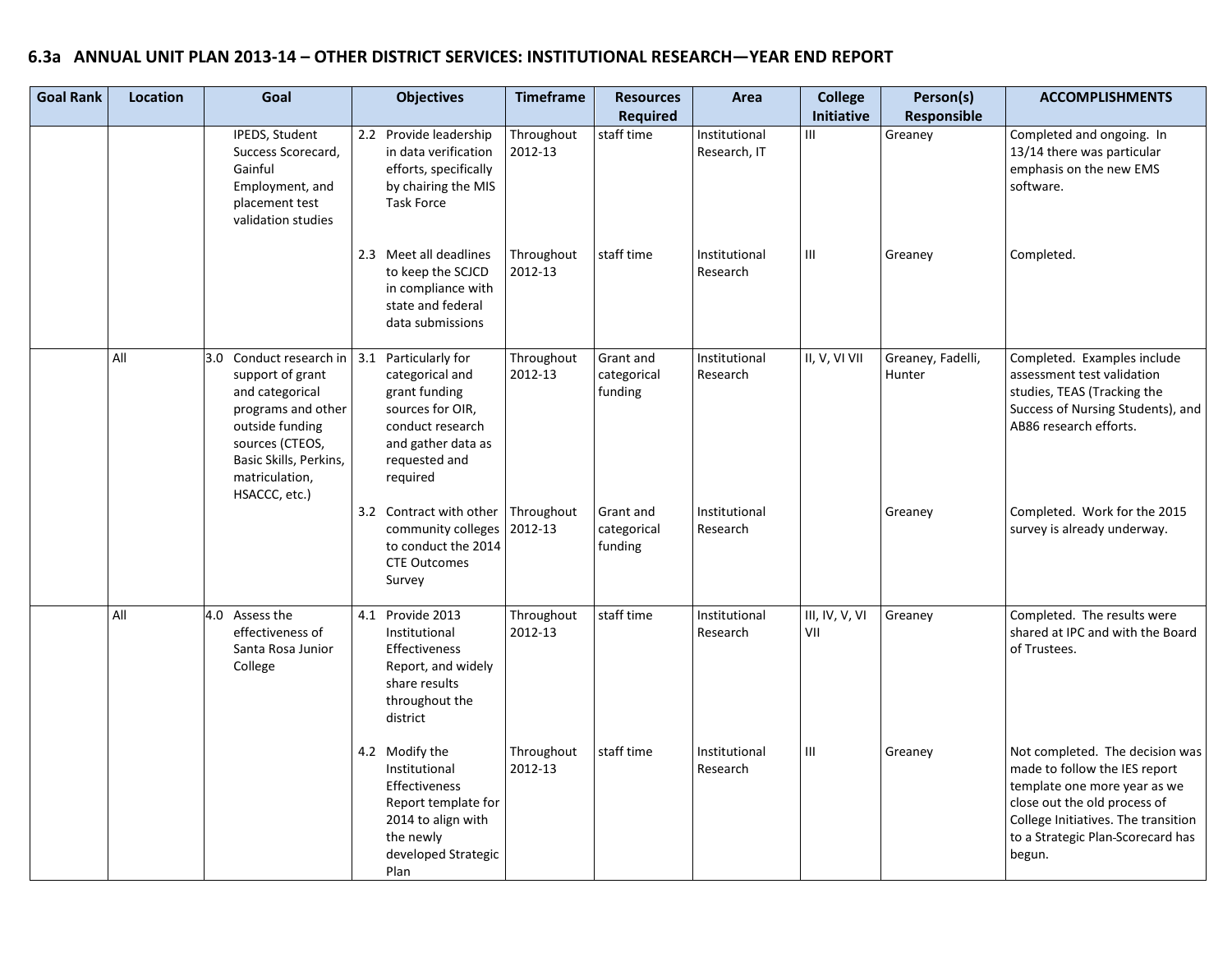## 6.3a ANNUAL UNIT PLAN 2013-14 – OTHER DISTRICT SERVICES: INSTITUTIONAL RESEARCH—YEAR END REPORT

| Goal Rank | Location | Goal | Objectives | Timeframe | Resources Required | Area | College Initiative | Person(s) Responsible | ACCOMPLISHMENTS |
|---|---|---|---|---|---|---|---|---|---|
| | | IPEDS, Student Success Scorecard, Gainful Employment, and placement test validation studies | 2.2 Provide leadership in data verification efforts, specifically by chairing the MIS Task Force | Throughout 2012-13 | staff time | Institutional Research, IT | III | Greaney | Completed and ongoing. In 13/14 there was particular emphasis on the new EMS software. |
| | | | 2.3 Meet all deadlines to keep the SCJCD in compliance with state and federal data submissions | Throughout 2012-13 | staff time | Institutional Research | III | Greaney | Completed. |
| | All | 3.0 Conduct research in support of grant and categorical programs and other outside funding sources (CTEOS, Basic Skills, Perkins, matriculation, HSACCC, etc.) | 3.1 Particularly for categorical and grant funding sources for OIR, conduct research and gather data as requested and required | Throughout 2012-13 | Grant and categorical funding | Institutional Research | II, V, VI VII | Greaney, Fadelli, Hunter | Completed. Examples include assessment test validation studies, TEAS (Tracking the Success of Nursing Students), and AB86 research efforts. |
| | | | 3.2 Contract with other community colleges to conduct the 2014 CTE Outcomes Survey | Throughout 2012-13 | Grant and categorical funding | Institutional Research | | Greaney | Completed. Work for the 2015 survey is already underway. |
| | All | 4.0 Assess the effectiveness of Santa Rosa Junior College | 4.1 Provide 2013 Institutional Effectiveness Report, and widely share results throughout the district | Throughout 2012-13 | staff time | Institutional Research | III, IV, V, VI VII | Greaney | Completed. The results were shared at IPC and with the Board of Trustees. |
| | | | 4.2 Modify the Institutional Effectiveness Report template for 2014 to align with the newly developed Strategic Plan | Throughout 2012-13 | staff time | Institutional Research | III | Greaney | Not completed. The decision was made to follow the IES report template one more year as we close out the old process of College Initiatives. The transition to a Strategic Plan-Scorecard has begun. |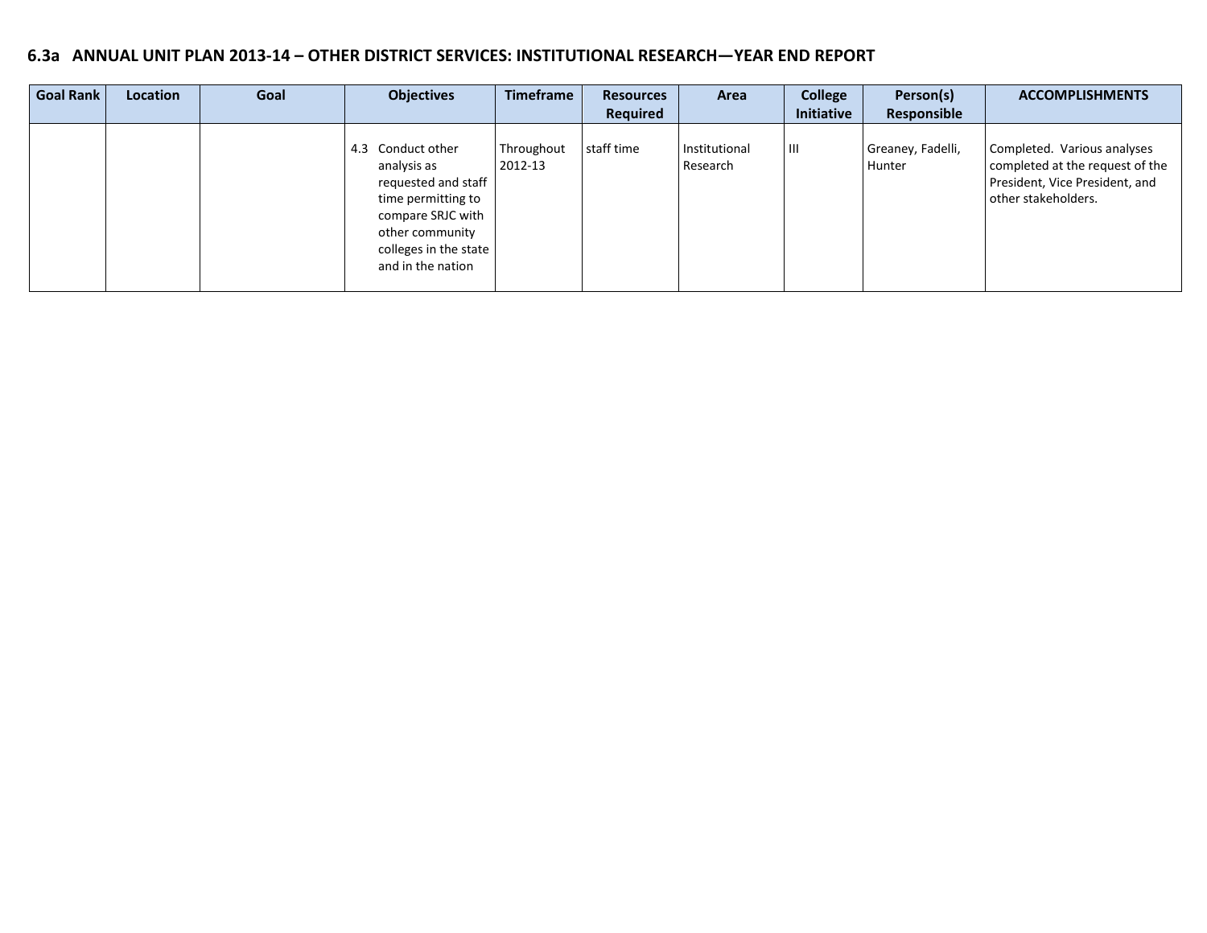## 6.3a ANNUAL UNIT PLAN 2013-14 – OTHER DISTRICT SERVICES: INSTITUTIONAL RESEARCH—YEAR END REPORT

| Goal Rank | Location | Goal | Objectives | Timeframe | Resources Required | Area | College Initiative | Person(s) Responsible | ACCOMPLISHMENTS |
|---|---|---|---|---|---|---|---|---|---|
| | | | 4.3 Conduct other analysis as requested and staff time permitting to compare SRJC with other community colleges in the state and in the nation | Throughout 2012-13 | staff time | Institutional Research | III | Greaney, Fadelli, Hunter | Completed. Various analyses completed at the request of the President, Vice President, and other stakeholders. |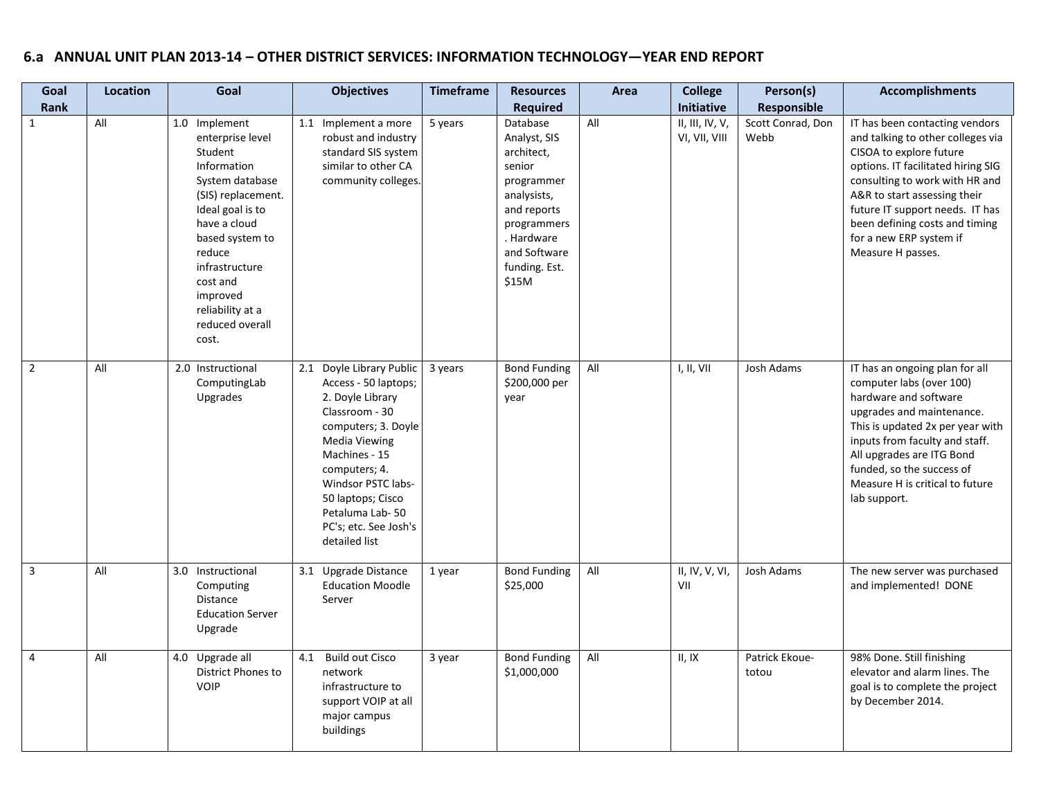## 6.a ANNUAL UNIT PLAN 2013-14 – OTHER DISTRICT SERVICES: INFORMATION TECHNOLOGY—YEAR END REPORT

| Goal Rank | Location | Goal | Objectives | Timeframe | Resources Required | Area | College Initiative | Person(s) Responsible | Accomplishments |
|---|---|---|---|---|---|---|---|---|---|
| 1 | All | 1.0 Implement enterprise level Student Information System database (SIS) replacement. Ideal goal is to have a cloud based system to reduce infrastructure cost and improved reliability at a reduced overall cost. | 1.1 Implement a more robust and industry standard SIS system similar to other CA community colleges. | 5 years | Database Analyst, SIS architect, senior programmer analysists, and reports programmers. Hardware and Software funding. Est. $15M | All | II, III, IV, V, VI, VII, VIII | Scott Conrad, Don Webb | IT has been contacting vendors and talking to other colleges via CISOA to explore future options. IT facilitated hiring SIG consulting to work with HR and A&R to start assessing their future IT support needs. IT has been defining costs and timing for a new ERP system if Measure H passes. |
| 2 | All | 2.0 Instructional ComputingLab Upgrades | 2.1 Doyle Library Public Access - 50 laptops; 2. Doyle Library Classroom - 30 computers; 3. Doyle Media Viewing Machines - 15 computers; 4. Windsor PSTC labs- 50 laptops; Cisco Petaluma Lab- 50 PC's; etc. See Josh's detailed list | 3 years | Bond Funding $200,000 per year | All | I, II, VII | Josh Adams | IT has an ongoing plan for all computer labs (over 100) hardware and software upgrades and maintenance. This is updated 2x per year with inputs from faculty and staff. All upgrades are ITG Bond funded, so the success of Measure H is critical to future lab support. |
| 3 | All | 3.0 Instructional Computing Distance Education Server Upgrade | 3.1 Upgrade Distance Education Moodle Server | 1 year | Bond Funding $25,000 | All | II, IV, V, VI, VII | Josh Adams | The new server was purchased and implemented! DONE |
| 4 | All | 4.0 Upgrade all District Phones to VOIP | 4.1 Build out Cisco network infrastructure to support VOIP at all major campus buildings | 3 year | Bond Funding $1,000,000 | All | II, IX | Patrick Ekoue-totou | 98% Done. Still finishing elevator and alarm lines. The goal is to complete the project by December 2014. |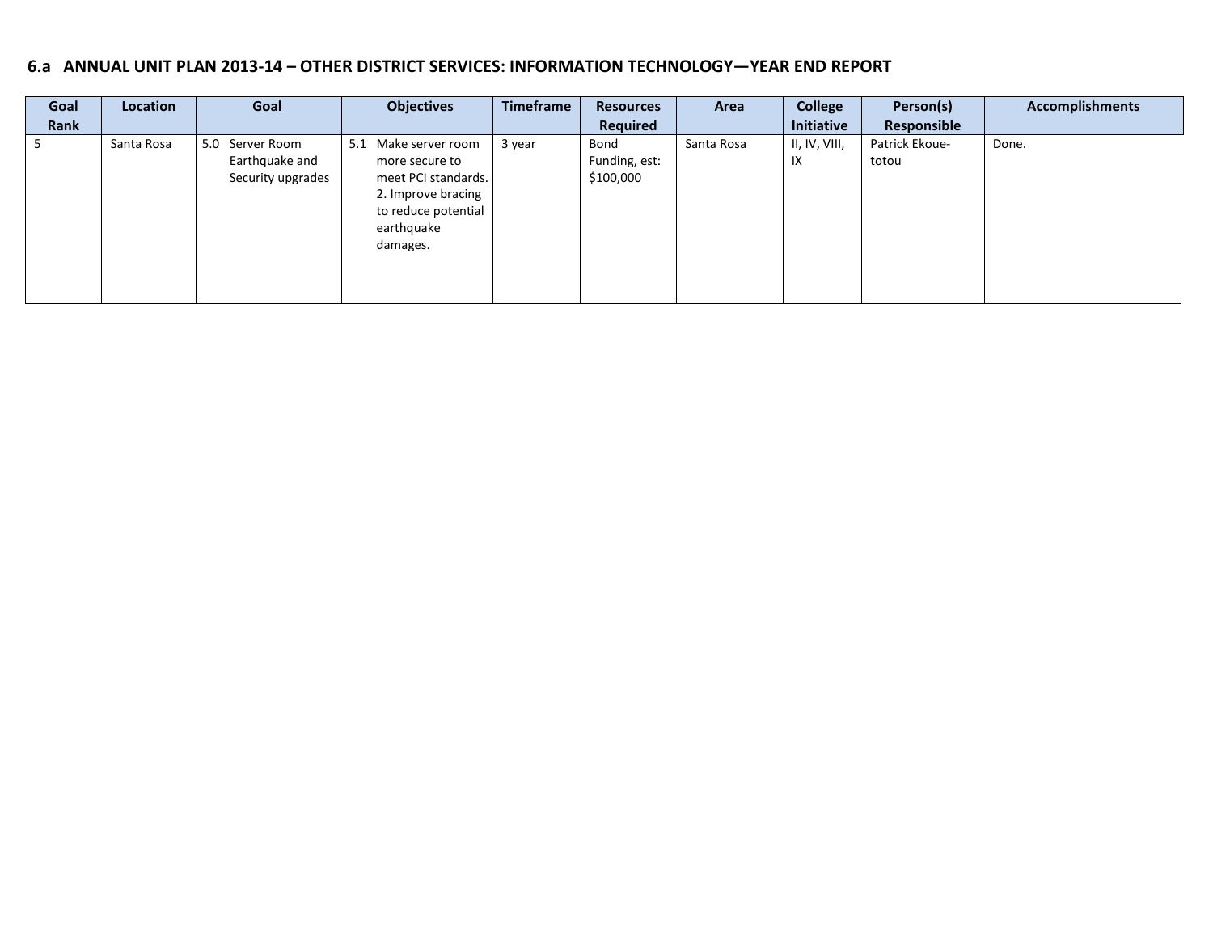## 6.a ANNUAL UNIT PLAN 2013-14 – OTHER DISTRICT SERVICES: INFORMATION TECHNOLOGY—YEAR END REPORT

| Goal Rank | Location | Goal | Objectives | Timeframe | Resources Required | Area | College Initiative | Person(s) Responsible | Accomplishments |
|---|---|---|---|---|---|---|---|---|---|
| 5 | Santa Rosa | 5.0 Server Room Earthquake and Security upgrades | 5.1 Make server room more secure to meet PCI standards. 2. Improve bracing to reduce potential earthquake damages. | 3 year | Bond Funding, est: $100,000 | Santa Rosa | II, IV, VIII, IX | Patrick Ekoue-totou | Done. |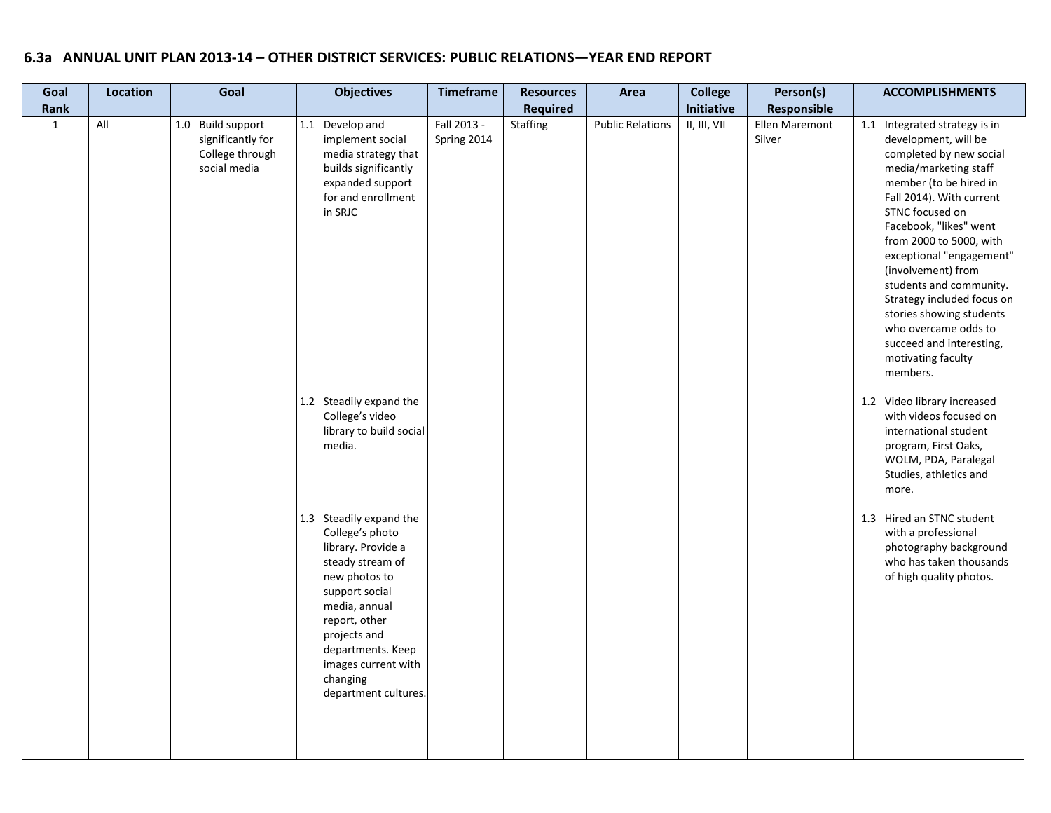## 6.3a ANNUAL UNIT PLAN 2013-14 – OTHER DISTRICT SERVICES: PUBLIC RELATIONS—YEAR END REPORT

| Goal Rank | Location | Goal | Objectives | Timeframe | Resources Required | Area | College Initiative | Person(s) Responsible | ACCOMPLISHMENTS |
|---|---|---|---|---|---|---|---|---|---|
| 1 | All | 1.0 Build support significantly for College through social media | 1.1 Develop and implement social media strategy that builds significantly expanded support for and enrollment in SRJC | Fall 2013 - Spring 2014 | Staffing | Public Relations | II, III, VII | Ellen Maremont Silver | 1.1 Integrated strategy is in development, will be completed by new social media/marketing staff member (to be hired in Fall 2014). With current STNC focused on Facebook, "likes" went from 2000 to 5000, with exceptional "engagement" (involvement) from students and community. Strategy included focus on stories showing students who overcame odds to succeed and interesting, motivating faculty members. |
| | | | 1.2 Steadily expand the College's video library to build social media. | | | | | | 1.2 Video library increased with videos focused on international student program, First Oaks, WOLM, PDA, Paralegal Studies, athletics and more. |
| | | | 1.3 Steadily expand the College's photo library. Provide a steady stream of new photos to support social media, annual report, other projects and departments. Keep images current with changing department cultures. | | | | | | 1.3 Hired an STNC student with a professional photography background who has taken thousands of high quality photos. |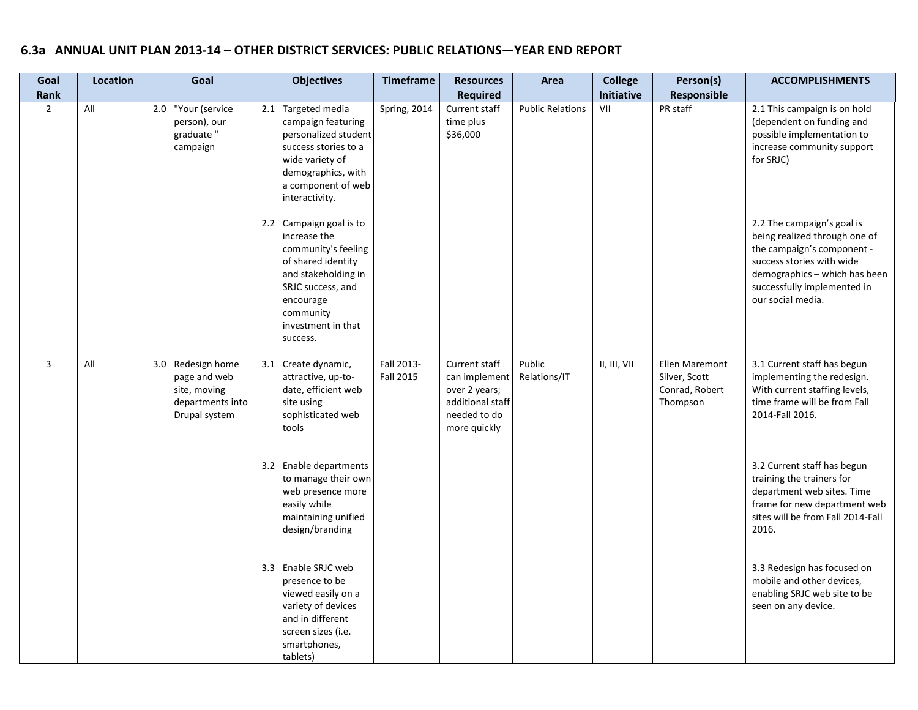## 6.3a ANNUAL UNIT PLAN 2013-14 – OTHER DISTRICT SERVICES: PUBLIC RELATIONS—YEAR END REPORT

| Goal Rank | Location | Goal | Objectives | Timeframe | Resources Required | Area | College Initiative | Person(s) Responsible | ACCOMPLISHMENTS |
|---|---|---|---|---|---|---|---|---|---|
| 2 | All | 2.0 "Your (service person), our graduate " campaign | 2.1 Targeted media campaign featuring personalized student success stories to a wide variety of demographics, with a component of web interactivity. | Spring, 2014 | Current staff time plus $36,000 | Public Relations | VII | PR staff | 2.1 This campaign is on hold (dependent on funding and possible implementation to increase community support for SRJC) |
| | | | 2.2 Campaign goal is to increase the community's feeling of shared identity and stakeholding in SRJC success, and encourage community investment in that success. | | | | | | 2.2 The campaign's goal is being realized through one of the campaign's component - success stories with wide demographics – which has been successfully implemented in our social media. |
| 3 | All | 3.0 Redesign home page and web site, moving departments into Drupal system | 3.1 Create dynamic, attractive, up-to-date, efficient web site using sophisticated web tools | Fall 2013-Fall 2015 | Current staff can implement over 2 years; additional staff needed to do more quickly | Public Relations/IT | II, III, VII | Ellen Maremont Silver, Scott Conrad, Robert Thompson | 3.1 Current staff has begun implementing the redesign. With current staffing levels, time frame will be from Fall 2014-Fall 2016. |
| | | | 3.2 Enable departments to manage their own web presence more easily while maintaining unified design/branding | | | | | | 3.2 Current staff has begun training the trainers for department web sites. Time frame for new department web sites will be from Fall 2014-Fall 2016. |
| | | | 3.3 Enable SRJC web presence to be viewed easily on a variety of devices and in different screen sizes (i.e. smartphones, tablets) | | | | | | 3.3 Redesign has focused on mobile and other devices, enabling SRJC web site to be seen on any device. |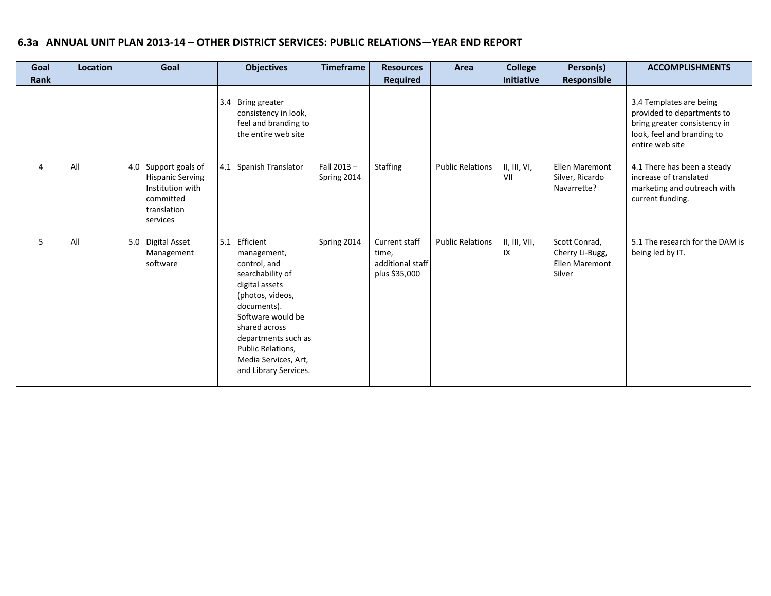## 6.3a ANNUAL UNIT PLAN 2013-14 – OTHER DISTRICT SERVICES: PUBLIC RELATIONS—YEAR END REPORT

| Goal Rank | Location | Goal | Objectives | Timeframe | Resources Required | Area | College Initiative | Person(s) Responsible | ACCOMPLISHMENTS |
|---|---|---|---|---|---|---|---|---|---|
| | | | 3.4 Bring greater consistency in look, feel and branding to the entire web site | | | | | | 3.4 Templates are being provided to departments to bring greater consistency in look, feel and branding to entire web site |
| 4 | All | 4.0 Support goals of Hispanic Serving Institution with committed translation services | 4.1 Spanish Translator | Fall 2013 – Spring 2014 | Staffing | Public Relations | II, III, VI, VII | Ellen Maremont Silver, Ricardo Navarrette? | 4.1 There has been a steady increase of translated marketing and outreach with current funding. |
| 5 | All | 5.0 Digital Asset Management software | 5.1 Efficient management, control, and searchability of digital assets (photos, videos, documents). Software would be shared across departments such as Public Relations, Media Services, Art, and Library Services. | Spring 2014 | Current staff time, additional staff plus $35,000 | Public Relations | II, III, VII, IX | Scott Conrad, Cherry Li-Bugg, Ellen Maremont Silver | 5.1 The research for the DAM is being led by IT. |